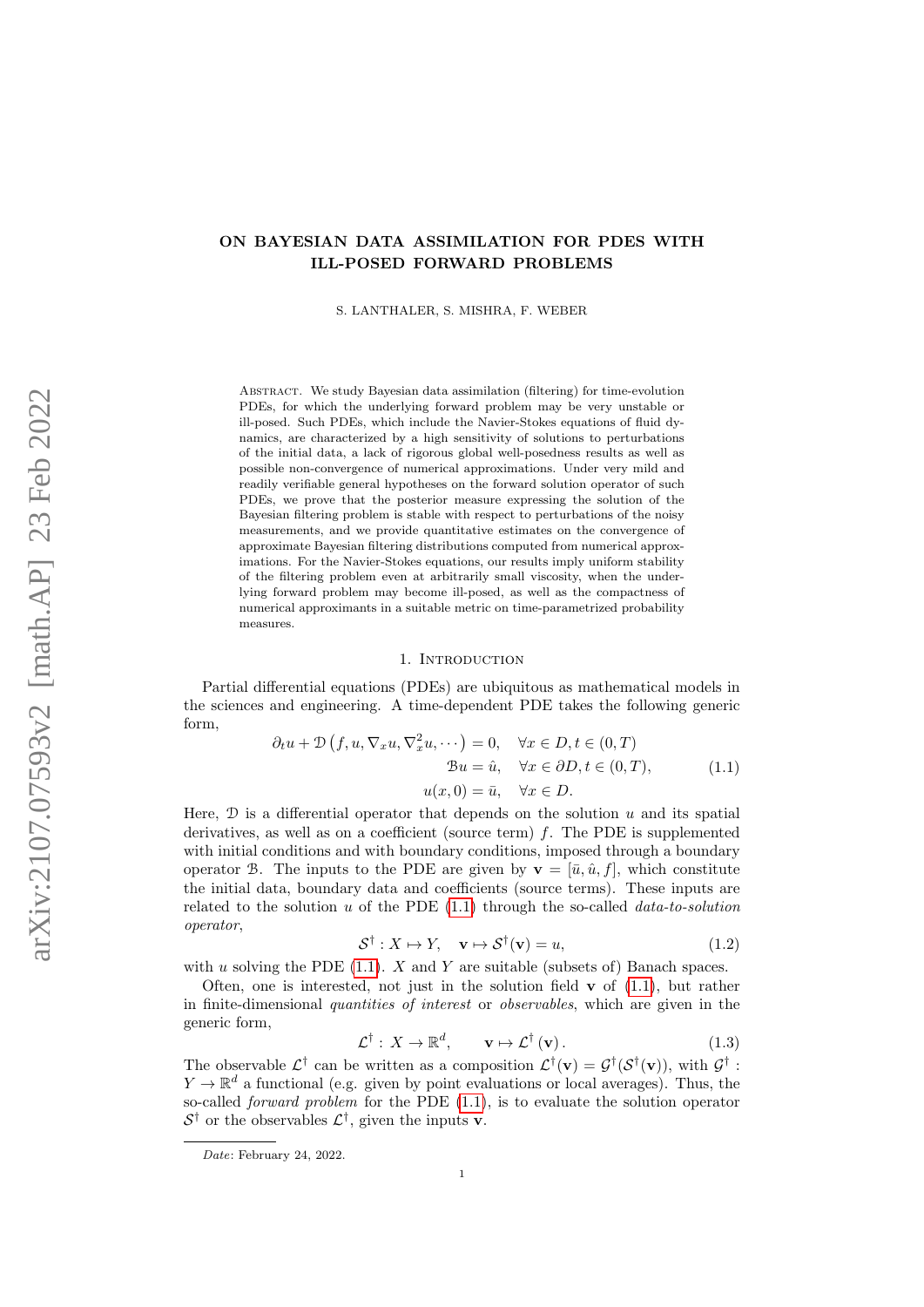# ON BAYESIAN DATA ASSIMILATION FOR PDES WITH ILL-POSED FORWARD PROBLEMS

S. LANTHALER, S. MISHRA, F. WEBER

Abstract. We study Bayesian data assimilation (filtering) for time-evolution PDEs, for which the underlying forward problem may be very unstable or ill-posed. Such PDEs, which include the Navier-Stokes equations of fluid dynamics, are characterized by a high sensitivity of solutions to perturbations of the initial data, a lack of rigorous global well-posedness results as well as possible non-convergence of numerical approximations. Under very mild and readily verifiable general hypotheses on the forward solution operator of such PDEs, we prove that the posterior measure expressing the solution of the Bayesian filtering problem is stable with respect to perturbations of the noisy measurements, and we provide quantitative estimates on the convergence of approximate Bayesian filtering distributions computed from numerical approximations. For the Navier-Stokes equations, our results imply uniform stability of the filtering problem even at arbitrarily small viscosity, when the underlying forward problem may become ill-posed, as well as the compactness of numerical approximants in a suitable metric on time-parametrized probability measures.

## 1. Introduction

Partial differential equations (PDEs) are ubiquitous as mathematical models in the sciences and engineering. A time-dependent PDE takes the following generic form,

$$
\begin{aligned}
\partial_t u + \mathcal{D}\left(f, u, \nabla_x u, \nabla_x^2 u, \cdots\right) &= 0, \quad \forall x \in D, t \in (0,T) \\
\mathcal{B} u &= \hat{u}, \quad \forall x \in \partial D, t \in (0,T), \\
u(x,0) &= \bar{u}, \quad \forall x \in D.
\end{aligned}
\tag{1.1}
$$

Here, $\mathcal{D}$ is a differential operator that depends on the solution $u$ and its spatial derivatives, as well as on a coefficient (source term) $f$. The PDE is supplemented with initial conditions and with boundary conditions, imposed through a boundary operator $\mathcal{B}$. The inputs to the PDE are given by $\mathbf{v} = [\bar{u}, \hat{u}, f]$, which constitute the initial data, boundary data and coefficients (source terms). These inputs are related to the solution $u$ of the PDE (1.1) through the so-called *data-to-solution operator*,

$$
\mathcal{S}^\dagger : X \mapsto Y, \quad \mathbf{v} \mapsto \mathcal{S}^\dagger(\mathbf{v}) = u,
\tag{1.2}
$$

with $u$ solving the PDE (1.1). $X$ and $Y$ are suitable (subsets of) Banach spaces.

Often, one is interested, not just in the solution field $\mathbf{v}$ of (1.1), but rather in finite-dimensional *quantities of interest* or *observables*, which are given in the generic form,

$$
\mathcal{L}^\dagger : X \to \mathbb{R}^d, \qquad \mathbf{v} \mapsto \mathcal{L}^\dagger(\mathbf{v}).
\tag{1.3}
$$

The observable $\mathcal{L}^\dagger$ can be written as a composition $\mathcal{L}^\dagger(\mathbf{v}) = \mathcal{G}^\dagger(\mathcal{S}^\dagger(\mathbf{v}))$, with $\mathcal{G}^\dagger : Y \to \mathbb{R}^d$ a functional (e.g. given by point evaluations or local averages). Thus, the so-called *forward problem* for the PDE (1.1), is to evaluate the solution operator $\mathcal{S}^\dagger$ or the observables $\mathcal{L}^\dagger$, given the inputs $\mathbf{v}$.

*Date*: February 24, 2022.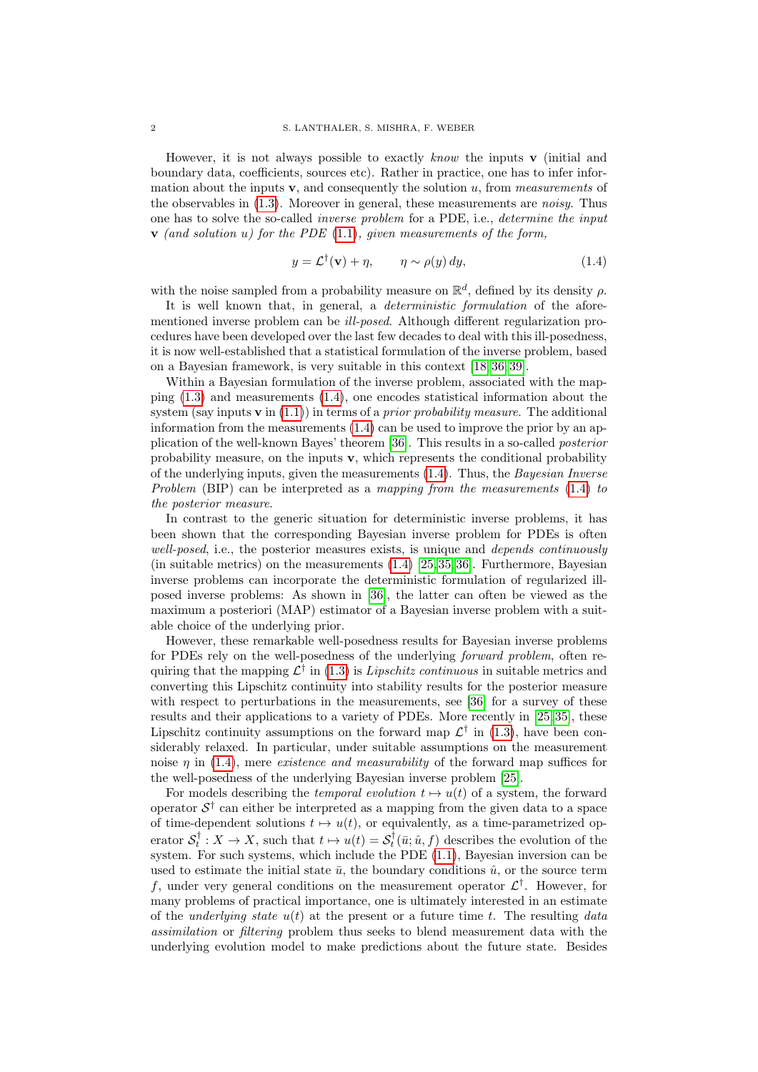However, it is not always possible to exactly *know* the inputs $\mathbf{v}$ (initial and boundary data, coefficients, sources etc). Rather in practice, one has to infer information about the inputs $\mathbf{v}$, and consequently the solution $u$, from *measurements* of the observables in (1.3). Moreover in general, these measurements are *noisy*. Thus one has to solve the so-called *inverse problem* for a PDE, i.e., *determine the input* $\mathbf{v}$ *(and solution* $u$*) for the PDE* (1.1)*, given measurements of the form,*

$$y = \mathcal{L}^\dagger(\mathbf{v}) + \eta, \qquad \eta \sim \rho(y)\, dy, \tag{1.4}$$

with the noise sampled from a probability measure on $\mathbb{R}^d$, defined by its density $\rho$.

It is well known that, in general, a *deterministic formulation* of the aforementioned inverse problem can be *ill-posed*. Although different regularization procedures have been developed over the last few decades to deal with this ill-posedness, it is now well-established that a statistical formulation of the inverse problem, based on a Bayesian framework, is very suitable in this context [18, 36, 39].

Within a Bayesian formulation of the inverse problem, associated with the mapping (1.3) and measurements (1.4), one encodes statistical information about the system (say inputs $\mathbf{v}$ in (1.1)) in terms of a *prior probability measure*. The additional information from the measurements (1.4) can be used to improve the prior by an application of the well-known Bayes' theorem [36]. This results in a so-called *posterior* probability measure, on the inputs $\mathbf{v}$, which represents the conditional probability of the underlying inputs, given the measurements (1.4). Thus, the *Bayesian Inverse Problem* (BIP) can be interpreted as a *mapping from the measurements* (1.4) *to the posterior measure.*

In contrast to the generic situation for deterministic inverse problems, it has been shown that the corresponding Bayesian inverse problem for PDEs is often *well-posed*, i.e., the posterior measures exists, is unique and *depends continuously* (in suitable metrics) on the measurements (1.4) [25, 35, 36]. Furthermore, Bayesian inverse problems can incorporate the deterministic formulation of regularized ill-posed inverse problems: As shown in [36], the latter can often be viewed as the maximum a posteriori (MAP) estimator of a Bayesian inverse problem with a suitable choice of the underlying prior.

However, these remarkable well-posedness results for Bayesian inverse problems for PDEs rely on the well-posedness of the underlying *forward problem*, often requiring that the mapping $\mathcal{L}^\dagger$ in (1.3) is *Lipschitz continuous* in suitable metrics and converting this Lipschitz continuity into stability results for the posterior measure with respect to perturbations in the measurements, see [36] for a survey of these results and their applications to a variety of PDEs. More recently in [25, 35], these Lipschitz continuity assumptions on the forward map $\mathcal{L}^\dagger$ in (1.3), have been considerably relaxed. In particular, under suitable assumptions on the measurement noise $\eta$ in (1.4), mere *existence and measurability* of the forward map suffices for the well-posedness of the underlying Bayesian inverse problem [25].

For models describing the *temporal evolution* $t \mapsto u(t)$ of a system, the forward operator $\mathcal{S}^\dagger$ can either be interpreted as a mapping from the given data to a space of time-dependent solutions $t \mapsto u(t)$, or equivalently, as a time-parametrized operator $\mathcal{S}_t^\dagger : X \to X$, such that $t \mapsto u(t) = \mathcal{S}_t^\dagger(\bar{u}; \hat{u}, f)$ describes the evolution of the system. For such systems, which include the PDE (1.1), Bayesian inversion can be used to estimate the initial state $\bar{u}$, the boundary conditions $\hat{u}$, or the source term $f$, under very general conditions on the measurement operator $\mathcal{L}^\dagger$. However, for many problems of practical importance, one is ultimately interested in an estimate of the *underlying state* $u(t)$ at the present or a future time $t$. The resulting *data assimilation* or *filtering* problem thus seeks to blend measurement data with the underlying evolution model to make predictions about the future state. Besides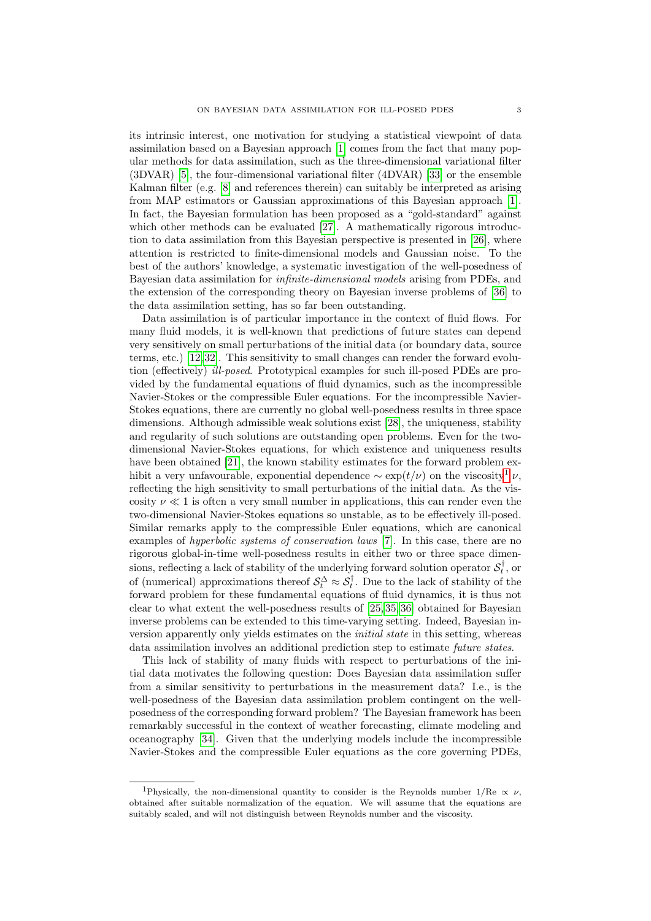its intrinsic interest, one motivation for studying a statistical viewpoint of data assimilation based on a Bayesian approach [1] comes from the fact that many popular methods for data assimilation, such as the three-dimensional variational filter (3DVAR) [5], the four-dimensional variational filter (4DVAR) [33] or the ensemble Kalman filter (e.g. [8] and references therein) can suitably be interpreted as arising from MAP estimators or Gaussian approximations of this Bayesian approach [1]. In fact, the Bayesian formulation has been proposed as a "gold-standard" against which other methods can be evaluated [27]. A mathematically rigorous introduction to data assimilation from this Bayesian perspective is presented in [26], where attention is restricted to finite-dimensional models and Gaussian noise. To the best of the authors' knowledge, a systematic investigation of the well-posedness of Bayesian data assimilation for *infinite-dimensional models* arising from PDEs, and the extension of the corresponding theory on Bayesian inverse problems of [36] to the data assimilation setting, has so far been outstanding.

Data assimilation is of particular importance in the context of fluid flows. For many fluid models, it is well-known that predictions of future states can depend very sensitively on small perturbations of the initial data (or boundary data, source terms, etc.) [12,32]. This sensitivity to small changes can render the forward evolution (effectively) *ill-posed*. Prototypical examples for such ill-posed PDEs are provided by the fundamental equations of fluid dynamics, such as the incompressible Navier-Stokes or the compressible Euler equations. For the incompressible Navier-Stokes equations, there are currently no global well-posedness results in three space dimensions. Although admissible weak solutions exist [28], the uniqueness, stability and regularity of such solutions are outstanding open problems. Even for the two-dimensional Navier-Stokes equations, for which existence and uniqueness results have been obtained [21], the known stability estimates for the forward problem exhibit a very unfavourable, exponential dependence $\sim \exp(t/\nu)$ on the viscosity[1] $\nu$, reflecting the high sensitivity to small perturbations of the initial data. As the viscosity $\nu \ll 1$ is often a very small number in applications, this can render even the two-dimensional Navier-Stokes equations so unstable, as to be effectively ill-posed. Similar remarks apply to the compressible Euler equations, which are canonical examples of *hyperbolic systems of conservation laws* [7]. In this case, there are no rigorous global-in-time well-posedness results in either two or three space dimensions, reflecting a lack of stability of the underlying forward solution operator $\mathcal{S}_t^\dagger$, or of (numerical) approximations thereof $\mathcal{S}_t^\Delta \approx \mathcal{S}_t^\dagger$. Due to the lack of stability of the forward problem for these fundamental equations of fluid dynamics, it is thus not clear to what extent the well-posedness results of [25,35,36] obtained for Bayesian inverse problems can be extended to this time-varying setting. Indeed, Bayesian inversion apparently only yields estimates on the *initial state* in this setting, whereas data assimilation involves an additional prediction step to estimate *future states*.

This lack of stability of many fluids with respect to perturbations of the initial data motivates the following question: Does Bayesian data assimilation suffer from a similar sensitivity to perturbations in the measurement data? I.e., is the well-posedness of the Bayesian data assimilation problem contingent on the well-posedness of the corresponding forward problem? The Bayesian framework has been remarkably successful in the context of weather forecasting, climate modeling and oceanography [34]. Given that the underlying models include the incompressible Navier-Stokes and the compressible Euler equations as the core governing PDEs,

[1] Physically, the non-dimensional quantity to consider is the Reynolds number $1/\mathrm{Re} \propto \nu$, obtained after suitable normalization of the equation. We will assume that the equations are suitably scaled, and will not distinguish between Reynolds number and the viscosity.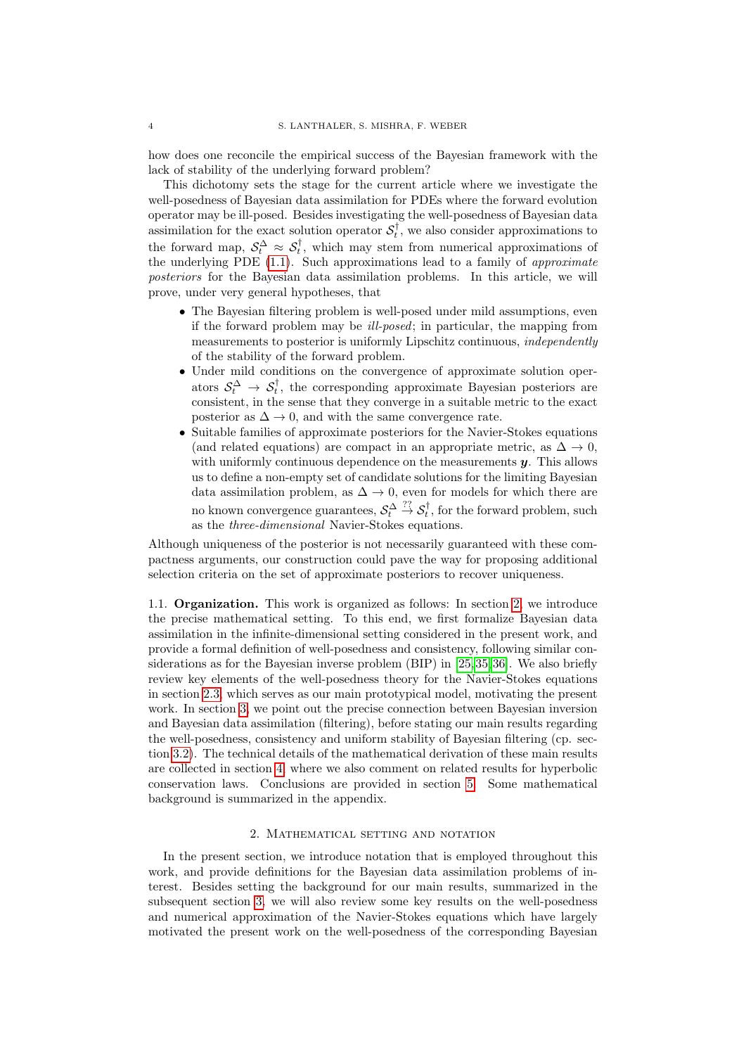how does one reconcile the empirical success of the Bayesian framework with the lack of stability of the underlying forward problem?

This dichotomy sets the stage for the current article where we investigate the well-posedness of Bayesian data assimilation for PDEs where the forward evolution operator may be ill-posed. Besides investigating the well-posedness of Bayesian data assimilation for the exact solution operator $\mathcal{S}_t^\dagger$, we also consider approximations to the forward map, $\mathcal{S}_t^\Delta \approx \mathcal{S}_t^\dagger$, which may stem from numerical approximations of the underlying PDE (1.1). Such approximations lead to a family of *approximate posteriors* for the Bayesian data assimilation problems. In this article, we will prove, under very general hypotheses, that

- The Bayesian filtering problem is well-posed under mild assumptions, even if the forward problem may be *ill-posed*; in particular, the mapping from measurements to posterior is uniformly Lipschitz continuous, *independently* of the stability of the forward problem.
- Under mild conditions on the convergence of approximate solution operators $\mathcal{S}_t^\Delta \to \mathcal{S}_t^\dagger$, the corresponding approximate Bayesian posteriors are consistent, in the sense that they converge in a suitable metric to the exact posterior as $\Delta \to 0$, and with the same convergence rate.
- Suitable families of approximate posteriors for the Navier-Stokes equations (and related equations) are compact in an appropriate metric, as $\Delta \to 0$, with uniformly continuous dependence on the measurements $\boldsymbol{y}$. This allows us to define a non-empty set of candidate solutions for the limiting Bayesian data assimilation problem, as $\Delta \to 0$, even for models for which there are no known convergence guarantees, $\mathcal{S}_t^\Delta \overset{??}{\to} \mathcal{S}_t^\dagger$, for the forward problem, such as the *three-dimensional* Navier-Stokes equations.

Although uniqueness of the posterior is not necessarily guaranteed with these compactness arguments, our construction could pave the way for proposing additional selection criteria on the set of approximate posteriors to recover uniqueness.

### 1.1. Organization.

This work is organized as follows: In section 2, we introduce the precise mathematical setting. To this end, we first formalize Bayesian data assimilation in the infinite-dimensional setting considered in the present work, and provide a formal definition of well-posedness and consistency, following similar considerations as for the Bayesian inverse problem (BIP) in [25, 35, 36]. We also briefly review key elements of the well-posedness theory for the Navier-Stokes equations in section 2.3, which serves as our main prototypical model, motivating the present work. In section 3, we point out the precise connection between Bayesian inversion and Bayesian data assimilation (filtering), before stating our main results regarding the well-posedness, consistency and uniform stability of Bayesian filtering (cp. section 3.2). The technical details of the mathematical derivation of these main results are collected in section 4, where we also comment on related results for hyperbolic conservation laws. Conclusions are provided in section 5. Some mathematical background is summarized in the appendix.

## 2. Mathematical setting and notation

In the present section, we introduce notation that is employed throughout this work, and provide definitions for the Bayesian data assimilation problems of interest. Besides setting the background for our main results, summarized in the subsequent section 3, we will also review some key results on the well-posedness and numerical approximation of the Navier-Stokes equations which have largely motivated the present work on the well-posedness of the corresponding Bayesian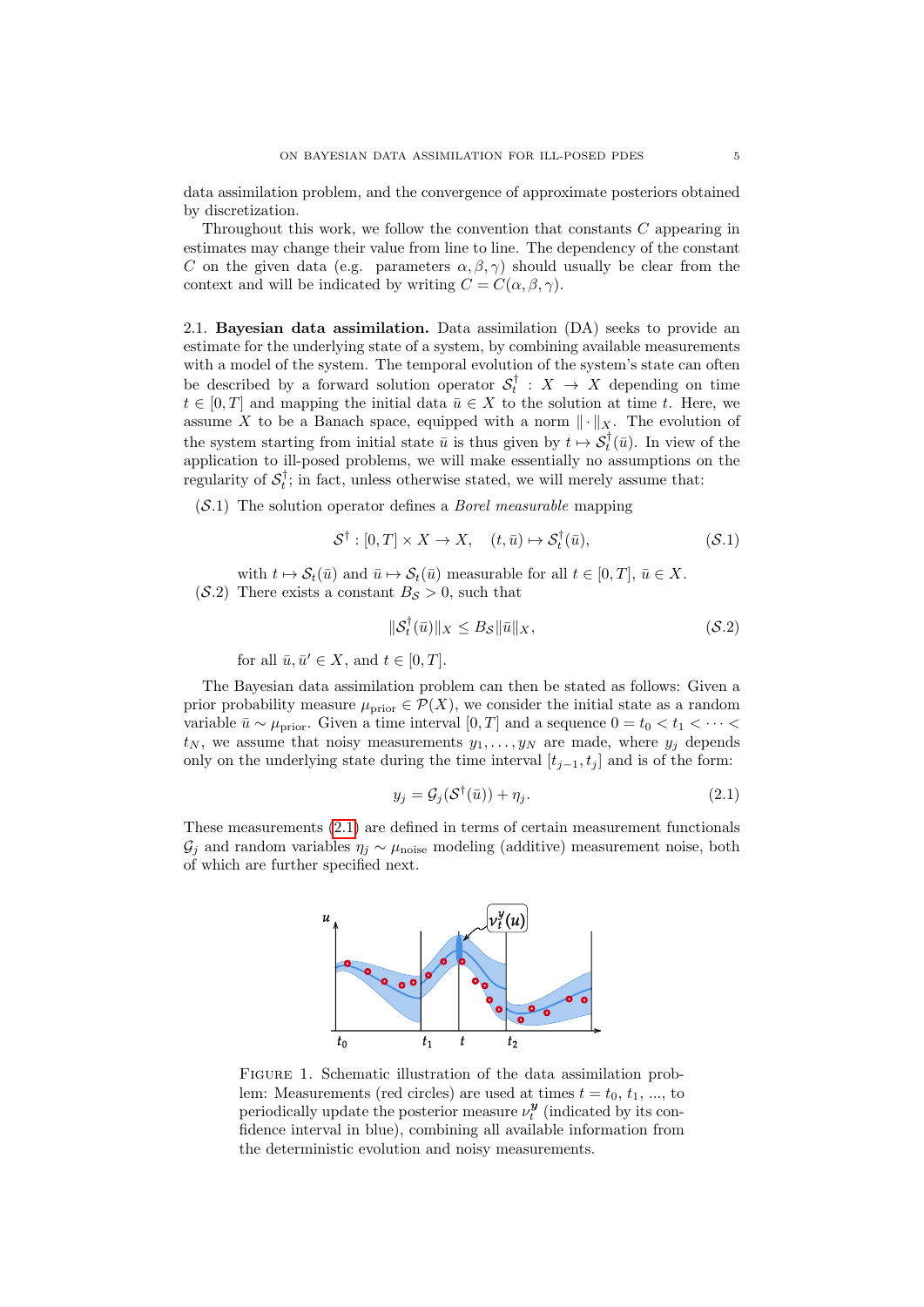data assimilation problem, and the convergence of approximate posteriors obtained by discretization.

Throughout this work, we follow the convention that constants $C$ appearing in estimates may change their value from line to line. The dependency of the constant $C$ on the given data (e.g. parameters $\alpha, \beta, \gamma$) should usually be clear from the context and will be indicated by writing $C = C(\alpha, \beta, \gamma)$.

### 2.1. Bayesian data assimilation.

Data assimilation (DA) seeks to provide an estimate for the underlying state of a system, by combining available measurements with a model of the system. The temporal evolution of the system's state can often be described by a forward solution operator $\mathcal{S}_t^\dagger : X \to X$ depending on time $t \in [0, T]$ and mapping the initial data $\bar{u} \in X$ to the solution at time $t$. Here, we assume $X$ to be a Banach space, equipped with a norm $\| \cdot \|_X$. The evolution of the system starting from initial state $\bar{u}$ is thus given by $t \mapsto \mathcal{S}_t^\dagger(\bar{u})$. In view of the application to ill-posed problems, we will make essentially no assumptions on the regularity of $\mathcal{S}_t^\dagger$; in fact, unless otherwise stated, we will merely assume that:

($\mathcal{S}$.1) The solution operator defines a *Borel measurable* mapping

$$\mathcal{S}^\dagger : [0, T] \times X \to X, \quad (t, \bar{u}) \mapsto \mathcal{S}_t^\dagger(\bar{u}), \tag{$\mathcal{S}$.1}$$

with $t \mapsto \mathcal{S}_t(\bar{u})$ and $\bar{u} \mapsto \mathcal{S}_t(\bar{u})$ measurable for all $t \in [0, T]$, $\bar{u} \in X$.

($\mathcal{S}$.2) There exists a constant $B_{\mathcal{S}} > 0$, such that

$$\|\mathcal{S}_t^\dagger(\bar{u})\|_X \le B_{\mathcal{S}} \|\bar{u}\|_X, \tag{$\mathcal{S}$.2}$$

for all $\bar{u}, \bar{u}' \in X$, and $t \in [0, T]$.

The Bayesian data assimilation problem can then be stated as follows: Given a prior probability measure $\mu_{\text{prior}} \in \mathcal{P}(X)$, we consider the initial state as a random variable $\bar{u} \sim \mu_{\text{prior}}$. Given a time interval $[0, T]$ and a sequence $0 = t_0 < t_1 < \cdots < t_N$, we assume that noisy measurements $y_1, \dots, y_N$ are made, where $y_j$ depends only on the underlying state during the time interval $[t_{j-1}, t_j]$ and is of the form:

$$y_j = \mathcal{G}_j(\mathcal{S}^\dagger(\bar{u})) + \eta_j. \tag{2.1}$$

These measurements (2.1) are defined in terms of certain measurement functionals $\mathcal{G}_j$ and random variables $\eta_j \sim \mu_{\text{noise}}$ modeling (additive) measurement noise, both of which are further specified next.

FIGURE 1. Schematic illustration of the data assimilation problem: Measurements (red circles) are used at times $t = t_0$, $t_1$, ..., to periodically update the posterior measure $\nu_t^{\boldsymbol{y}}$ (indicated by its confidence interval in blue), combining all available information from the deterministic evolution and noisy measurements.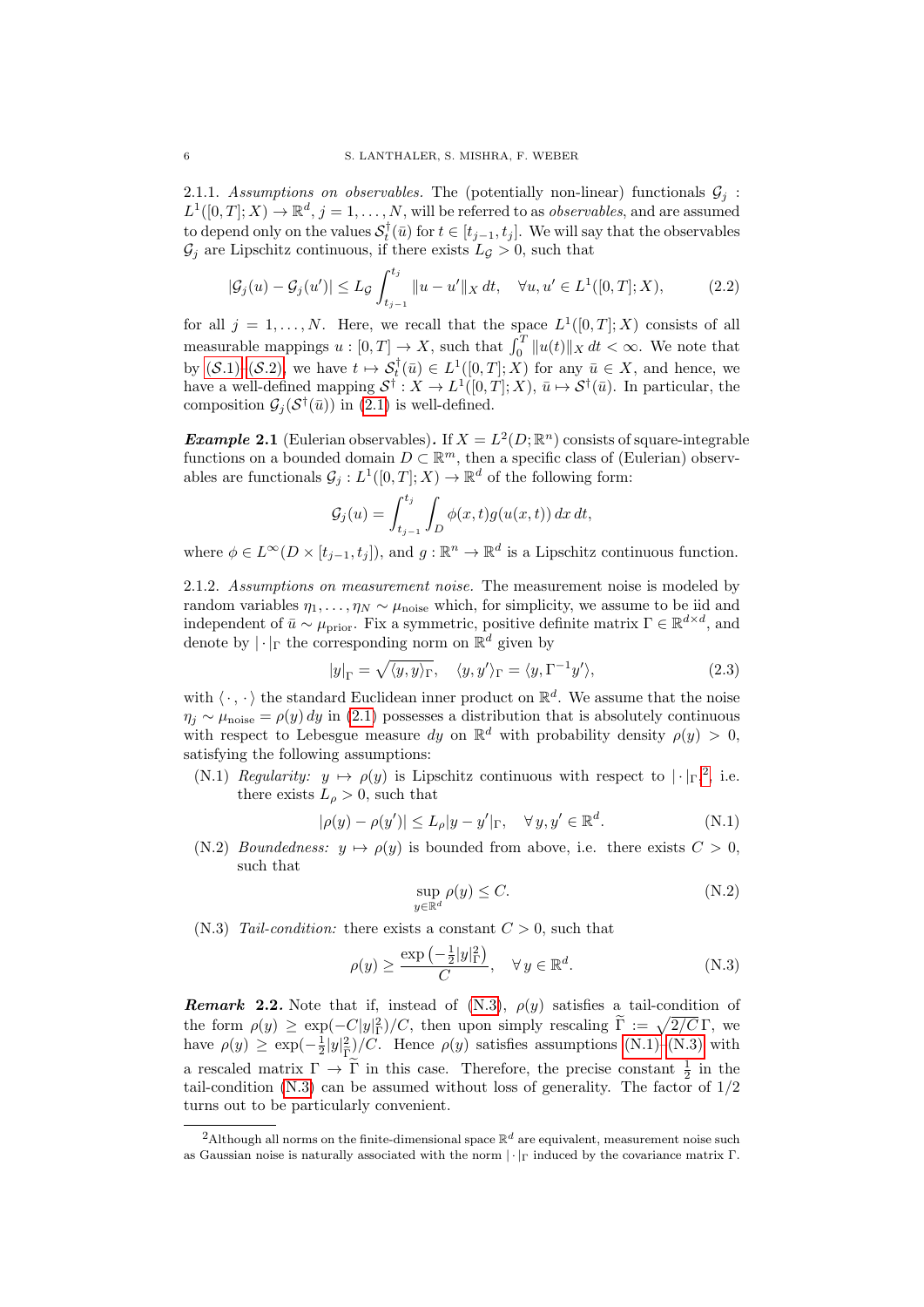2.1.1. *Assumptions on observables.* The (potentially non-linear) functionals $\mathcal{G}_j : L^1([0,T];X) \to \mathbb{R}^d$, $j = 1, \dots, N$, will be referred to as *observables*, and are assumed to depend only on the values $\mathcal{S}_t^\dagger(\bar{u})$ for $t \in [t_{j-1}, t_j]$. We will say that the observables $\mathcal{G}_j$ are Lipschitz continuous, if there exists $L_{\mathcal{G}} > 0$, such that

$$|\mathcal{G}_j(u) - \mathcal{G}_j(u')| \le L_{\mathcal{G}} \int_{t_{j-1}}^{t_j} \|u - u'\|_X \, dt, \quad \forall u, u' \in L^1([0,T];X), \tag{2.2}$$

for all $j = 1, \dots, N$. Here, we recall that the space $L^1([0,T];X)$ consists of all measurable mappings $u : [0,T] \to X$, such that $\int_0^T \|u(t)\|_X \, dt < \infty$. We note that by $(\mathcal{S}.1)$–$(\mathcal{S}.2)$, we have $t \mapsto \mathcal{S}_t^\dagger(\bar{u}) \in L^1([0,T];X)$ for any $\bar{u} \in X$, and hence, we have a well-defined mapping $\mathcal{S}^\dagger : X \to L^1([0,T];X)$, $\bar{u} \mapsto \mathcal{S}^\dagger(\bar{u})$. In particular, the composition $\mathcal{G}_j(\mathcal{S}^\dagger(\bar{u}))$ in (2.1) is well-defined.

***Example* 2.1** (Eulerian observables)**.** If $X = L^2(D;\mathbb{R}^n)$ consists of square-integrable functions on a bounded domain $D \subset \mathbb{R}^m$, then a specific class of (Eulerian) observables are functionals $\mathcal{G}_j : L^1([0,T];X) \to \mathbb{R}^d$ of the following form:

$$\mathcal{G}_j(u) = \int_{t_{j-1}}^{t_j} \int_D \phi(x,t) g(u(x,t)) \, dx \, dt,$$

where $\phi \in L^\infty(D \times [t_{j-1}, t_j])$, and $g : \mathbb{R}^n \to \mathbb{R}^d$ is a Lipschitz continuous function.

2.1.2. *Assumptions on measurement noise.* The measurement noise is modeled by random variables $\eta_1, \dots, \eta_N \sim \mu_{\text{noise}}$ which, for simplicity, we assume to be iid and independent of $\bar{u} \sim \mu_{\text{prior}}$. Fix a symmetric, positive definite matrix $\Gamma \in \mathbb{R}^{d \times d}$, and denote by $|\cdot|_\Gamma$ the corresponding norm on $\mathbb{R}^d$ given by

$$|y|_\Gamma = \sqrt{\langle y, y \rangle_\Gamma}, \quad \langle y, y' \rangle_\Gamma = \langle y, \Gamma^{-1} y' \rangle, \tag{2.3}$$

with $\langle \cdot, \cdot \rangle$ the standard Euclidean inner product on $\mathbb{R}^d$. We assume that the noise $\eta_j \sim \mu_{\text{noise}} = \rho(y) \, dy$ in (2.1) possesses a distribution that is absolutely continuous with respect to Lebesgue measure $dy$ on $\mathbb{R}^d$ with probability density $\rho(y) > 0$, satisfying the following assumptions:

(N.1) *Regularity:* $y \mapsto \rho(y)$ is Lipschitz continuous with respect to $|\cdot|_\Gamma$[2], i.e. there exists $L_\rho > 0$, such that

$$|\rho(y) - \rho(y')| \le L_\rho |y - y'|_\Gamma, \quad \forall y, y' \in \mathbb{R}^d. \tag{N.1}$$

(N.2) *Boundedness:* $y \mapsto \rho(y)$ is bounded from above, i.e. there exists $C > 0$, such that

$$\sup_{y \in \mathbb{R}^d} \rho(y) \le C. \tag{N.2}$$

(N.3) *Tail-condition:* there exists a constant $C > 0$, such that

$$\rho(y) \ge \frac{\exp\left(-\frac{1}{2}|y|_\Gamma^2\right)}{C}, \quad \forall y \in \mathbb{R}^d. \tag{N.3}$$

***Remark* 2.2.** Note that if, instead of (N.3), $\rho(y)$ satisfies a tail-condition of the form $\rho(y) \ge \exp(-C|y|_\Gamma^2)/C$, then upon simply rescaling $\widetilde{\Gamma} := \sqrt{2/C}\,\Gamma$, we have $\rho(y) \ge \exp(-\frac{1}{2}|y|_{\widetilde{\Gamma}}^2)/C$. Hence $\rho(y)$ satisfies assumptions (N.1)–(N.3) with a rescaled matrix $\Gamma \to \widetilde{\Gamma}$ in this case. Therefore, the precise constant $\frac{1}{2}$ in the tail-condition (N.3) can be assumed without loss of generality. The factor of $1/2$ turns out to be particularly convenient.

---

[2] Although all norms on the finite-dimensional space $\mathbb{R}^d$ are equivalent, measurement noise such as Gaussian noise is naturally associated with the norm $|\cdot|_\Gamma$ induced by the covariance matrix $\Gamma$.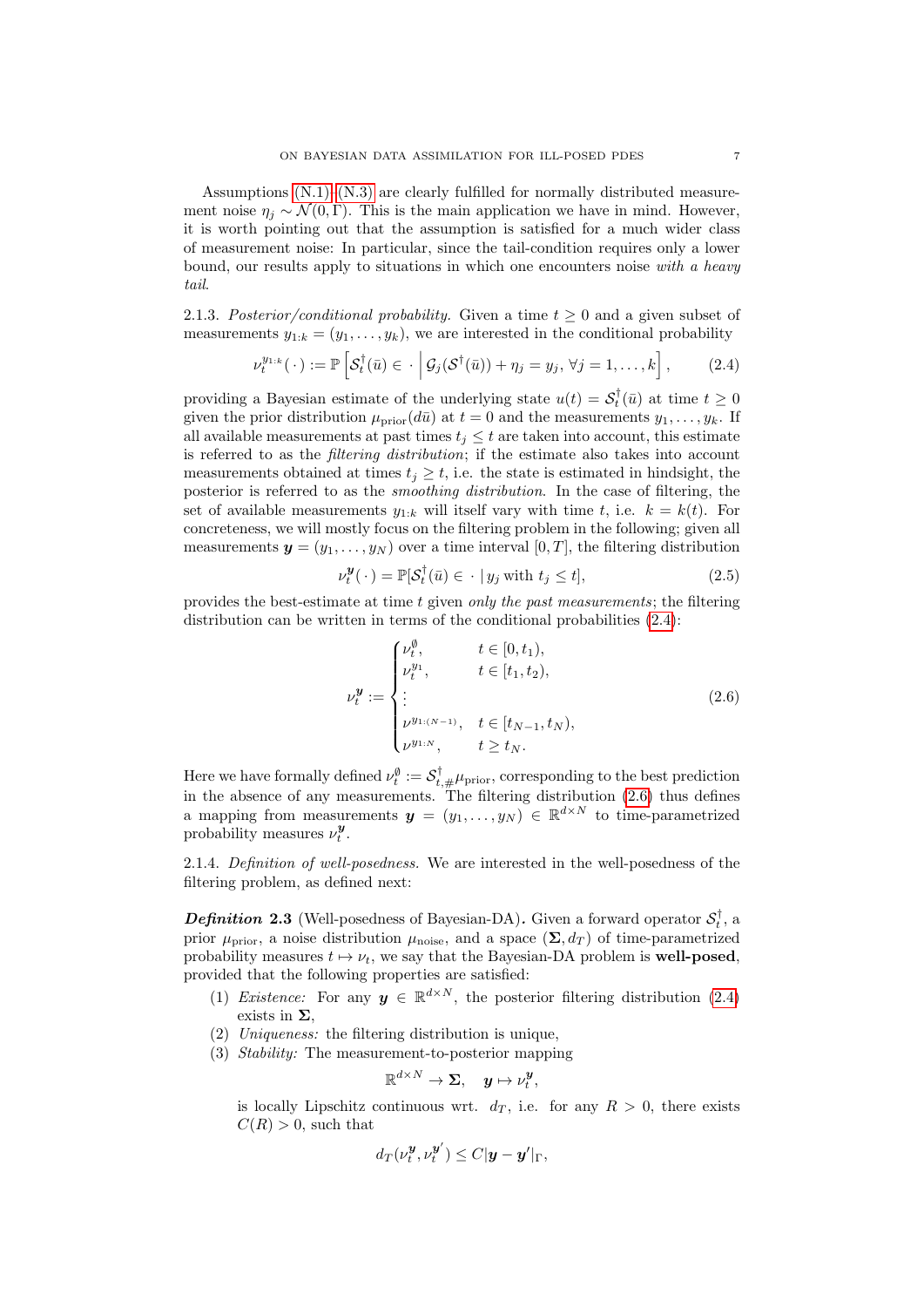Assumptions (N.1)–(N.3) are clearly fulfilled for normally distributed measurement noise $\eta_j \sim \mathcal{N}(0, \Gamma)$. This is the main application we have in mind. However, it is worth pointing out that the assumption is satisfied for a much wider class of measurement noise: In particular, since the tail-condition requires only a lower bound, our results apply to situations in which one encounters noise *with a heavy tail*.

2.1.3. *Posterior/conditional probability.* Given a time $t \geq 0$ and a given subset of measurements $y_{1:k} = (y_1, \dots, y_k)$, we are interested in the conditional probability

$$\nu_t^{y_{1:k}}(\,\cdot\,) := \mathbb{P}\left[ \mathcal{S}_t^\dagger(\bar{u}) \in \cdot \,\middle|\, \mathcal{G}_j(\mathcal{S}^\dagger(\bar{u})) + \eta_j = y_j,\, \forall j = 1, \dots, k \right], \tag{2.4}$$

providing a Bayesian estimate of the underlying state $u(t) = \mathcal{S}_t^\dagger(\bar{u})$ at time $t \geq 0$ given the prior distribution $\mu_{\text{prior}}(d\bar{u})$ at $t = 0$ and the measurements $y_1, \dots, y_k$. If all available measurements at past times $t_j \leq t$ are taken into account, this estimate is referred to as the *filtering distribution*; if the estimate also takes into account measurements obtained at times $t_j \geq t$, i.e. the state is estimated in hindsight, the posterior is referred to as the *smoothing distribution*. In the case of filtering, the set of available measurements $y_{1:k}$ will itself vary with time $t$, i.e. $k = k(t)$. For concreteness, we will mostly focus on the filtering problem in the following; given all measurements $\boldsymbol{y} = (y_1, \dots, y_N)$ over a time interval $[0, T]$, the filtering distribution

$$\nu_t^{\boldsymbol{y}}(\,\cdot\,) = \mathbb{P}[\mathcal{S}_t^\dagger(\bar{u}) \in \cdot \,|\, y_j \text{ with } t_j \leq t], \tag{2.5}$$

provides the best-estimate at time $t$ given *only the past measurements*; the filtering distribution can be written in terms of the conditional probabilities (2.4):

$$\nu_t^{\boldsymbol{y}} := \begin{cases} \nu_t^{\emptyset}, & t \in [0, t_1), \\ \nu_t^{y_1}, & t \in [t_1, t_2), \\ \vdots & \\ \nu^{y_{1:(N-1)}}, & t \in [t_{N-1}, t_N), \\ \nu^{y_{1:N}}, & t \geq t_N. \end{cases} \tag{2.6}$$

Here we have formally defined $\nu_t^{\emptyset} := \mathcal{S}_{t,\#}^\dagger \mu_{\text{prior}}$, corresponding to the best prediction in the absence of any measurements. The filtering distribution (2.6) thus defines a mapping from measurements $\boldsymbol{y} = (y_1, \dots, y_N) \in \mathbb{R}^{d \times N}$ to time-parametrized probability measures $\nu_t^{\boldsymbol{y}}$.

2.1.4. *Definition of well-posedness.* We are interested in the well-posedness of the filtering problem, as defined next:

***Definition 2.3*** (Well-posedness of Bayesian-DA)**.** Given a forward operator $\mathcal{S}_t^\dagger$, a prior $\mu_{\text{prior}}$, a noise distribution $\mu_{\text{noise}}$, and a space $(\boldsymbol{\Sigma}, d_T)$ of time-parametrized probability measures $t \mapsto \nu_t$, we say that the Bayesian-DA problem is **well-posed**, provided that the following properties are satisfied:

1. *Existence:* For any $\boldsymbol{y} \in \mathbb{R}^{d \times N}$, the posterior filtering distribution (2.4) exists in $\boldsymbol{\Sigma}$,
2. *Uniqueness:* the filtering distribution is unique,
3. *Stability:* The measurement-to-posterior mapping

$$\mathbb{R}^{d \times N} \to \boldsymbol{\Sigma}, \quad \boldsymbol{y} \mapsto \nu_t^{\boldsymbol{y}},$$

is locally Lipschitz continuous wrt. $d_T$, i.e. for any $R > 0$, there exists $C(R) > 0$, such that

$$d_T(\nu_t^{\boldsymbol{y}}, \nu_t^{\boldsymbol{y}'}) \leq C|\boldsymbol{y} - \boldsymbol{y}'|_\Gamma,$$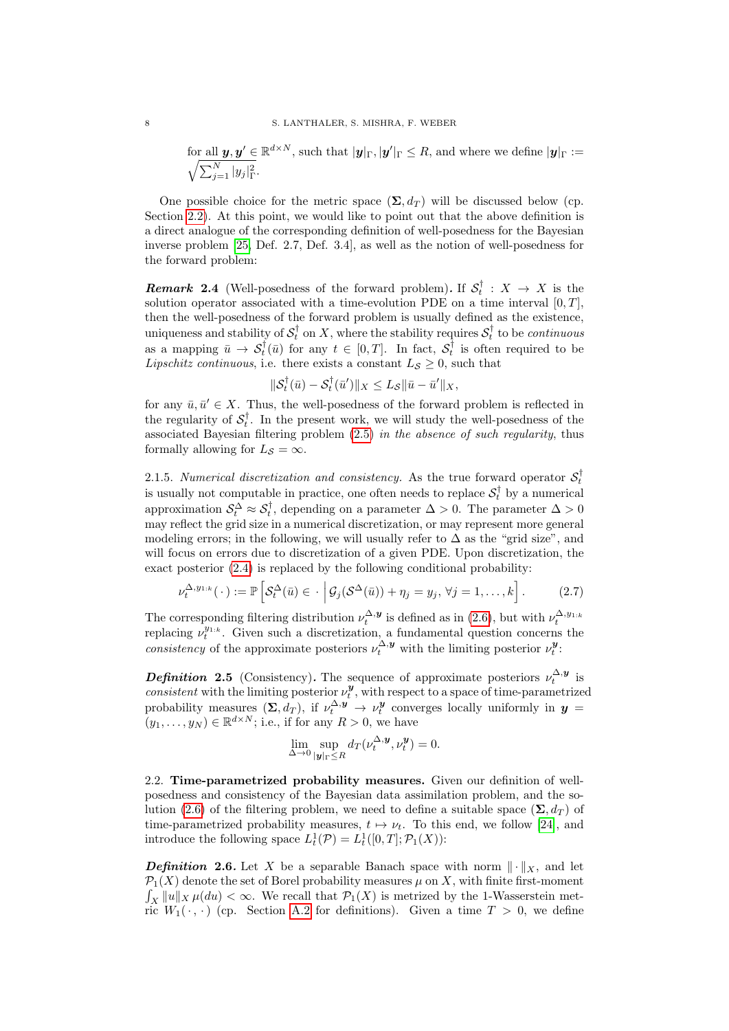for all $\boldsymbol{y}, \boldsymbol{y}' \in \mathbb{R}^{d\times N}$, such that $|\boldsymbol{y}|_\Gamma, |\boldsymbol{y}'|_\Gamma \le R$, and where we define $|\boldsymbol{y}|_\Gamma := \sqrt{\sum_{j=1}^N |y_j|_\Gamma^2}$.

One possible choice for the metric space $(\boldsymbol{\Sigma}, d_T)$ will be discussed below (cp. Section 2.2). At this point, we would like to point out that the above definition is a direct analogue of the corresponding definition of well-posedness for the Bayesian inverse problem [25, Def. 2.7, Def. 3.4], as well as the notion of well-posedness for the forward problem:

***Remark* 2.4** (Well-posedness of the forward problem)**.** If $\mathcal{S}_t^\dagger : X \to X$ is the solution operator associated with a time-evolution PDE on a time interval $[0,T]$, then the well-posedness of the forward problem is usually defined as the existence, uniqueness and stability of $\mathcal{S}_t^\dagger$ on $X$, where the stability requires $\mathcal{S}_t^\dagger$ to be *continuous* as a mapping $\bar u \to \mathcal{S}_t^\dagger(\bar u)$ for any $t \in [0,T]$. In fact, $\mathcal{S}_t^\dagger$ is often required to be *Lipschitz continuous*, i.e. there exists a constant $L_{\mathcal{S}} \ge 0$, such that

$$\|\mathcal{S}_t^\dagger(\bar u) - \mathcal{S}_t^\dagger(\bar u')\|_X \le L_{\mathcal{S}} \|\bar u - \bar u'\|_X,$$

for any $\bar u, \bar u' \in X$. Thus, the well-posedness of the forward problem is reflected in the regularity of $\mathcal{S}_t^\dagger$. In the present work, we will study the well-posedness of the associated Bayesian filtering problem (2.5) *in the absence of such regularity*, thus formally allowing for $L_{\mathcal{S}} = \infty$.

2.1.5. *Numerical discretization and consistency.* As the true forward operator $\mathcal{S}_t^\dagger$ is usually not computable in practice, one often needs to replace $\mathcal{S}_t^\dagger$ by a numerical approximation $\mathcal{S}_t^\Delta \approx \mathcal{S}_t^\dagger$, depending on a parameter $\Delta > 0$. The parameter $\Delta > 0$ may reflect the grid size in a numerical discretization, or may represent more general modeling errors; in the following, we will usually refer to $\Delta$ as the "grid size", and will focus on errors due to discretization of a given PDE. Upon discretization, the exact posterior (2.4) is replaced by the following conditional probability:

$$\nu_t^{\Delta, y_{1:k}}(\,\cdot\,) := \mathbb{P}\left[\mathcal{S}_t^\Delta(\bar u) \in \cdot \,\middle|\, \mathcal{G}_j(\mathcal{S}^\Delta(\bar u)) + \eta_j = y_j,\ \forall j = 1,\dots,k\right]. \tag{2.7}$$

The corresponding filtering distribution $\nu_t^{\Delta,\boldsymbol{y}}$ is defined as in (2.6), but with $\nu_t^{\Delta,y_{1:k}}$ replacing $\nu_t^{y_{1:k}}$. Given such a discretization, a fundamental question concerns the *consistency* of the approximate posteriors $\nu_t^{\Delta,\boldsymbol{y}}$ with the limiting posterior $\nu_t^{\boldsymbol{y}}$:

***Definition* 2.5** (Consistency)**.** The sequence of approximate posteriors $\nu_t^{\Delta,\boldsymbol{y}}$ is *consistent* with the limiting posterior $\nu_t^{\boldsymbol{y}}$, with respect to a space of time-parametrized probability measures $(\boldsymbol{\Sigma}, d_T)$, if $\nu_t^{\Delta,\boldsymbol{y}} \to \nu_t^{\boldsymbol{y}}$ converges locally uniformly in $\boldsymbol{y} = (y_1,\dots,y_N) \in \mathbb{R}^{d\times N}$; i.e., if for any $R > 0$, we have

$$\lim_{\Delta\to 0} \sup_{|\boldsymbol{y}|_\Gamma \le R} d_T(\nu_t^{\Delta,\boldsymbol{y}}, \nu_t^{\boldsymbol{y}}) = 0.$$

2.2. **Time-parametrized probability measures.** Given our definition of well-posedness and consistency of the Bayesian data assimilation problem, and the solution (2.6) of the filtering problem, we need to define a suitable space $(\boldsymbol{\Sigma}, d_T)$ of time-parametrized probability measures, $t \mapsto \nu_t$. To this end, we follow [24], and introduce the following space $L_t^1(\mathcal{P}) = L_t^1([0,T];\mathcal{P}_1(X))$:

***Definition* 2.6.** Let $X$ be a separable Banach space with norm $\|\cdot\|_X$, and let $\mathcal{P}_1(X)$ denote the set of Borel probability measures $\mu$ on $X$, with finite first-moment $\int_X \|u\|_X\,\mu(du) < \infty$. We recall that $\mathcal{P}_1(X)$ is metrized by the 1-Wasserstein metric $W_1(\,\cdot\,,\,\cdot\,)$ (cp. Section A.2 for definitions). Given a time $T > 0$, we define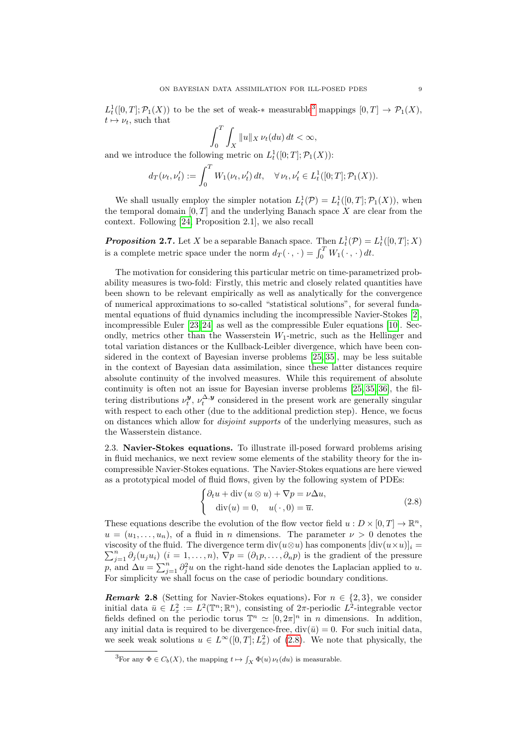$L^1_t([0,T];\mathcal{P}_1(X))$ to be the set of weak-$*$ measurable[3] mappings $[0,T] \to \mathcal{P}_1(X)$, $t \mapsto \nu_t$, such that

$$\int_0^T \int_X \|u\|_X \, \nu_t(du)\, dt < \infty,$$

and we introduce the following metric on $L^1_t([0;T];\mathcal{P}_1(X))$:

$$d_T(\nu_t, \nu_t') := \int_0^T W_1(\nu_t, \nu_t')\, dt, \quad \forall\, \nu_t, \nu_t' \in L^1_t([0;T];\mathcal{P}_1(X)).$$

We shall usually employ the simpler notation $L^1_t(\mathcal{P}) = L^1_t([0,T];\mathcal{P}_1(X))$, when the temporal domain $[0,T]$ and the underlying Banach space $X$ are clear from the context. Following [24, Proposition 2.1], we also recall

***Proposition* 2.7.** Let $X$ be a separable Banach space. Then $L^1_t(\mathcal{P}) = L^1_t([0,T];X)$ is a complete metric space under the norm $d_T(\,\cdot\,,\,\cdot\,) = \int_0^T W_1(\,\cdot\,,\,\cdot\,)\, dt$.

The motivation for considering this particular metric on time-parametrized probability measures is two-fold: Firstly, this metric and closely related quantities have been shown to be relevant empirically as well as analytically for the convergence of numerical approximations to so-called "statistical solutions", for several fundamental equations of fluid dynamics including the incompressible Navier-Stokes [2], incompressible Euler [23, 24] as well as the compressible Euler equations [10]. Secondly, metrics other than the Wasserstein $W_1$-metric, such as the Hellinger and total variation distances or the Kullback-Leibler divergence, which have been considered in the context of Bayesian inverse problems [25, 35], may be less suitable in the context of Bayesian data assimilation, since these latter distances require absolute continuity of the involved measures. While this requirement of absolute continuity is often not an issue for Bayesian inverse problems [25, 35, 36], the filtering distributions $\nu_t^{\boldsymbol{y}}$, $\nu_t^{\Delta,\boldsymbol{y}}$ considered in the present work are generally singular with respect to each other (due to the additional prediction step). Hence, we focus on distances which allow for *disjoint supports* of the underlying measures, such as the Wasserstein distance.

## 2.3. Navier-Stokes equations.

To illustrate ill-posed forward problems arising in fluid mechanics, we next review some elements of the stability theory for the incompressible Navier-Stokes equations. The Navier-Stokes equations are here viewed as a prototypical model of fluid flows, given by the following system of PDEs:

$$\begin{cases} \partial_t u + \operatorname{div}(u \otimes u) + \nabla p = \nu \Delta u, \\ \operatorname{div}(u) = 0, \quad u(\,\cdot\,, 0) = \overline{u}. \end{cases} \tag{2.8}$$

These equations describe the evolution of the flow vector field $u : D \times [0,T] \to \mathbb{R}^n$, $u = (u_1, \dots, u_n)$, of a fluid in $n$ dimensions. The parameter $\nu > 0$ denotes the viscosity of the fluid. The divergence term $\operatorname{div}(u \otimes u)$ has components $[\operatorname{div}(u \times u)]_i = \sum_{j=1}^n \partial_j(u_j u_i)$ $(i = 1, \dots, n)$, $\nabla p = (\partial_1 p, \dots, \partial_n p)$ is the gradient of the pressure $p$, and $\Delta u = \sum_{j=1}^n \partial_j^2 u$ on the right-hand side denotes the Laplacian applied to $u$. For simplicity we shall focus on the case of periodic boundary conditions.

***Remark* 2.8** (Setting for Navier-Stokes equations)**.** For $n \in \{2, 3\}$, we consider initial data $\bar{u} \in L^2_x := L^2(\mathbb{T}^n; \mathbb{R}^n)$, consisting of $2\pi$-periodic $L^2$-integrable vector fields defined on the periodic torus $\mathbb{T}^n \simeq [0, 2\pi]^n$ in $n$ dimensions. In addition, any initial data is required to be divergence-free, $\operatorname{div}(\bar{u}) = 0$. For such initial data, we seek weak solutions $u \in L^\infty([0,T]; L^2_x)$ of (2.8). We note that physically, the

[3] For any $\Phi \in C_b(X)$, the mapping $t \mapsto \int_X \Phi(u)\, \nu_t(du)$ is measurable.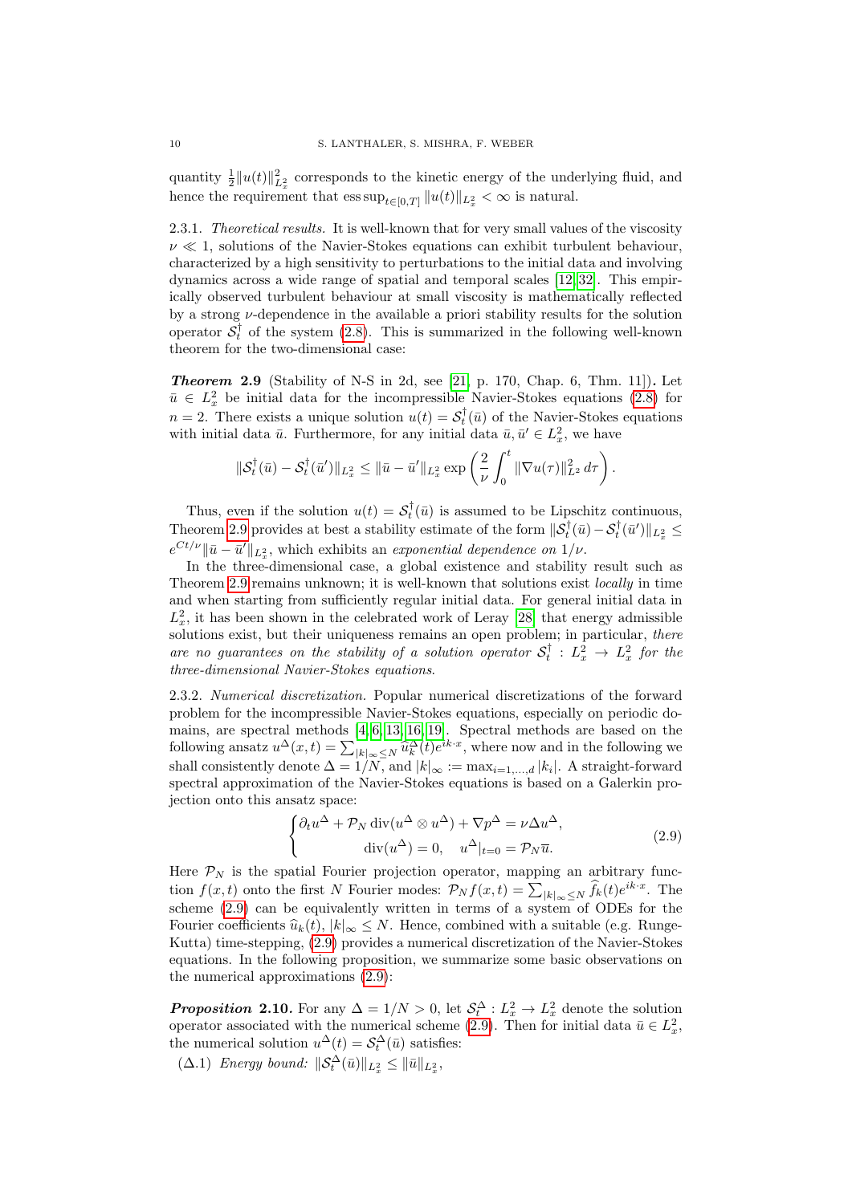quantity $\frac{1}{2}\|u(t)\|^2_{L^2_x}$ corresponds to the kinetic energy of the underlying fluid, and hence the requirement that $\operatorname{ess\,sup}_{t\in[0,T]} \|u(t)\|_{L^2_x} < \infty$ is natural.

### 2.3.1. *Theoretical results.*

It is well-known that for very small values of the viscosity $\nu \ll 1$, solutions of the Navier-Stokes equations can exhibit turbulent behaviour, characterized by a high sensitivity to perturbations to the initial data and involving dynamics across a wide range of spatial and temporal scales [12, 32]. This empirically observed turbulent behaviour at small viscosity is mathematically reflected by a strong $\nu$-dependence in the available a priori stability results for the solution operator $\mathcal{S}^\dagger_t$ of the system (2.8). This is summarized in the following well-known theorem for the two-dimensional case:

***Theorem* 2.9** (Stability of N-S in 2d, see [21, p. 170, Chap. 6, Thm. 11])**.** Let $\bar{u} \in L^2_x$ be initial data for the incompressible Navier-Stokes equations (2.8) for $n = 2$. There exists a unique solution $u(t) = \mathcal{S}^\dagger_t(\bar{u})$ of the Navier-Stokes equations with initial data $\bar{u}$. Furthermore, for any initial data $\bar{u}, \bar{u}' \in L^2_x$, we have

$$\|\mathcal{S}^\dagger_t(\bar{u}) - \mathcal{S}^\dagger_t(\bar{u}')\|_{L^2_x} \le \|\bar{u} - \bar{u}'\|_{L^2_x} \exp\left(\frac{2}{\nu}\int_0^t \|\nabla u(\tau)\|^2_{L^2}\, d\tau\right).$$

Thus, even if the solution $u(t) = \mathcal{S}^\dagger_t(\bar{u})$ is assumed to be Lipschitz continuous, Theorem 2.9 provides at best a stability estimate of the form $\|\mathcal{S}^\dagger_t(\bar{u}) - \mathcal{S}^\dagger_t(\bar{u}')\|_{L^2_x} \le e^{Ct/\nu}\|\bar{u} - \bar{u}'\|_{L^2_x}$, which exhibits an *exponential dependence on* $1/\nu$.

In the three-dimensional case, a global existence and stability result such as Theorem 2.9 remains unknown; it is well-known that solutions exist *locally* in time and when starting from sufficiently regular initial data. For general initial data in $L^2_x$, it has been shown in the celebrated work of Leray [28] that energy admissible solutions exist, but their uniqueness remains an open problem; in particular, *there are no guarantees on the stability of a solution operator $\mathcal{S}^\dagger_t : L^2_x \to L^2_x$ for the three-dimensional Navier-Stokes equations.*

### 2.3.2. *Numerical discretization.*

Popular numerical discretizations of the forward problem for the incompressible Navier-Stokes equations, especially on periodic domains, are spectral methods [4, 6, 13, 16, 19]. Spectral methods are based on the following ansatz $u^\Delta(x,t) = \sum_{|k|_\infty \le N} \widehat{u}^\Delta_k(t)e^{ik\cdot x}$, where now and in the following we shall consistently denote $\Delta = 1/N$, and $|k|_\infty := \max_{i=1,\dots,d}|k_i|$. A straight-forward spectral approximation of the Navier-Stokes equations is based on a Galerkin projection onto this ansatz space:

$$\begin{cases} \partial_t u^\Delta + \mathcal{P}_N \operatorname{div}(u^\Delta \otimes u^\Delta) + \nabla p^\Delta = \nu\Delta u^\Delta, \\ \operatorname{div}(u^\Delta) = 0, \quad u^\Delta|_{t=0} = \mathcal{P}_N\overline{u}. \end{cases} \tag{2.9}$$

Here $\mathcal{P}_N$ is the spatial Fourier projection operator, mapping an arbitrary function $f(x,t)$ onto the first $N$ Fourier modes: $\mathcal{P}_N f(x,t) = \sum_{|k|_\infty \le N} \widehat{f}_k(t)e^{ik\cdot x}$. The scheme (2.9) can be equivalently written in terms of a system of ODEs for the Fourier coefficients $\widehat{u}_k(t)$, $|k|_\infty \le N$. Hence, combined with a suitable (e.g. Runge-Kutta) time-stepping, (2.9) provides a numerical discretization of the Navier-Stokes equations. In the following proposition, we summarize some basic observations on the numerical approximations (2.9):

***Proposition* 2.10.** For any $\Delta = 1/N > 0$, let $\mathcal{S}^\Delta_t : L^2_x \to L^2_x$ denote the solution operator associated with the numerical scheme (2.9). Then for initial data $\bar{u} \in L^2_x$, the numerical solution $u^\Delta(t) = \mathcal{S}^\Delta_t(\bar{u})$ satisfies:

($\Delta$.1) *Energy bound:* $\|\mathcal{S}^\Delta_t(\bar{u})\|_{L^2_x} \le \|\bar{u}\|_{L^2_x}$,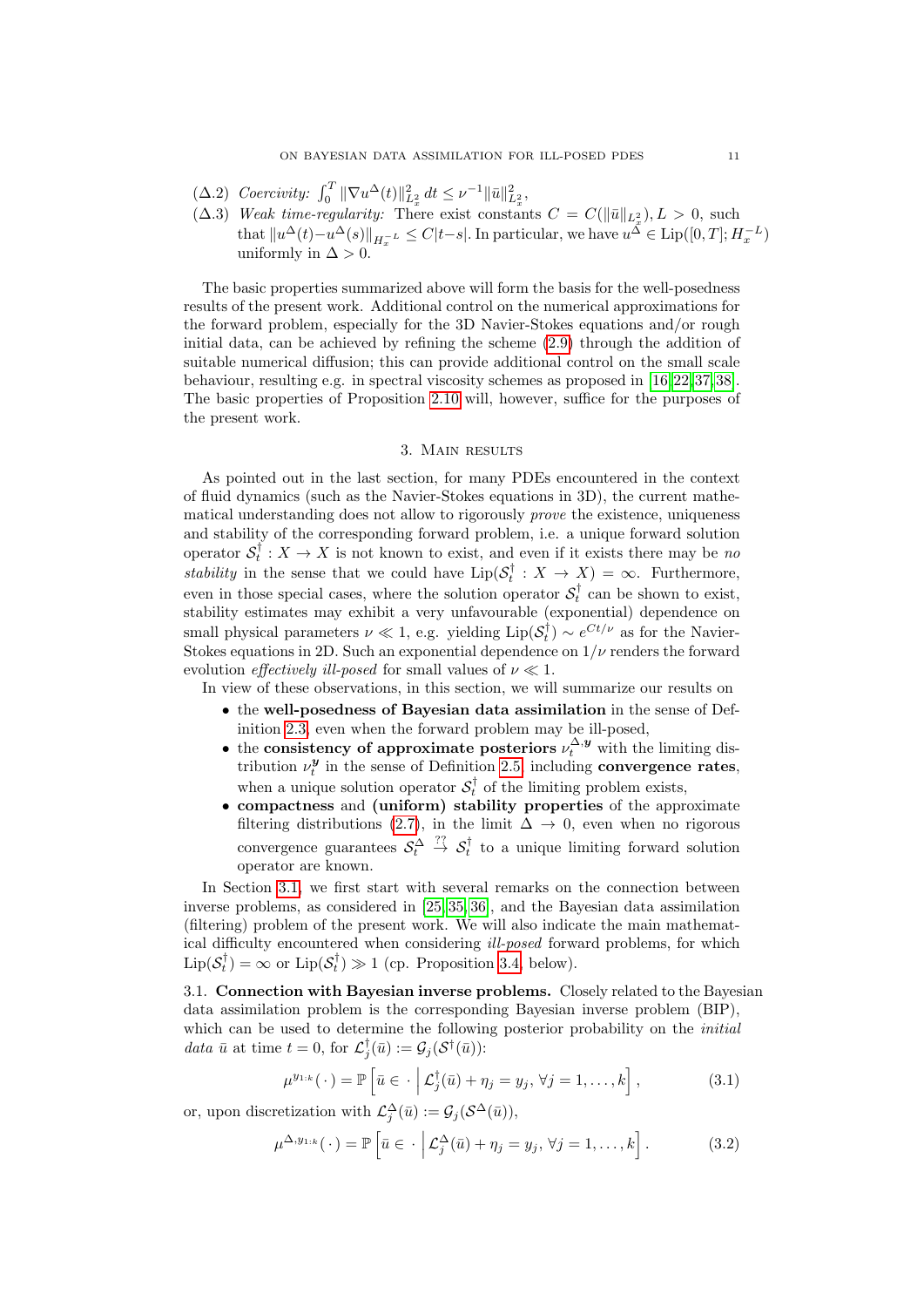($\Delta$.2) *Coercivity:* $\int_0^T \|\nabla u^\Delta(t)\|_{L^2_x}^2 \, dt \le \nu^{-1} \|\bar{u}\|_{L^2_x}^2$,

($\Delta$.3) *Weak time-regularity:* There exist constants $C = C(\|\bar{u}\|_{L^2_x}), L > 0$, such that $\|u^\Delta(t) - u^\Delta(s)\|_{H_x^{-L}} \le C|t-s|$. In particular, we have $u^\Delta \in \mathrm{Lip}([0,T]; H_x^{-L})$ uniformly in $\Delta > 0$.

The basic properties summarized above will form the basis for the well-posedness results of the present work. Additional control on the numerical approximations for the forward problem, especially for the 3D Navier-Stokes equations and/or rough initial data, can be achieved by refining the scheme (2.9) through the addition of suitable numerical diffusion; this can provide additional control on the small scale behaviour, resulting e.g. in spectral viscosity schemes as proposed in [16, 22, 37, 38]. The basic properties of Proposition 2.10 will, however, suffice for the purposes of the present work.

# 3. Main results

As pointed out in the last section, for many PDEs encountered in the context of fluid dynamics (such as the Navier-Stokes equations in 3D), the current mathematical understanding does not allow to rigorously *prove* the existence, uniqueness and stability of the corresponding forward problem, i.e. a unique forward solution operator $\mathcal{S}_t^\dagger : X \to X$ is not known to exist, and even if it exists there may be *no stability* in the sense that we could have $\mathrm{Lip}(\mathcal{S}_t^\dagger : X \to X) = \infty$. Furthermore, even in those special cases, where the solution operator $\mathcal{S}_t^\dagger$ can be shown to exist, stability estimates may exhibit a very unfavourable (exponential) dependence on small physical parameters $\nu \ll 1$, e.g. yielding $\mathrm{Lip}(\mathcal{S}_t^\dagger) \sim e^{Ct/\nu}$ as for the Navier-Stokes equations in 2D. Such an exponential dependence on $1/\nu$ renders the forward evolution *effectively ill-posed* for small values of $\nu \ll 1$.

In view of these observations, in this section, we will summarize our results on

- the **well-posedness of Bayesian data assimilation** in the sense of Definition 2.3, even when the forward problem may be ill-posed,
- the **consistency of approximate posteriors** $\nu_t^{\Delta,\boldsymbol{y}}$ with the limiting distribution $\nu_t^{\boldsymbol{y}}$ in the sense of Definition 2.5, including **convergence rates**, when a unique solution operator $\mathcal{S}_t^\dagger$ of the limiting problem exists,
- **compactness** and **(uniform) stability properties** of the approximate filtering distributions (2.7), in the limit $\Delta \to 0$, even when no rigorous convergence guarantees $\mathcal{S}_t^\Delta \overset{??}{\to} \mathcal{S}_t^\dagger$ to a unique limiting forward solution operator are known.

In Section 3.1, we first start with several remarks on the connection between inverse problems, as considered in [25, 35, 36], and the Bayesian data assimilation (filtering) problem of the present work. We will also indicate the main mathematical difficulty encountered when considering *ill-posed* forward problems, for which $\mathrm{Lip}(\mathcal{S}_t^\dagger) = \infty$ or $\mathrm{Lip}(\mathcal{S}_t^\dagger) \gg 1$ (cp. Proposition 3.4, below).

**3.1. Connection with Bayesian inverse problems.** Closely related to the Bayesian data assimilation problem is the corresponding Bayesian inverse problem (BIP), which can be used to determine the following posterior probability on the *initial data* $\bar{u}$ at time $t = 0$, for $\mathcal{L}_j^\dagger(\bar{u}) := \mathcal{G}_j(\mathcal{S}^\dagger(\bar{u}))$:

$$
\mu^{y_{1:k}}(\,\cdot\,) = \mathbb{P}\left[\bar{u} \in \,\cdot\, \,\middle|\, \mathcal{L}_j^\dagger(\bar{u}) + \eta_j = y_j, \, \forall j = 1, \dots, k\right], \tag{3.1}
$$

or, upon discretization with $\mathcal{L}_j^\Delta(\bar{u}) := \mathcal{G}_j(\mathcal{S}^\Delta(\bar{u}))$,

$$
\mu^{\Delta, y_{1:k}}(\,\cdot\,) = \mathbb{P}\left[\bar{u} \in \,\cdot\, \,\middle|\, \mathcal{L}_j^\Delta(\bar{u}) + \eta_j = y_j, \, \forall j = 1, \dots, k\right]. \tag{3.2}
$$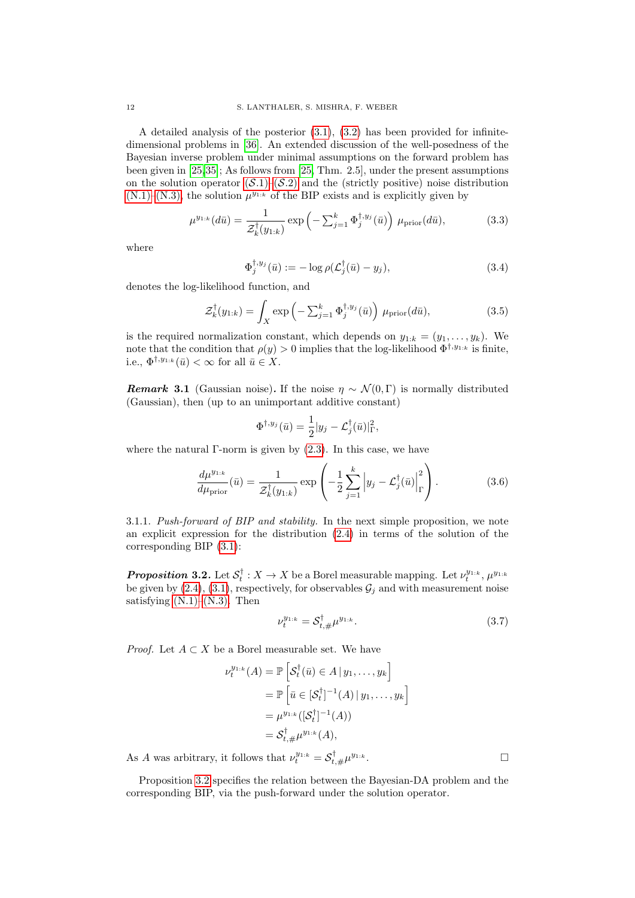A detailed analysis of the posterior (3.1), (3.2) has been provided for infinite-dimensional problems in [36]. An extended discussion of the well-posedness of the Bayesian inverse problem under minimal assumptions on the forward problem has been given in [25,35]; As follows from [25, Thm. 2.5], under the present assumptions on the solution operator $(\mathcal{S}.1)$–$(\mathcal{S}.2)$ and the (strictly positive) noise distribution (N.1)–(N.3), the solution $\mu^{y_{1:k}}$ of the BIP exists and is explicitly given by

$$
\mu^{y_{1:k}}(d\bar{u}) = \frac{1}{\mathcal{Z}_k^\dagger(y_{1:k})} \exp\Big(-\textstyle\sum_{j=1}^k \Phi_j^{\dagger,y_j}(\bar{u})\Big)\, \mu_{\mathrm{prior}}(d\bar{u}), \tag{3.3}
$$

where

$$
\Phi_j^{\dagger,y_j}(\bar{u}) := -\log \rho(\mathcal{L}_j^\dagger(\bar{u}) - y_j), \tag{3.4}
$$

denotes the log-likelihood function, and

$$
\mathcal{Z}_k^\dagger(y_{1:k}) = \int_X \exp\Big(-\textstyle\sum_{j=1}^k \Phi_j^{\dagger,y_j}(\bar{u})\Big)\, \mu_{\mathrm{prior}}(d\bar{u}), \tag{3.5}
$$

is the required normalization constant, which depends on $y_{1:k} = (y_1, \dots, y_k)$. We note that the condition that $\rho(y) > 0$ implies that the log-likelihood $\Phi^{\dagger,y_{1:k}}$ is finite, i.e., $\Phi^{\dagger,y_{1:k}}(\bar{u}) < \infty$ for all $\bar{u} \in X$.

***Remark* 3.1** (Gaussian noise)**.** If the noise $\eta \sim \mathcal{N}(0,\Gamma)$ is normally distributed (Gaussian), then (up to an unimportant additive constant)

$$
\Phi^{\dagger,y_j}(\bar{u}) = \frac{1}{2}|y_j - \mathcal{L}_j^\dagger(\bar{u})|_\Gamma^2,
$$

where the natural $\Gamma$-norm is given by (2.3). In this case, we have

$$
\frac{d\mu^{y_{1:k}}}{d\mu_{\mathrm{prior}}}(\bar{u}) = \frac{1}{\mathcal{Z}_k^\dagger(y_{1:k})} \exp\left(-\frac{1}{2}\sum_{j=1}^k \left|y_j - \mathcal{L}_j^\dagger(\bar{u})\right|_\Gamma^2\right). \tag{3.6}
$$

3.1.1. *Push-forward of BIP and stability.* In the next simple proposition, we note an explicit expression for the distribution (2.4) in terms of the solution of the corresponding BIP (3.1):

***Proposition* 3.2.** *Let $\mathcal{S}_t^\dagger : X \to X$ be a Borel measurable mapping. Let $\nu_t^{y_{1:k}}$, $\mu^{y_{1:k}}$ be given by (2.4), (3.1), respectively, for observables $\mathcal{G}_j$ and with measurement noise satisfying (N.1)–(N.3). Then*

$$
\nu_t^{y_{1:k}} = \mathcal{S}_{t,\#}^\dagger \mu^{y_{1:k}}. \tag{3.7}
$$

*Proof.* Let $A \subset X$ be a Borel measurable set. We have

$$
\begin{aligned}
\nu_t^{y_{1:k}}(A) &= \mathbb{P}\left[\mathcal{S}_t^\dagger(\bar{u}) \in A \,|\, y_1, \dots, y_k\right] \\
&= \mathbb{P}\left[\bar{u} \in [\mathcal{S}_t^\dagger]^{-1}(A) \,|\, y_1, \dots, y_k\right] \\
&= \mu^{y_{1:k}}([\mathcal{S}_t^\dagger]^{-1}(A)) \\
&= \mathcal{S}_{t,\#}^\dagger \mu^{y_{1:k}}(A),
\end{aligned}
$$

As $A$ was arbitrary, it follows that $\nu_t^{y_{1:k}} = \mathcal{S}_{t,\#}^\dagger \mu^{y_{1:k}}$. □

Proposition 3.2 specifies the relation between the Bayesian-DA problem and the corresponding BIP, via the push-forward under the solution operator.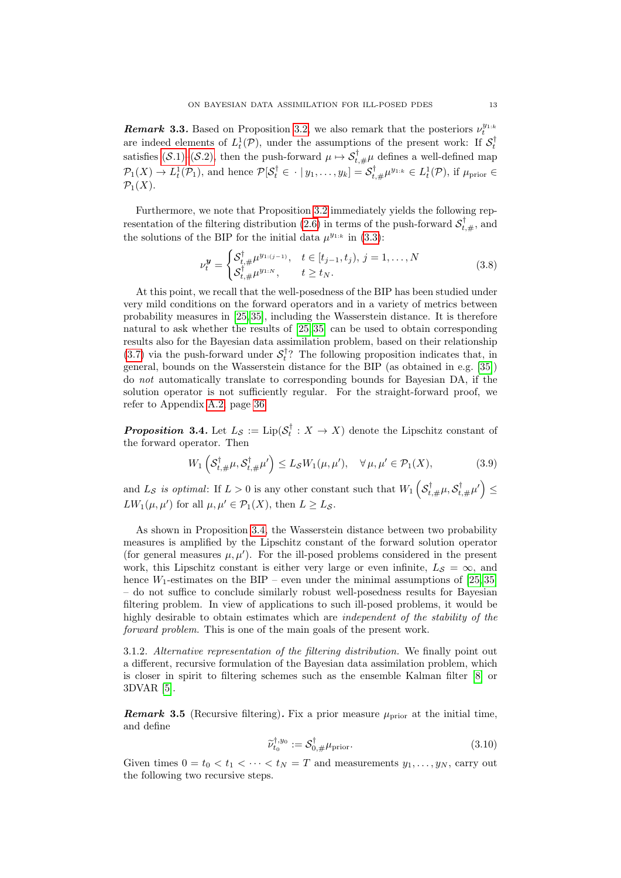***Remark* 3.3.** Based on Proposition 3.2, we also remark that the posteriors $\nu_t^{y_{1:k}}$ are indeed elements of $L_t^1(\mathcal{P})$, under the assumptions of the present work: If $\mathcal{S}_t^\dagger$ satisfies $(\mathcal{S}.1)$–$(\mathcal{S}.2)$, then the push-forward $\mu \mapsto \mathcal{S}_{t,\#}^\dagger \mu$ defines a well-defined map $\mathcal{P}_1(X) \to L_t^1(\mathcal{P}_1)$, and hence $\mathcal{P}[\mathcal{S}_t^\dagger \in \cdot \mid y_1, \dots, y_k] = \mathcal{S}_{t,\#}^\dagger \mu^{y_{1:k}} \in L_t^1(\mathcal{P})$, if $\mu_{\mathrm{prior}} \in \mathcal{P}_1(X)$.

Furthermore, we note that Proposition 3.2 immediately yields the following representation of the filtering distribution (2.6) in terms of the push-forward $\mathcal{S}_{t,\#}^\dagger$, and the solutions of the BIP for the initial data $\mu^{y_{1:k}}$ in (3.3):

$$
\nu_t^{\boldsymbol{y}} = \begin{cases} \mathcal{S}_{t,\#}^\dagger \mu^{y_{1:(j-1)}}, & t \in [t_{j-1}, t_j),\ j = 1, \dots, N \\ \mathcal{S}_{t,\#}^\dagger \mu^{y_{1:N}}, & t \geq t_N. \end{cases} \tag{3.8}
$$

At this point, we recall that the well-posedness of the BIP has been studied under very mild conditions on the forward operators and in a variety of metrics between probability measures in [25,35], including the Wasserstein distance. It is therefore natural to ask whether the results of [25,35] can be used to obtain corresponding results also for the Bayesian data assimilation problem, based on their relationship (3.7) via the push-forward under $\mathcal{S}_t^\dagger$? The following proposition indicates that, in general, bounds on the Wasserstein distance for the BIP (as obtained in e.g. [35]) do *not* automatically translate to corresponding bounds for Bayesian DA, if the solution operator is not sufficiently regular. For the straight-forward proof, we refer to Appendix A.2, page 36.

***Proposition* 3.4.** Let $L_{\mathcal{S}} := \mathrm{Lip}(\mathcal{S}_t^\dagger : X \to X)$ denote the Lipschitz constant of the forward operator. Then

$$
W_1\left(\mathcal{S}_{t,\#}^\dagger \mu, \mathcal{S}_{t,\#}^\dagger \mu'\right) \leq L_{\mathcal{S}} W_1(\mu, \mu'), \quad \forall\, \mu, \mu' \in \mathcal{P}_1(X), \tag{3.9}
$$

and $L_{\mathcal{S}}$ *is optimal*: If $L > 0$ is any other constant such that $W_1\left(\mathcal{S}_{t,\#}^\dagger \mu, \mathcal{S}_{t,\#}^\dagger \mu'\right) \leq L W_1(\mu, \mu')$ for all $\mu, \mu' \in \mathcal{P}_1(X)$, then $L \geq L_{\mathcal{S}}$.

As shown in Proposition 3.4, the Wasserstein distance between two probability measures is amplified by the Lipschitz constant of the forward solution operator (for general measures $\mu, \mu'$). For the ill-posed problems considered in the present work, this Lipschitz constant is either very large or even infinite, $L_{\mathcal{S}} = \infty$, and hence $W_1$-estimates on the BIP – even under the minimal assumptions of [25,35] – do not suffice to conclude similarly robust well-posedness results for Bayesian filtering problem. In view of applications to such ill-posed problems, it would be highly desirable to obtain estimates which are *independent of the stability of the forward problem*. This is one of the main goals of the present work.

3.1.2. *Alternative representation of the filtering distribution.* We finally point out a different, recursive formulation of the Bayesian data assimilation problem, which is closer in spirit to filtering schemes such as the ensemble Kalman filter [8] or 3DVAR [5].

***Remark* 3.5** (Recursive filtering)**.** Fix a prior measure $\mu_{\mathrm{prior}}$ at the initial time, and define

$$
\widetilde{\nu}_{t_0}^{\dagger, y_0} := \mathcal{S}_{0,\#}^\dagger \mu_{\mathrm{prior}}. \tag{3.10}
$$

Given times $0 = t_0 < t_1 < \cdots < t_N = T$ and measurements $y_1, \dots, y_N$, carry out the following two recursive steps.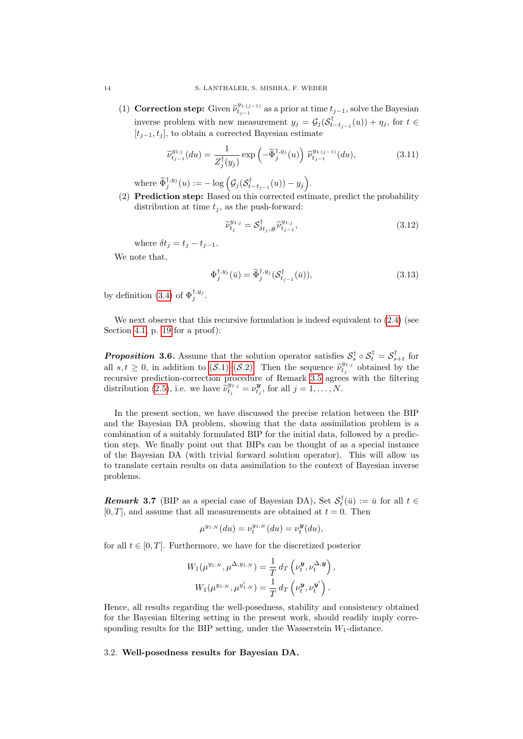(1) **Correction step:** Given $\widetilde{\nu}^{y_{1:(j-1)}}_{t_{j-1}}$ as a prior at time $t_{j-1}$, solve the Bayesian inverse problem with new measurement $y_j = \mathcal{G}_j(\mathcal{S}^\dagger_{t-t_{j-1}}(u)) + \eta_j$, for $t \in [t_{j-1}, t_j]$, to obtain a corrected Bayesian estimate

$$
\widetilde{\nu}^{y_{1:j}}_{t_{j-1}}(du) = \frac{1}{Z^\dagger_j(y_j)} \exp\left(-\widetilde{\Phi}^{\dagger,y_j}_j(u)\right) \widetilde{\nu}^{y_{1:(j-1)}}_{t_{j-1}}(du), \tag{3.11}
$$

where $\widetilde{\Phi}^{\dagger,y_j}_j(u) := -\log\left(\mathcal{G}_j(\mathcal{S}^\dagger_{t-t_{j-1}}(u)) - y_j\right)$.

(2) **Prediction step:** Based on this corrected estimate, predict the probability distribution at time $t_j$, as the push-forward:

$$
\widetilde{\nu}^{y_{1:j}}_{t_j} = \mathcal{S}^\dagger_{\delta t_j,\#}\widetilde{\nu}^{y_{1:j}}_{t_{j-1}}, \tag{3.12}
$$

where $\delta t_j = t_j - t_{j-1}$.

We note that,

$$
\Phi^{\dagger,y_j}_j(\bar{u}) = \widetilde{\Phi}^{\dagger,y_j}_j(\mathcal{S}^\dagger_{t_{j-1}}(\bar{u})), \tag{3.13}
$$

by definition (3.4) of $\Phi^{\dagger,y_j}_j$.

We next observe that this recursive formulation is indeed equivalent to (2.4) (see Section 4.1, p. 19 for a proof):

***Proposition* 3.6.** Assume that the solution operator satisfies $\mathcal{S}^\dagger_s \circ \mathcal{S}^\dagger_t = \mathcal{S}^\dagger_{s+t}$ for all $s, t \geq 0$, in addition to $(\mathcal{S}.1)$–$(\mathcal{S}.2)$. Then the sequence $\widetilde{\nu}^{y_{1:j}}_{t_j}$ obtained by the recursive prediction-correction procedure of Remark 3.5 agrees with the filtering distribution (2.5), i.e. we have $\widetilde{\nu}^{y_{1:j}}_{t_j} = \nu^{\boldsymbol{y}}_{t_j}$, for all $j = 1, \dots, N$.

In the present section, we have discussed the precise relation between the BIP and the Bayesian DA problem, showing that the data assimilation problem is a combination of a suitably formulated BIP for the initial data, followed by a prediction step. We finally point out that BIPs can be thought of as a special instance of the Bayesian DA (with trivial forward solution operator). This will allow us to translate certain results on data assimilation to the context of Bayesian inverse problems.

***Remark* 3.7** (BIP as a special case of Bayesian DA)**.** Set $\mathcal{S}^\dagger_t(\bar{u}) := \bar{u}$ for all $t \in [0, T]$, and assume that all measurements are obtained at $t = 0$. Then

$$
\mu^{y_{1:N}}(du) = \nu^{y_{1:N}}_t(du) = \nu^{\boldsymbol{y}}_t(du),
$$

for all $t \in [0, T]$. Furthermore, we have for the discretized posterior

$$
W_1(\mu^{y_{1:N}}, \mu^{\Delta, y_{1:N}}) = \frac{1}{T} d_T\left(\nu^{\boldsymbol{y}}_t, \nu^{\Delta,\boldsymbol{y}}_t\right),
$$
$$
W_1(\mu^{y_{1:N}}, \mu^{y'_{1:N}}) = \frac{1}{T} d_T\left(\nu^{\boldsymbol{y}}_t, \nu^{\boldsymbol{y}'}_t\right).
$$

Hence, all results regarding the well-posedness, stability and consistency obtained for the Bayesian filtering setting in the present work, should readily imply corresponding results for the BIP setting, under the Wasserstein $W_1$-distance.

### 3.2. **Well-posedness results for Bayesian DA.**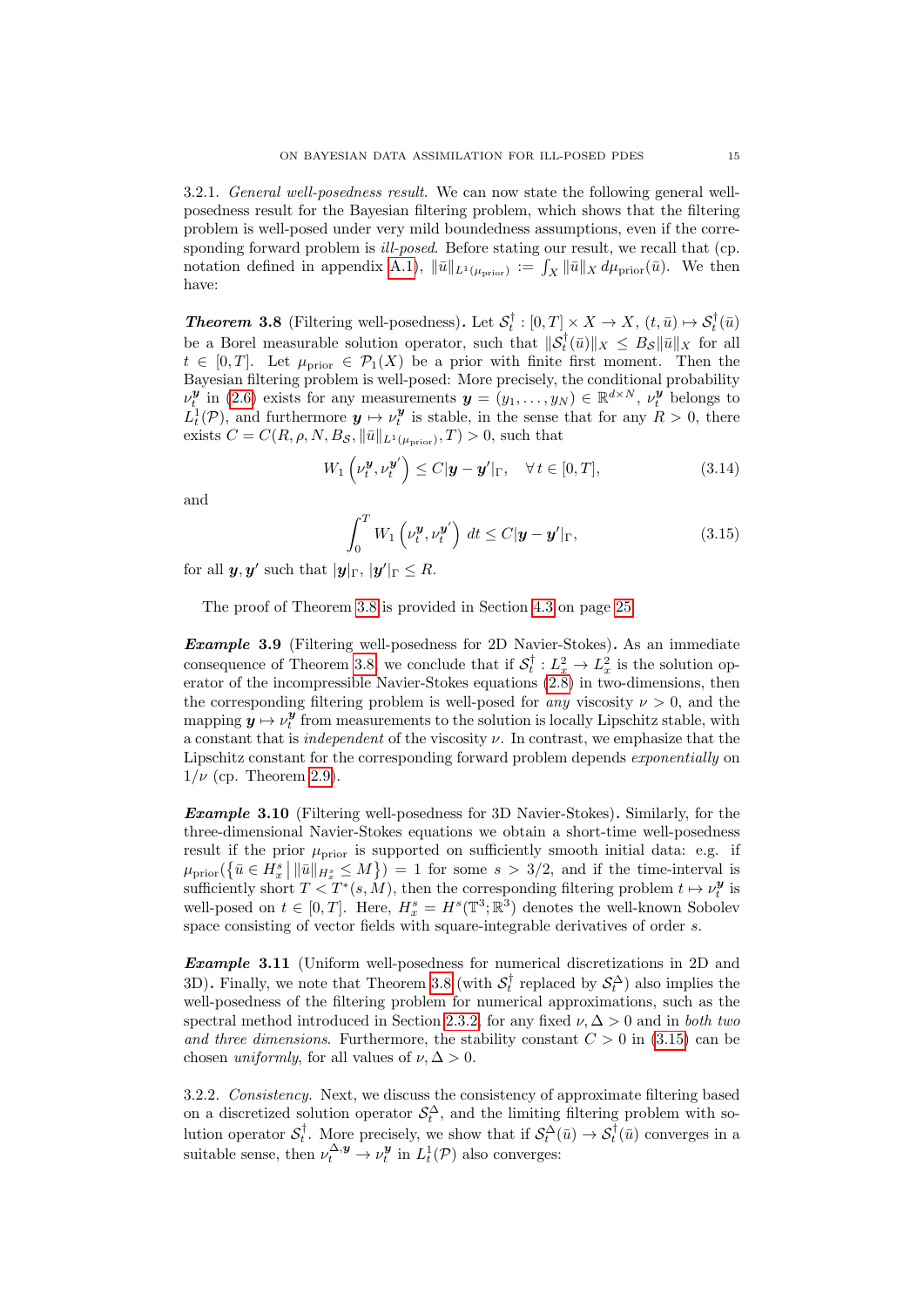3.2.1. *General well-posedness result.* We can now state the following general well-posedness result for the Bayesian filtering problem, which shows that the filtering problem is well-posed under very mild boundedness assumptions, even if the corresponding forward problem is *ill-posed*. Before stating our result, we recall that (cp. notation defined in appendix A.1), $\|\bar u\|_{L^1(\mu_{\mathrm{prior}})} := \int_X \|\bar u\|_X \, d\mu_{\mathrm{prior}}(\bar u)$. We then have:

***Theorem 3.8*** (Filtering well-posedness)**.** Let $\mathcal{S}_t^\dagger : [0,T]\times X \to X$, $(t,\bar u) \mapsto \mathcal{S}_t^\dagger(\bar u)$ be a Borel measurable solution operator, such that $\|\mathcal{S}_t^\dagger(\bar u)\|_X \le B_{\mathcal{S}} \|\bar u\|_X$ for all $t \in [0,T]$. Let $\mu_{\mathrm{prior}} \in \mathcal{P}_1(X)$ be a prior with finite first moment. Then the Bayesian filtering problem is well-posed: More precisely, the conditional probability $\nu_t^{\boldsymbol{y}}$ in (2.6) exists for any measurements $\boldsymbol{y} = (y_1, \dots, y_N) \in \mathbb{R}^{d\times N}$, $\nu_t^{\boldsymbol{y}}$ belongs to $L^1_t(\mathcal{P})$, and furthermore $\boldsymbol{y} \mapsto \nu_t^{\boldsymbol{y}}$ is stable, in the sense that for any $R>0$, there exists $C = C(R, \rho, N, B_{\mathcal{S}}, \|\bar u\|_{L^1(\mu_{\mathrm{prior}})}, T) > 0$, such that

$$W_1\left(\nu_t^{\boldsymbol{y}}, \nu_t^{\boldsymbol{y}'}\right) \le C |\boldsymbol{y} - \boldsymbol{y}'|_\Gamma, \quad \forall\, t \in [0,T], \tag{3.14}$$

and

$$\int_0^T W_1\left(\nu_t^{\boldsymbol{y}}, \nu_t^{\boldsymbol{y}'}\right) \, dt \le C |\boldsymbol{y} - \boldsymbol{y}'|_\Gamma, \tag{3.15}$$

for all $\boldsymbol{y}, \boldsymbol{y}'$ such that $|\boldsymbol{y}|_\Gamma$, $|\boldsymbol{y}'|_\Gamma \le R$.

The proof of Theorem 3.8 is provided in Section 4.3 on page 25.

***Example 3.9*** (Filtering well-posedness for 2D Navier-Stokes)**.** As an immediate consequence of Theorem 3.8, we conclude that if $\mathcal{S}_t^\dagger : L^2_x \to L^2_x$ is the solution operator of the incompressible Navier-Stokes equations (2.8) in two-dimensions, then the corresponding filtering problem is well-posed for *any* viscosity $\nu > 0$, and the mapping $\boldsymbol{y} \mapsto \nu_t^{\boldsymbol{y}}$ from measurements to the solution is locally Lipschitz stable, with a constant that is *independent* of the viscosity $\nu$. In contrast, we emphasize that the Lipschitz constant for the corresponding forward problem depends *exponentially* on $1/\nu$ (cp. Theorem 2.9).

***Example 3.10*** (Filtering well-posedness for 3D Navier-Stokes)**.** Similarly, for the three-dimensional Navier-Stokes equations we obtain a short-time well-posedness result if the prior $\mu_{\mathrm{prior}}$ is supported on sufficiently smooth initial data: e.g. if $\mu_{\mathrm{prior}}(\{\bar u \in H^s_x \,|\, \|\bar u\|_{H^s_x} \le M\}) = 1$ for some $s > 3/2$, and if the time-interval is sufficiently short $T < T^*(s, M)$, then the corresponding filtering problem $t \mapsto \nu_t^{\boldsymbol{y}}$ is well-posed on $t \in [0,T]$. Here, $H^s_x = H^s(\mathbb{T}^3; \mathbb{R}^3)$ denotes the well-known Sobolev space consisting of vector fields with square-integrable derivatives of order $s$.

***Example 3.11*** (Uniform well-posedness for numerical discretizations in 2D and 3D)**.** Finally, we note that Theorem 3.8 (with $\mathcal{S}_t^\dagger$ replaced by $\mathcal{S}_t^\Delta$) also implies the well-posedness of the filtering problem for numerical approximations, such as the spectral method introduced in Section 2.3.2, for any fixed $\nu, \Delta > 0$ and in *both two and three dimensions*. Furthermore, the stability constant $C > 0$ in (3.15) can be chosen *uniformly*, for all values of $\nu, \Delta > 0$.

3.2.2. *Consistency.* Next, we discuss the consistency of approximate filtering based on a discretized solution operator $\mathcal{S}_t^\Delta$, and the limiting filtering problem with solution operator $\mathcal{S}_t^\dagger$. More precisely, we show that if $\mathcal{S}_t^\Delta(\bar u) \to \mathcal{S}_t^\dagger(\bar u)$ converges in a suitable sense, then $\nu_t^{\Delta,\boldsymbol{y}} \to \nu_t^{\boldsymbol{y}}$ in $L^1_t(\mathcal{P})$ also converges: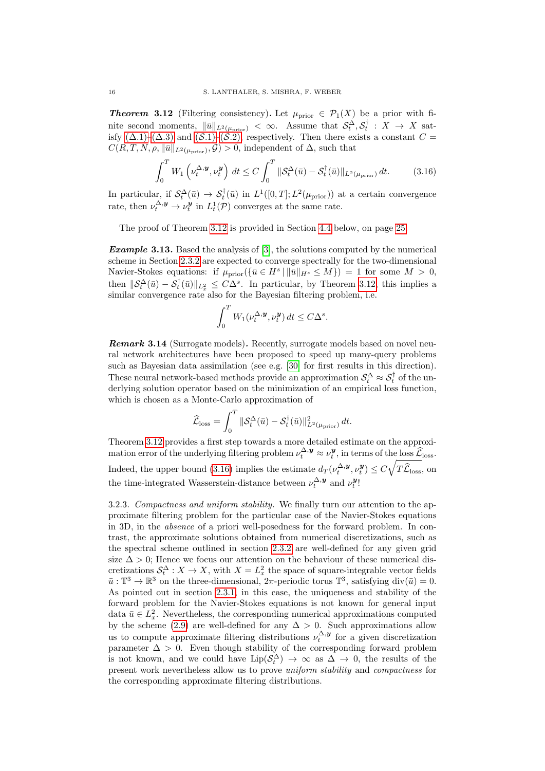***Theorem* 3.12** (Filtering consistency)**.** Let $\mu_{\mathrm{prior}} \in \mathcal{P}_1(X)$ be a prior with finite second moments, $\|\bar{u}\|_{L^2(\mu_{\mathrm{prior}})} < \infty$. Assume that $\mathcal{S}^\Delta_t, \mathcal{S}^\dagger_t : X \to X$ satisfy (Δ.1)–(Δ.3) and ($\mathcal{S}$.1)–($\mathcal{S}$.2) respectively. Then there exists a constant $C = C(R, T, N, \rho, \|\bar{u}\|_{L^2(\mu_{\mathrm{prior}})}, \mathcal{G}) > 0$, independent of $\Delta$, such that

$$
\int_0^T W_1\left(\nu_t^{\Delta,\boldsymbol{y}}, \nu_t^{\boldsymbol{y}}\right) dt \le C \int_0^T \|\mathcal{S}^\Delta_t(\bar{u}) - \mathcal{S}^\dagger_t(\bar{u})\|_{L^2(\mu_{\mathrm{prior}})}\, dt. \tag{3.16}
$$

In particular, if $\mathcal{S}^\Delta_t(\bar{u}) \to \mathcal{S}^\dagger_t(\bar{u})$ in $L^1([0,T]; L^2(\mu_{\mathrm{prior}}))$ at a certain convergence rate, then $\nu_t^{\Delta,\boldsymbol{y}} \to \nu_t^{\boldsymbol{y}}$ in $L^1_t(\mathcal{P})$ converges at the same rate.

The proof of Theorem 3.12 is provided in Section 4.4 below, on page 25.

***Example* 3.13.** Based the analysis of [3], the solutions computed by the numerical scheme in Section 2.3.2 are expected to converge spectrally for the two-dimensional Navier-Stokes equations: if $\mu_{\mathrm{prior}}(\{\bar{u} \in H^s \,|\, \|\bar{u}\|_{H^s} \le M\}) = 1$ for some $M > 0$, then $\|\mathcal{S}^\Delta_t(\bar{u}) - \mathcal{S}^\dagger_t(\bar{u})\|_{L^2_x} \le C\Delta^s$. In particular, by Theorem 3.12, this implies a similar convergence rate also for the Bayesian filtering problem, i.e.

$$
\int_0^T W_1(\nu_t^{\Delta,\boldsymbol{y}}, \nu_t^{\boldsymbol{y}})\, dt \le C\Delta^s.
$$

***Remark* 3.14** (Surrogate models)**.** Recently, surrogate models based on novel neural network architectures have been proposed to speed up many-query problems such as Bayesian data assimilation (see e.g. [30] for first results in this direction). These neural network-based methods provide an approximation $\mathcal{S}^\Delta_t \approx \mathcal{S}^\dagger_t$ of the underlying solution operator based on the minimization of an empirical loss function, which is chosen as a Monte-Carlo approximation of

$$
\widehat{\mathcal{L}}_{\mathrm{loss}} = \int_0^T \|\mathcal{S}^\Delta_t(\bar{u}) - \mathcal{S}^\dagger_t(\bar{u})\|^2_{L^2(\mu_{\mathrm{prior}})}\, dt.
$$

Theorem 3.12 provides a first step towards a more detailed estimate on the approximation error of the underlying filtering problem $\nu_t^{\Delta,\boldsymbol{y}} \approx \nu_t^{\boldsymbol{y}}$, in terms of the loss $\widehat{\mathcal{L}}_{\mathrm{loss}}$. Indeed, the upper bound (3.16) implies the estimate $d_T(\nu_t^{\Delta,\boldsymbol{y}}, \nu_t^{\boldsymbol{y}}) \le C\sqrt{T\widehat{\mathcal{L}}_{\mathrm{loss}}}$, on the time-integrated Wasserstein-distance between $\nu_t^{\Delta,\boldsymbol{y}}$ and $\nu_t^{\boldsymbol{y}}$!

3.2.3. *Compactness and uniform stability.* We finally turn our attention to the approximate filtering problem for the particular case of the Navier-Stokes equations in 3D, in the *absence* of a priori well-posedness for the forward problem. In contrast, the approximate solutions obtained from numerical discretizations, such as the spectral scheme outlined in section 2.3.2 are well-defined for any given grid size $\Delta > 0$; Hence we focus our attention on the behaviour of these numerical discretizations $\mathcal{S}^\Delta_t : X \to X$, with $X = L^2_x$ the space of square-integrable vector fields $\bar{u} : \mathbb{T}^3 \to \mathbb{R}^3$ on the three-dimensional, $2\pi$-periodic torus $\mathbb{T}^3$, satisfying $\mathrm{div}(\bar{u}) = 0$. As pointed out in section 2.3.1, in this case, the uniqueness and stability of the forward problem for the Navier-Stokes equations is not known for general input data $\bar{u} \in L^2_x$. Nevertheless, the corresponding numerical approximations computed by the scheme (2.9) are well-defined for any $\Delta > 0$. Such approximations allow us to compute approximate filtering distributions $\nu_t^{\Delta,\boldsymbol{y}}$ for a given discretization parameter $\Delta > 0$. Even though stability of the corresponding forward problem is not known, and we could have $\mathrm{Lip}(\mathcal{S}^\Delta_t) \to \infty$ as $\Delta \to 0$, the results of the present work nevertheless allow us to prove *uniform stability* and *compactness* for the corresponding approximate filtering distributions.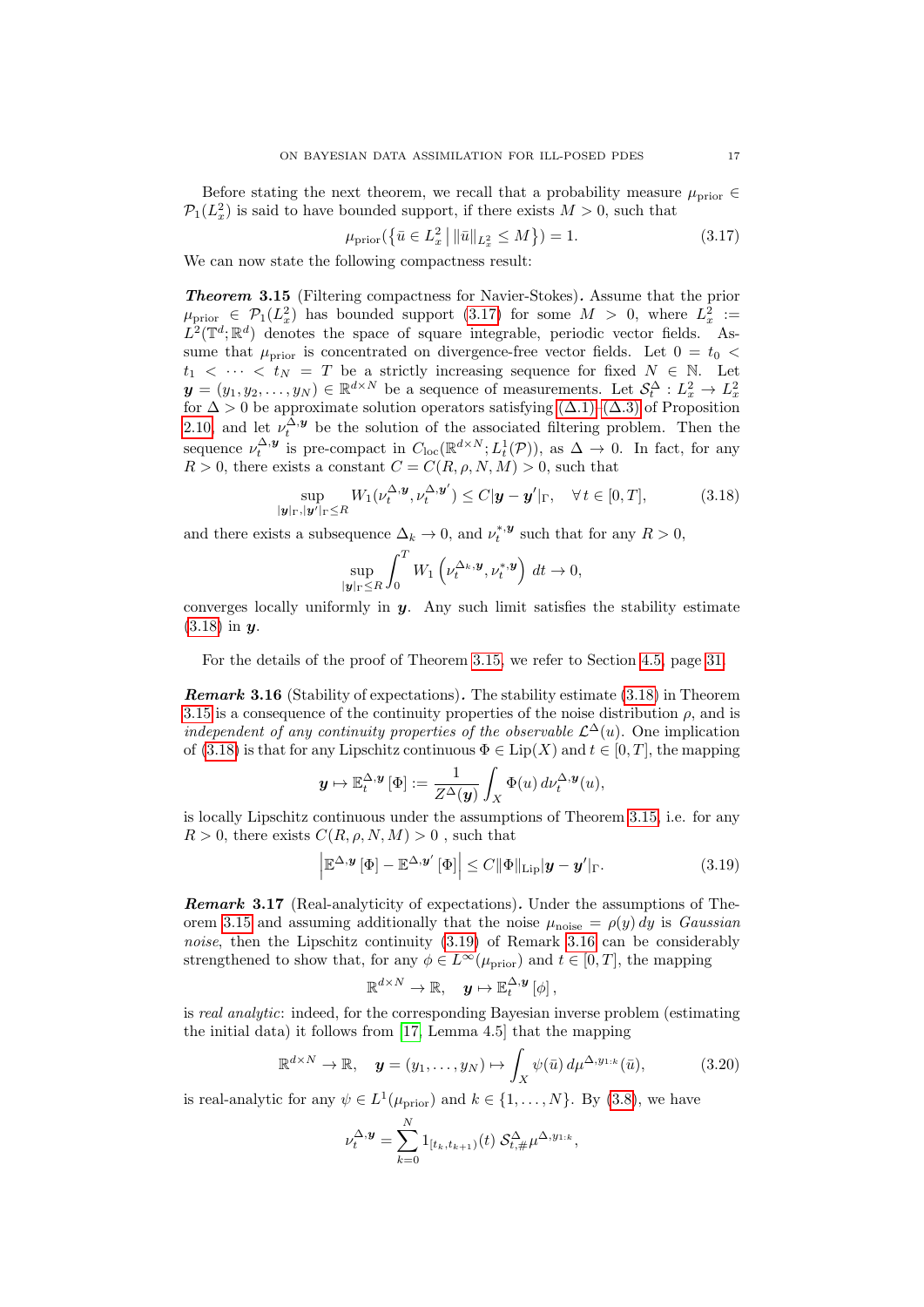Before stating the next theorem, we recall that a probability measure $\mu_{\text{prior}} \in \mathcal{P}_1(L^2_x)$ is said to have bounded support, if there exists $M > 0$, such that

$$\mu_{\text{prior}}(\{\bar{u} \in L^2_x \,|\, \|\bar{u}\|_{L^2_x} \le M\}) = 1. \tag{3.17}$$

We can now state the following compactness result:

***Theorem* 3.15** (Filtering compactness for Navier-Stokes)**.** Assume that the prior $\mu_{\text{prior}} \in \mathcal{P}_1(L^2_x)$ has bounded support (3.17) for some $M > 0$, where $L^2_x := L^2(\mathbb{T}^d;\mathbb{R}^d)$ denotes the space of square integrable, periodic vector fields. Assume that $\mu_{\text{prior}}$ is concentrated on divergence-free vector fields. Let $0 = t_0 < t_1 < \cdots < t_N = T$ be a strictly increasing sequence for fixed $N \in \mathbb{N}$. Let $\boldsymbol{y} = (y_1, y_2, \dots, y_N) \in \mathbb{R}^{d\times N}$ be a sequence of measurements. Let $\mathcal{S}^\Delta_t : L^2_x \to L^2_x$ for $\Delta > 0$ be approximate solution operators satisfying (Δ.1)–(Δ.3) of Proposition 2.10, and let $\nu^{\Delta,\boldsymbol{y}}_t$ be the solution of the associated filtering problem. Then the sequence $\nu^{\Delta,\boldsymbol{y}}_t$ is pre-compact in $C_{\text{loc}}(\mathbb{R}^{d\times N}; L^1_t(\mathcal{P}))$, as $\Delta \to 0$. In fact, for any $R > 0$, there exists a constant $C = C(R,\rho,N,M) > 0$, such that

$$\sup_{|\boldsymbol{y}|_\Gamma, |\boldsymbol{y}'|_\Gamma \le R} W_1(\nu^{\Delta,\boldsymbol{y}}_t, \nu^{\Delta,\boldsymbol{y}'}_t) \le C|\boldsymbol{y} - \boldsymbol{y}'|_\Gamma, \quad \forall t \in [0,T], \tag{3.18}$$

and there exists a subsequence $\Delta_k \to 0$, and $\nu^{*,\boldsymbol{y}}_t$ such that for any $R > 0$,

$$\sup_{|\boldsymbol{y}|_\Gamma \le R} \int_0^T W_1\left(\nu^{\Delta_k,\boldsymbol{y}}_t, \nu^{*,\boldsymbol{y}}_t\right)\, dt \to 0,$$

converges locally uniformly in $\boldsymbol{y}$. Any such limit satisfies the stability estimate (3.18) in $\boldsymbol{y}$.

For the details of the proof of Theorem 3.15, we refer to Section 4.5, page 31.

***Remark* 3.16** (Stability of expectations)**.** The stability estimate (3.18) in Theorem 3.15 is a consequence of the continuity properties of the noise distribution $\rho$, and is *independent of any continuity properties of the observable* $\mathcal{L}^\Delta(u)$. One implication of (3.18) is that for any Lipschitz continuous $\Phi \in \text{Lip}(X)$ and $t \in [0,T]$, the mapping

$$\boldsymbol{y} \mapsto \mathbb{E}^{\Delta,\boldsymbol{y}}_t[\Phi] := \frac{1}{Z^\Delta(\boldsymbol{y})} \int_X \Phi(u)\, d\nu^{\Delta,\boldsymbol{y}}_t(u),$$

is locally Lipschitz continuous under the assumptions of Theorem 3.15, i.e. for any $R > 0$, there exists $C(R,\rho,N,M) > 0$ , such that

$$\left|\mathbb{E}^{\Delta,\boldsymbol{y}}[\Phi] - \mathbb{E}^{\Delta,\boldsymbol{y}'}[\Phi]\right| \le C\|\Phi\|_{\text{Lip}} |\boldsymbol{y} - \boldsymbol{y}'|_\Gamma. \tag{3.19}$$

***Remark* 3.17** (Real-analyticity of expectations)**.** Under the assumptions of Theorem 3.15 and assuming additionally that the noise $\mu_{\text{noise}} = \rho(y)\,dy$ is *Gaussian noise*, then the Lipschitz continuity (3.19) of Remark 3.16 can be considerably strengthened to show that, for any $\phi \in L^\infty(\mu_{\text{prior}})$ and $t \in [0,T]$, the mapping

$$\mathbb{R}^{d\times N} \to \mathbb{R}, \quad \boldsymbol{y} \mapsto \mathbb{E}^{\Delta,\boldsymbol{y}}_t[\phi],$$

is *real analytic*: indeed, for the corresponding Bayesian inverse problem (estimating the initial data) it follows from [17, Lemma 4.5] that the mapping

$$\mathbb{R}^{d\times N} \to \mathbb{R}, \quad \boldsymbol{y} = (y_1,\dots,y_N) \mapsto \int_X \psi(\bar{u})\, d\mu^{\Delta, y_{1:k}}(\bar{u}), \tag{3.20}$$

is real-analytic for any $\psi \in L^1(\mu_{\text{prior}})$ and $k \in \{1,\dots,N\}$. By (3.8), we have

$$\nu^{\Delta,\boldsymbol{y}}_t = \sum_{k=0}^N 1_{[t_k,t_{k+1})}(t)\, \mathcal{S}^\Delta_{t,\#}\mu^{\Delta,y_{1:k}},$$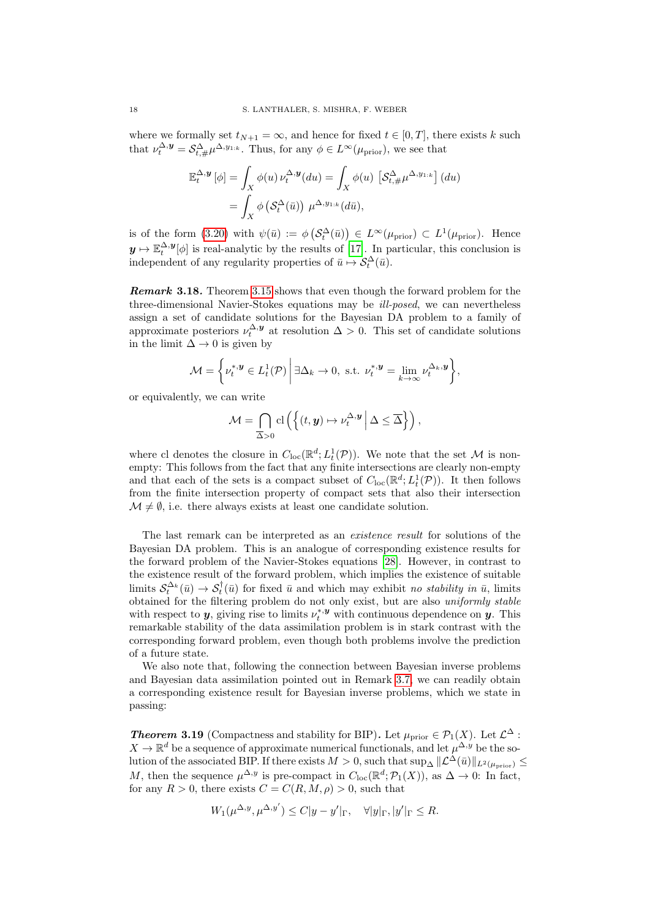where we formally set $t_{N+1} = \infty$, and hence for fixed $t \in [0, T]$, there exists $k$ such that $\nu_t^{\Delta,\boldsymbol{y}} = \mathcal{S}^{\Delta}_{t,\#}\mu^{\Delta,y_{1:k}}$. Thus, for any $\phi \in L^\infty(\mu_{\mathrm{prior}})$, we see that

$$
\begin{aligned}
\mathbb{E}_t^{\Delta,\boldsymbol{y}}[\phi] &= \int_X \phi(u)\, \nu_t^{\Delta,\boldsymbol{y}}(du) = \int_X \phi(u) \, \left[\mathcal{S}^{\Delta}_{t,\#}\mu^{\Delta,y_{1:k}}\right](du) \\
&= \int_X \phi\left(\mathcal{S}_t^{\Delta}(\bar{u})\right)\, \mu^{\Delta,y_{1:k}}(d\bar{u}),
\end{aligned}
$$

is of the form (3.20) with $\psi(\bar{u}) := \phi\left(\mathcal{S}_t^{\Delta}(\bar{u})\right) \in L^\infty(\mu_{\mathrm{prior}}) \subset L^1(\mu_{\mathrm{prior}})$. Hence $\boldsymbol{y} \mapsto \mathbb{E}_t^{\Delta,\boldsymbol{y}}[\phi]$ is real-analytic by the results of [17]. In particular, this conclusion is independent of any regularity properties of $\bar{u} \mapsto \mathcal{S}_t^{\Delta}(\bar{u})$.

***Remark* 3.18.** Theorem 3.15 shows that even though the forward problem for the three-dimensional Navier-Stokes equations may be *ill-posed*, we can nevertheless assign a set of candidate solutions for the Bayesian DA problem to a family of approximate posteriors $\nu_t^{\Delta,\boldsymbol{y}}$ at resolution $\Delta > 0$. This set of candidate solutions in the limit $\Delta \to 0$ is given by

$$
\mathcal{M} = \left\{ \nu_t^{*,\boldsymbol{y}} \in L^1_t(\mathcal{P}) \,\middle|\, \exists \Delta_k \to 0, \text{ s.t. } \nu_t^{*,\boldsymbol{y}} = \lim_{k\to\infty} \nu_t^{\Delta_k,\boldsymbol{y}} \right\},
$$

or equivalently, we can write

$$
\mathcal{M} = \bigcap_{\overline{\Delta}>0} \mathrm{cl}\left( \left\{ (t,\boldsymbol{y}) \mapsto \nu_t^{\Delta,\boldsymbol{y}} \,\middle|\, \Delta \le \overline{\Delta} \right\} \right),
$$

where cl denotes the closure in $C_{\mathrm{loc}}(\mathbb{R}^d; L^1_t(\mathcal{P}))$. We note that the set $\mathcal{M}$ is non-empty: This follows from the fact that any finite intersections are clearly non-empty and that each of the sets is a compact subset of $C_{\mathrm{loc}}(\mathbb{R}^d; L^1_t(\mathcal{P}))$. It then follows from the finite intersection property of compact sets that also their intersection $\mathcal{M} \neq \emptyset$, i.e. there always exists at least one candidate solution.

The last remark can be interpreted as an *existence result* for solutions of the Bayesian DA problem. This is an analogue of corresponding existence results for the forward problem of the Navier-Stokes equations [28]. However, in contrast to the existence result of the forward problem, which implies the existence of suitable limits $\mathcal{S}_t^{\Delta_k}(\bar{u}) \to \mathcal{S}_t^1(\bar{u})$ for fixed $\bar{u}$ and which may exhibit *no stability in* $\bar{u}$, limits obtained for the filtering problem do not only exist, but are also *uniformly stable* with respect to $\boldsymbol{y}$, giving rise to limits $\nu_t^{*,\boldsymbol{y}}$ with continuous dependence on $\boldsymbol{y}$. This remarkable stability of the data assimilation problem is in stark contrast with the corresponding forward problem, even though both problems involve the prediction of a future state.

We also note that, following the connection between Bayesian inverse problems and Bayesian data assimilation pointed out in Remark 3.7, we can readily obtain a corresponding existence result for Bayesian inverse problems, which we state in passing:

***Theorem* 3.19** (Compactness and stability for BIP)**.** Let $\mu_{\mathrm{prior}} \in \mathcal{P}_1(X)$. Let $\mathcal{L}^\Delta : X \to \mathbb{R}^d$ be a sequence of approximate numerical functionals, and let $\mu^{\Delta,y}$ be the solution of the associated BIP. If there exists $M > 0$, such that $\sup_\Delta \|\mathcal{L}^\Delta(\bar{u})\|_{L^2(\mu_{\mathrm{prior}})} \le M$, then the sequence $\mu^{\Delta,y}$ is pre-compact in $C_{\mathrm{loc}}(\mathbb{R}^d; \mathcal{P}_1(X))$, as $\Delta \to 0$: In fact, for any $R > 0$, there exists $C = C(R, M, \rho) > 0$, such that

$$
W_1(\mu^{\Delta,y}, \mu^{\Delta,y'}) \le C|y - y'|_\Gamma, \quad \forall |y|_\Gamma, |y'|_\Gamma \le R.
$$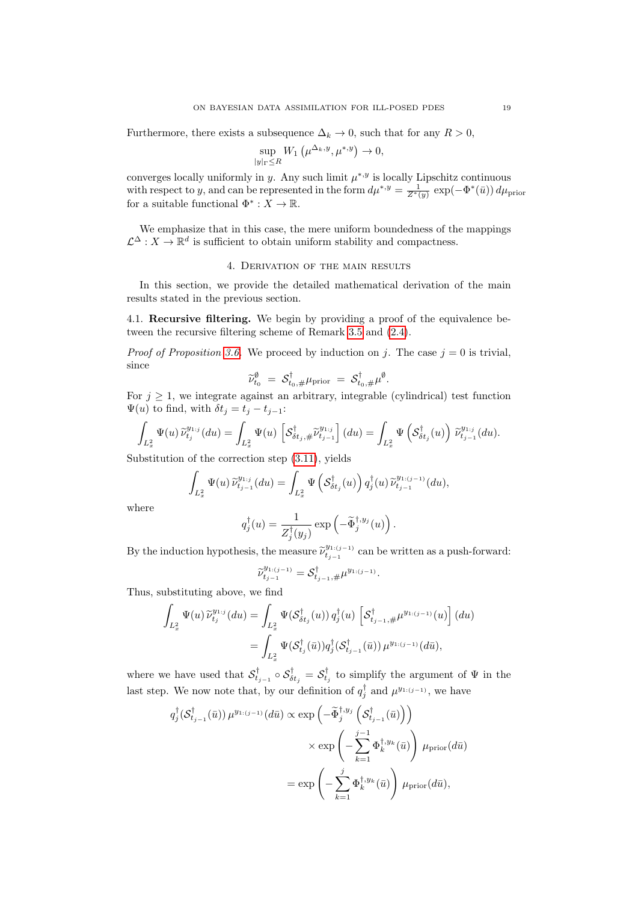Furthermore, there exists a subsequence $\Delta_k \to 0$, such that for any $R > 0$,

$$\sup_{|y|_\Gamma \le R} W_1\left(\mu^{\Delta_k, y}, \mu^{*,y}\right) \to 0,$$

converges locally uniformly in $y$. Any such limit $\mu^{*,y}$ is locally Lipschitz continuous with respect to $y$, and can be represented in the form $d\mu^{*,y} = \frac{1}{Z^*(y)} \exp(-\Phi^*(\bar{u}))\, d\mu_{\text{prior}}$ for a suitable functional $\Phi^* : X \to \mathbb{R}$.

We emphasize that in this case, the mere uniform boundedness of the mappings $\mathcal{L}^\Delta : X \to \mathbb{R}^d$ is sufficient to obtain uniform stability and compactness.

## 4. Derivation of the main results

In this section, we provide the detailed mathematical derivation of the main results stated in the previous section.

4.1. **Recursive filtering.** We begin by providing a proof of the equivalence between the recursive filtering scheme of Remark 3.5 and (2.4).

*Proof of Proposition 3.6.* We proceed by induction on $j$. The case $j = 0$ is trivial, since

$$\widetilde{\nu}^{\emptyset}_{t_0} = \mathcal{S}^\dagger_{t_0,\#}\mu_{\text{prior}} = \mathcal{S}^\dagger_{t_0,\#}\mu^{\emptyset}.$$

For $j \ge 1$, we integrate against an arbitrary, integrable (cylindrical) test function $\Psi(u)$ to find, with $\delta t_j = t_j - t_{j-1}$:

$$\int_{L^2_x} \Psi(u)\, \widetilde{\nu}^{y_{1:j}}_{t_j}(du) = \int_{L^2_x} \Psi(u)\left[\mathcal{S}^\dagger_{\delta t_j,\#}\widetilde{\nu}^{y_{1:j}}_{t_{j-1}}\right](du) = \int_{L^2_x} \Psi\left(\mathcal{S}^\dagger_{\delta t_j}(u)\right)\widetilde{\nu}^{y_{1:j}}_{t_{j-1}}(du).$$

Substitution of the correction step (3.11), yields

$$\int_{L^2_x} \Psi(u)\, \widetilde{\nu}^{y_{1:j}}_{t_{j-1}}(du) = \int_{L^2_x} \Psi\left(\mathcal{S}^\dagger_{\delta t_j}(u)\right) q^\dagger_j(u)\, \widetilde{\nu}^{y_{1:(j-1)}}_{t_{j-1}}(du),$$

where

$$q^\dagger_j(u) = \frac{1}{Z^\dagger_j(y_j)} \exp\left(-\widetilde{\Phi}^{\dagger,y_j}_j(u)\right).$$

By the induction hypothesis, the measure $\widetilde{\nu}^{y_{1:(j-1)}}_{t_{j-1}}$ can be written as a push-forward:

$$\widetilde{\nu}^{y_{1:(j-1)}}_{t_{j-1}} = \mathcal{S}^\dagger_{t_{j-1},\#}\mu^{y_{1:(j-1)}}.$$

Thus, substituting above, we find

$$\begin{aligned}
\int_{L^2_x} \Psi(u)\, \widetilde{\nu}^{y_{1:j}}_{t_j}(du) &= \int_{L^2_x} \Psi(\mathcal{S}^\dagger_{\delta t_j}(u))\, q^\dagger_j(u)\left[\mathcal{S}^\dagger_{t_{j-1},\#}\mu^{y_{1:(j-1)}}(u)\right](du) \\
&= \int_{L^2_x} \Psi(\mathcal{S}^\dagger_{t_j}(\bar{u}))\, q^\dagger_j(\mathcal{S}^\dagger_{t_{j-1}}(\bar{u}))\, \mu^{y_{1:(j-1)}}(d\bar{u}),
\end{aligned}$$

where we have used that $\mathcal{S}^\dagger_{t_{j-1}} \circ \mathcal{S}^\dagger_{\delta t_j} = \mathcal{S}^\dagger_{t_j}$ to simplify the argument of $\Psi$ in the last step. We now note that, by our definition of $q^\dagger_j$ and $\mu^{y_{1:(j-1)}}$, we have

$$\begin{aligned}
q^\dagger_j(\mathcal{S}^\dagger_{t_{j-1}}(\bar{u}))\, \mu^{y_{1:(j-1)}}(d\bar{u}) &\propto \exp\left(-\widetilde{\Phi}^{\dagger,y_j}_j\left(\mathcal{S}^\dagger_{t_{j-1}}(\bar{u})\right)\right) \\
&\qquad \times \exp\left(-\sum_{k=1}^{j-1} \Phi^{\dagger,y_k}_k(\bar{u})\right)\mu_{\text{prior}}(d\bar{u}) \\
&= \exp\left(-\sum_{k=1}^{j} \Phi^{\dagger,y_k}_k(\bar{u})\right)\mu_{\text{prior}}(d\bar{u}),
\end{aligned}$$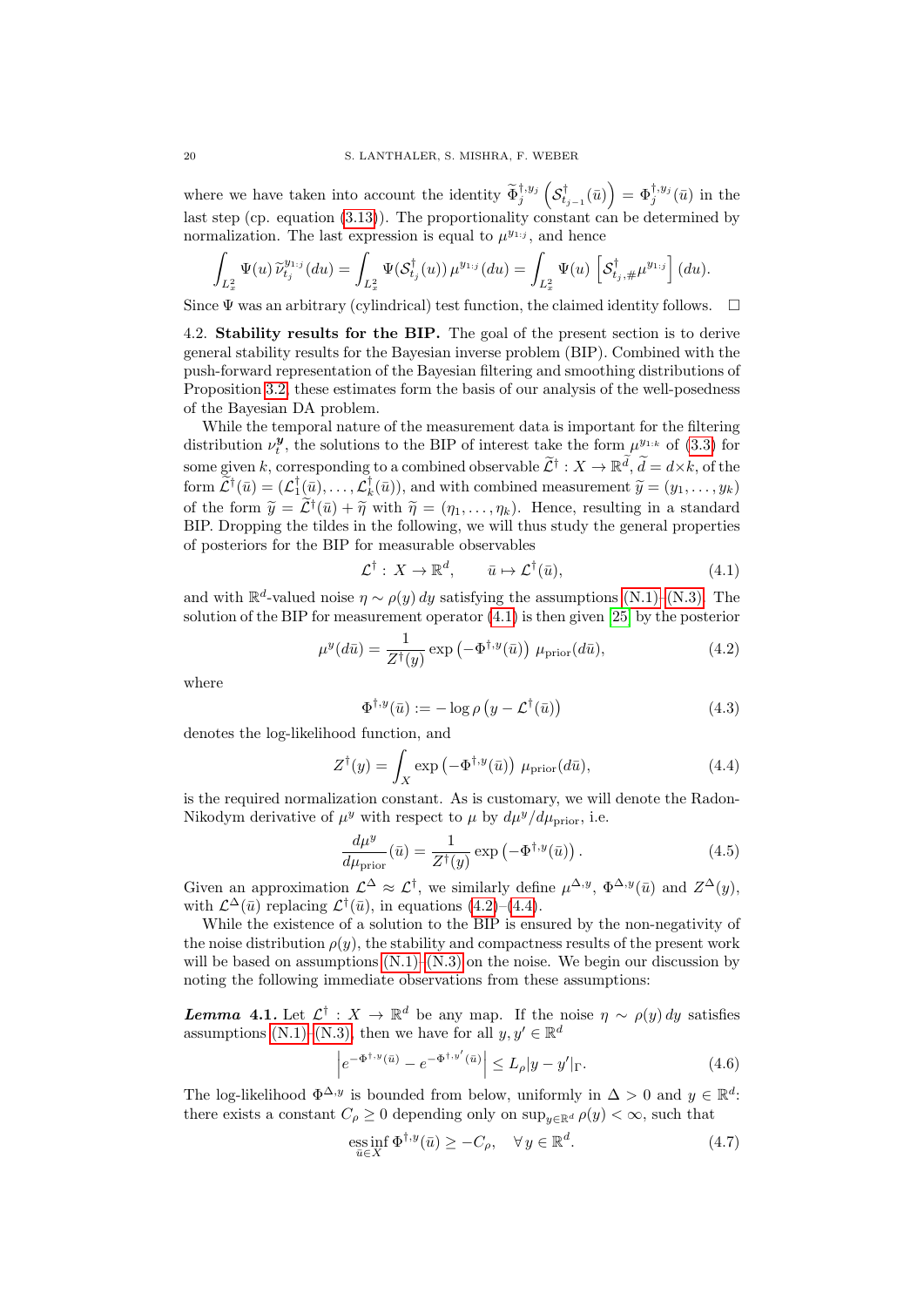where we have taken into account the identity $\widetilde{\Phi}_j^{\dagger,y_j}\left(\mathcal{S}^\dagger_{t_{j-1}}(\bar{u})\right) = \Phi_j^{\dagger,y_j}(\bar{u})$ in the last step (cp. equation (3.13)). The proportionality constant can be determined by normalization. The last expression is equal to $\mu^{y_{1:j}}$, and hence

$$\int_{L^2_x} \Psi(u)\, \widetilde{\nu}^{y_{1:j}}_{t_j}(du) = \int_{L^2_x} \Psi(\mathcal{S}^\dagger_{t_j}(u))\, \mu^{y_{1:j}}(du) = \int_{L^2_x} \Psi(u) \left[\mathcal{S}^\dagger_{t_j,\#}\mu^{y_{1:j}}\right](du).$$

Since $\Psi$ was an arbitrary (cylindrical) test function, the claimed identity follows. □

**4.2. Stability results for the BIP.** The goal of the present section is to derive general stability results for the Bayesian inverse problem (BIP). Combined with the push-forward representation of the Bayesian filtering and smoothing distributions of Proposition 3.2, these estimates form the basis of our analysis of the well-posedness of the Bayesian DA problem.

While the temporal nature of the measurement data is important for the filtering distribution $\nu_t^{\boldsymbol{y}}$, the solutions to the BIP of interest take the form $\mu^{y_{1:k}}$ of (3.3) for some given $k$, corresponding to a combined observable $\widetilde{\mathcal{L}}^\dagger : X \to \mathbb{R}^{\widetilde{d}}$, $\widetilde{d} = d \times k$, of the form $\widetilde{\mathcal{L}}^\dagger(\bar{u}) = (\mathcal{L}_1^\dagger(\bar{u}), \dots, \mathcal{L}_k^\dagger(\bar{u}))$, and with combined measurement $\widetilde{y} = (y_1, \dots, y_k)$ of the form $\widetilde{y} = \widetilde{\mathcal{L}}^\dagger(\bar{u}) + \widetilde{\eta}$ with $\widetilde{\eta} = (\eta_1, \dots, \eta_k)$. Hence, resulting in a standard BIP. Dropping the tildes in the following, we will thus study the general properties of posteriors for the BIP for measurable observables

$$\mathcal{L}^\dagger : X \to \mathbb{R}^d, \qquad \bar{u} \mapsto \mathcal{L}^\dagger(\bar{u}), \tag{4.1}$$

and with $\mathbb{R}^d$-valued noise $\eta \sim \rho(y)\,dy$ satisfying the assumptions (N.1)–(N.3). The solution of the BIP for measurement operator (4.1) is then given [25] by the posterior

$$\mu^y(d\bar{u}) = \frac{1}{Z^\dagger(y)} \exp\left(-\Phi^{\dagger,y}(\bar{u})\right) \mu_{\mathrm{prior}}(d\bar{u}), \tag{4.2}$$

where

$$\Phi^{\dagger,y}(\bar{u}) := -\log \rho\left(y - \mathcal{L}^\dagger(\bar{u})\right) \tag{4.3}$$

denotes the log-likelihood function, and

$$Z^\dagger(y) = \int_X \exp\left(-\Phi^{\dagger,y}(\bar{u})\right) \mu_{\mathrm{prior}}(d\bar{u}), \tag{4.4}$$

is the required normalization constant. As is customary, we will denote the Radon-Nikodym derivative of $\mu^y$ with respect to $\mu$ by $d\mu^y/d\mu_{\mathrm{prior}}$, i.e.

$$\frac{d\mu^y}{d\mu_{\mathrm{prior}}}(\bar{u}) = \frac{1}{Z^\dagger(y)} \exp\left(-\Phi^{\dagger,y}(\bar{u})\right). \tag{4.5}$$

Given an approximation $\mathcal{L}^\Delta \approx \mathcal{L}^\dagger$, we similarly define $\mu^{\Delta,y}$, $\Phi^{\Delta,y}(\bar{u})$ and $Z^\Delta(y)$, with $\mathcal{L}^\Delta(\bar{u})$ replacing $\mathcal{L}^\dagger(\bar{u})$, in equations (4.2)–(4.4).

While the existence of a solution to the BIP is ensured by the non-negativity of the noise distribution $\rho(y)$, the stability and compactness results of the present work will be based on assumptions (N.1)–(N.3) on the noise. We begin our discussion by noting the following immediate observations from these assumptions:

***Lemma* 4.1.** Let $\mathcal{L}^\dagger : X \to \mathbb{R}^d$ be any map. If the noise $\eta \sim \rho(y)\,dy$ satisfies assumptions (N.1)–(N.3), then we have for all $y, y' \in \mathbb{R}^d$

$$\left| e^{-\Phi^{\dagger,y}(\bar{u})} - e^{-\Phi^{\dagger,y'}(\bar{u})} \right| \le L_\rho |y - y'|_\Gamma. \tag{4.6}$$

The log-likelihood $\Phi^{\Delta,y}$ is bounded from below, uniformly in $\Delta > 0$ and $y \in \mathbb{R}^d$: there exists a constant $C_\rho \ge 0$ depending only on $\sup_{y\in\mathbb{R}^d} \rho(y) < \infty$, such that

$$\operatorname*{ess\,inf}_{\bar{u}\in X} \Phi^{\dagger,y}(\bar{u}) \ge -C_\rho, \quad \forall\, y \in \mathbb{R}^d. \tag{4.7}$$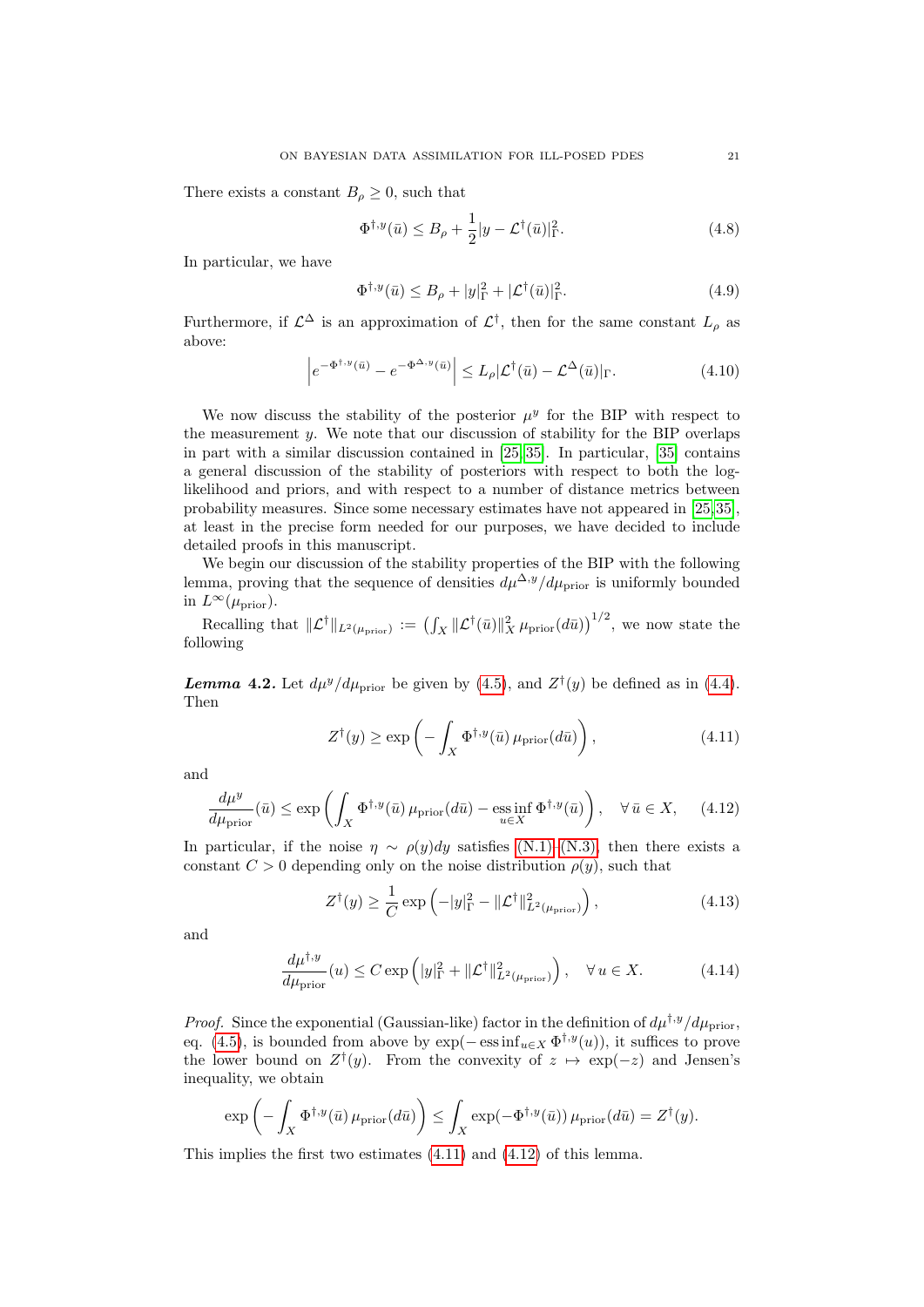There exists a constant $B_\rho \geq 0$, such that

$$\Phi^{\dagger,y}(\bar{u}) \leq B_\rho + \frac{1}{2}|y - \mathcal{L}^\dagger(\bar{u})|_\Gamma^2. \tag{4.8}$$

In particular, we have

$$\Phi^{\dagger,y}(\bar{u}) \leq B_\rho + |y|_\Gamma^2 + |\mathcal{L}^\dagger(\bar{u})|_\Gamma^2. \tag{4.9}$$

Furthermore, if $\mathcal{L}^\Delta$ is an approximation of $\mathcal{L}^\dagger$, then for the same constant $L_\rho$ as above:

$$\left| e^{-\Phi^{\dagger,y}(\bar{u})} - e^{-\Phi^{\Delta,y}(\bar{u})} \right| \leq L_\rho |\mathcal{L}^\dagger(\bar{u}) - \mathcal{L}^\Delta(\bar{u})|_\Gamma. \tag{4.10}$$

We now discuss the stability of the posterior $\mu^y$ for the BIP with respect to the measurement $y$. We note that our discussion of stability for the BIP overlaps in part with a similar discussion contained in [25, 35]. In particular, [35] contains a general discussion of the stability of posteriors with respect to both the log-likelihood and priors, and with respect to a number of distance metrics between probability measures. Since some necessary estimates have not appeared in [25, 35], at least in the precise form needed for our purposes, we have decided to include detailed proofs in this manuscript.

We begin our discussion of the stability properties of the BIP with the following lemma, proving that the sequence of densities $d\mu^{\Delta,y}/d\mu_{\text{prior}}$ is uniformly bounded in $L^\infty(\mu_{\text{prior}})$.

Recalling that $\|\mathcal{L}^\dagger\|_{L^2(\mu_{\text{prior}})} := \left(\int_X \|\mathcal{L}^\dagger(\bar{u})\|_X^2 \, \mu_{\text{prior}}(d\bar{u})\right)^{1/2}$, we now state the following

***Lemma* 4.2.** Let $d\mu^y/d\mu_{\text{prior}}$ be given by (4.5), and $Z^\dagger(y)$ be defined as in (4.4). Then

$$Z^\dagger(y) \geq \exp\left(-\int_X \Phi^{\dagger,y}(\bar{u}) \, \mu_{\text{prior}}(d\bar{u})\right), \tag{4.11}$$

and

$$\frac{d\mu^y}{d\mu_{\text{prior}}}(\bar{u}) \leq \exp\left(\int_X \Phi^{\dagger,y}(\bar{u}) \, \mu_{\text{prior}}(d\bar{u}) - \operatorname*{ess\,inf}_{u \in X} \Phi^{\dagger,y}(\bar{u})\right), \quad \forall \, \bar{u} \in X, \tag{4.12}$$

In particular, if the noise $\eta \sim \rho(y)dy$ satisfies (N.1)–(N.3), then there exists a constant $C > 0$ depending only on the noise distribution $\rho(y)$, such that

$$Z^\dagger(y) \geq \frac{1}{C} \exp\left(-|y|_\Gamma^2 - \|\mathcal{L}^\dagger\|_{L^2(\mu_{\text{prior}})}^2\right), \tag{4.13}$$

and

$$\frac{d\mu^{\dagger,y}}{d\mu_{\text{prior}}}(u) \leq C \exp\left(|y|_\Gamma^2 + \|\mathcal{L}^\dagger\|_{L^2(\mu_{\text{prior}})}^2\right), \quad \forall \, u \in X. \tag{4.14}$$

*Proof.* Since the exponential (Gaussian-like) factor in the definition of $d\mu^{\dagger,y}/d\mu_{\text{prior}}$, eq. (4.5), is bounded from above by $\exp(-\operatorname{ess\,inf}_{u \in X} \Phi^{\dagger,y}(u))$, it suffices to prove the lower bound on $Z^\dagger(y)$. From the convexity of $z \mapsto \exp(-z)$ and Jensen's inequality, we obtain

$$\exp\left(-\int_X \Phi^{\dagger,y}(\bar{u}) \, \mu_{\text{prior}}(d\bar{u})\right) \leq \int_X \exp(-\Phi^{\dagger,y}(\bar{u})) \, \mu_{\text{prior}}(d\bar{u}) = Z^\dagger(y).$$

This implies the first two estimates (4.11) and (4.12) of this lemma.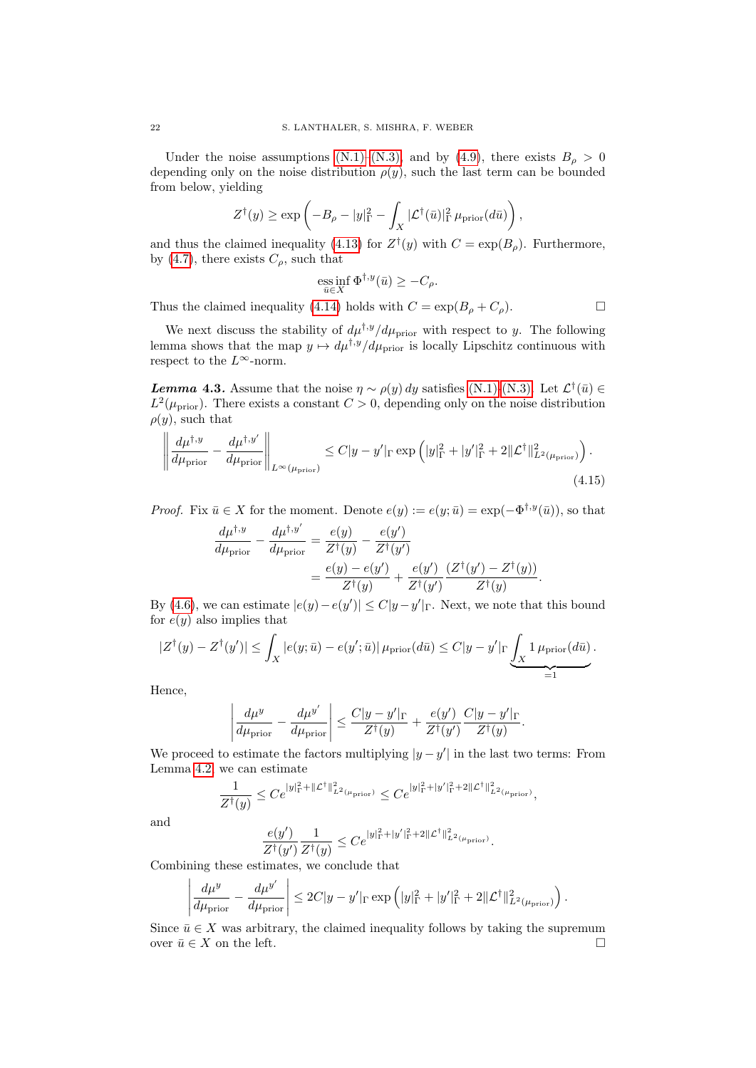Under the noise assumptions (N.1)–(N.3), and by (4.9), there exists $B_\rho > 0$ depending only on the noise distribution $\rho(y)$, such the last term can be bounded from below, yielding

$$Z^\dagger(y) \geq \exp\left(-B_\rho - |y|_\Gamma^2 - \int_X |\mathcal{L}^\dagger(\bar{u})|_\Gamma^2 \, \mu_{\mathrm{prior}}(d\bar{u})\right),$$

and thus the claimed inequality (4.13) for $Z^\dagger(y)$ with $C = \exp(B_\rho)$. Furthermore, by (4.7), there exists $C_\rho$, such that

$$\operatorname*{ess\,inf}_{\bar{u}\in X} \Phi^{\dagger,y}(\bar{u}) \geq -C_\rho.$$

Thus the claimed inequality (4.14) holds with $C = \exp(B_\rho + C_\rho)$. □

We next discuss the stability of $d\mu^{\dagger,y}/d\mu_{\mathrm{prior}}$ with respect to $y$. The following lemma shows that the map $y \mapsto d\mu^{\dagger,y}/d\mu_{\mathrm{prior}}$ is locally Lipschitz continuous with respect to the $L^\infty$-norm.

***Lemma* 4.3.** Assume that the noise $\eta \sim \rho(y)\, dy$ satisfies (N.1)–(N.3). Let $\mathcal{L}^\dagger(\bar{u}) \in L^2(\mu_{\mathrm{prior}})$. There exists a constant $C > 0$, depending only on the noise distribution $\rho(y)$, such that

$$\left\| \frac{d\mu^{\dagger,y}}{d\mu_{\mathrm{prior}}} - \frac{d\mu^{\dagger,y'}}{d\mu_{\mathrm{prior}}} \right\|_{L^\infty(\mu_{\mathrm{prior}})} \leq C|y-y'|_\Gamma \exp\left(|y|_\Gamma^2 + |y'|_\Gamma^2 + 2\|\mathcal{L}^\dagger\|_{L^2(\mu_{\mathrm{prior}})}^2\right). \tag{4.15}$$

*Proof.* Fix $\bar{u} \in X$ for the moment. Denote $e(y) := e(y;\bar{u}) = \exp(-\Phi^{\dagger,y}(\bar{u}))$, so that

$$\begin{aligned}
\frac{d\mu^{\dagger,y}}{d\mu_{\mathrm{prior}}} - \frac{d\mu^{\dagger,y'}}{d\mu_{\mathrm{prior}}} &= \frac{e(y)}{Z^\dagger(y)} - \frac{e(y')}{Z^\dagger(y')} \\
&= \frac{e(y) - e(y')}{Z^\dagger(y)} + \frac{e(y')}{Z^\dagger(y')} \frac{(Z^\dagger(y') - Z^\dagger(y))}{Z^\dagger(y)}.
\end{aligned}$$

By (4.6), we can estimate $|e(y) - e(y')| \leq C|y-y'|_\Gamma$. Next, we note that this bound for $e(y)$ also implies that

$$|Z^\dagger(y) - Z^\dagger(y')| \leq \int_X |e(y;\bar{u}) - e(y';\bar{u})| \, \mu_{\mathrm{prior}}(d\bar{u}) \leq C|y-y'|_\Gamma \underbrace{\int_X 1 \, \mu_{\mathrm{prior}}(d\bar{u})}_{=1}.$$

Hence,

$$\left| \frac{d\mu^y}{d\mu_{\mathrm{prior}}} - \frac{d\mu^{y'}}{d\mu_{\mathrm{prior}}} \right| \leq \frac{C|y-y'|_\Gamma}{Z^\dagger(y)} + \frac{e(y')}{Z^\dagger(y')} \frac{C|y-y'|_\Gamma}{Z^\dagger(y)}.$$

We proceed to estimate the factors multiplying $|y - y'|$ in the last two terms: From Lemma 4.2, we can estimate

$$\frac{1}{Z^\dagger(y)} \leq C e^{|y|_\Gamma^2 + \|\mathcal{L}^\dagger\|_{L^2(\mu_{\mathrm{prior}})}^2} \leq C e^{|y|_\Gamma^2 + |y'|_\Gamma^2 + 2\|\mathcal{L}^\dagger\|_{L^2(\mu_{\mathrm{prior}})}^2},$$

and

$$\frac{e(y')}{Z^\dagger(y')} \frac{1}{Z^\dagger(y)} \leq C e^{|y|_\Gamma^2 + |y'|_\Gamma^2 + 2\|\mathcal{L}^\dagger\|_{L^2(\mu_{\mathrm{prior}})}^2}.$$

Combining these estimates, we conclude that

$$\left| \frac{d\mu^y}{d\mu_{\mathrm{prior}}} - \frac{d\mu^{y'}}{d\mu_{\mathrm{prior}}} \right| \leq 2C|y-y'|_\Gamma \exp\left(|y|_\Gamma^2 + |y'|_\Gamma^2 + 2\|\mathcal{L}^\dagger\|_{L^2(\mu_{\mathrm{prior}})}^2\right).$$

Since $\bar{u} \in X$ was arbitrary, the claimed inequality follows by taking the supremum over $\bar{u} \in X$ on the left. □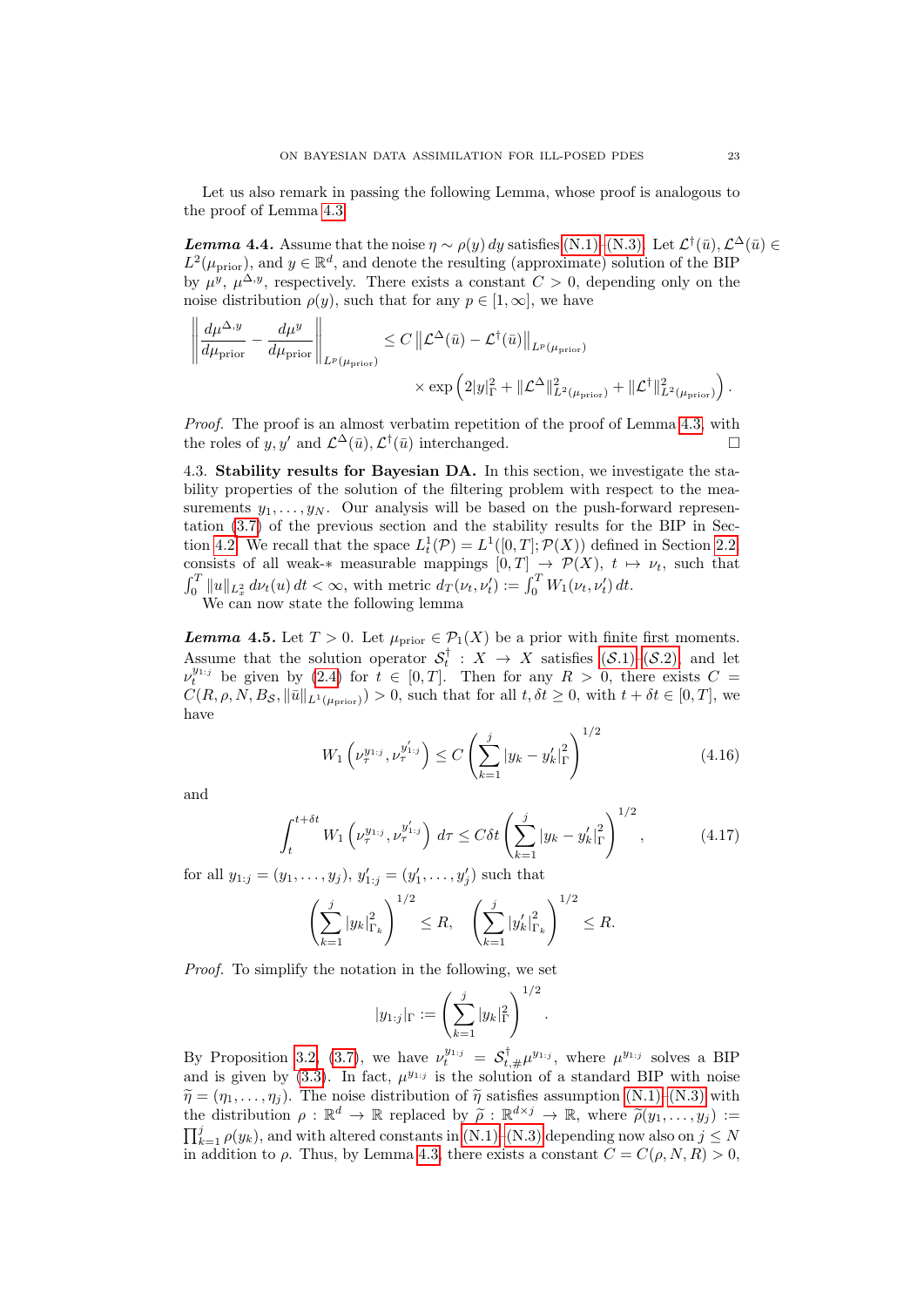Let us also remark in passing the following Lemma, whose proof is analogous to the proof of Lemma 4.3.

***Lemma* 4.4.** Assume that the noise $\eta \sim \rho(y)\,dy$ satisfies (N.1)–(N.3). Let $\mathcal{L}^\dagger(\bar u), \mathcal{L}^\Delta(\bar u) \in L^2(\mu_{\rm prior})$, and $y \in \mathbb{R}^d$, and denote the resulting (approximate) solution of the BIP by $\mu^y$, $\mu^{\Delta,y}$, respectively. There exists a constant $C > 0$, depending only on the noise distribution $\rho(y)$, such that for any $p \in [1,\infty]$, we have

$$
\left\| \frac{d\mu^{\Delta,y}}{d\mu_{\rm prior}} - \frac{d\mu^y}{d\mu_{\rm prior}} \right\|_{L^p(\mu_{\rm prior})} \le C \left\| \mathcal{L}^\Delta(\bar u) - \mathcal{L}^\dagger(\bar u) \right\|_{L^p(\mu_{\rm prior})} \times \exp\left( 2|y|_\Gamma^2 + \|\mathcal{L}^\Delta\|^2_{L^2(\mu_{\rm prior})} + \|\mathcal{L}^\dagger\|^2_{L^2(\mu_{\rm prior})} \right).
$$

*Proof.* The proof is an almost verbatim repetition of the proof of Lemma 4.3, with the roles of $y, y'$ and $\mathcal{L}^\Delta(\bar u), \mathcal{L}^\dagger(\bar u)$ interchanged. $\square$

4.3. **Stability results for Bayesian DA.** In this section, we investigate the stability properties of the solution of the filtering problem with respect to the measurements $y_1, \dots, y_N$. Our analysis will be based on the push-forward representation (3.7) of the previous section and the stability results for the BIP in Section 4.2. We recall that the space $L^1_t(\mathcal{P}) = L^1([0,T]; \mathcal{P}(X))$ defined in Section 2.2 consists of all weak-$*$ measurable mappings $[0,T] \to \mathcal{P}(X)$, $t \mapsto \nu_t$, such that $\int_0^T \|u\|_{L^2_x}\,d\nu_t(u)\,dt < \infty$, with metric $d_T(\nu_t, \nu'_t) := \int_0^T W_1(\nu_t, \nu'_t)\,dt$.

We can now state the following lemma

***Lemma* 4.5.** Let $T > 0$. Let $\mu_{\rm prior} \in \mathcal{P}_1(X)$ be a prior with finite first moments. Assume that the solution operator $\mathcal{S}^\dagger_t : X \to X$ satisfies $(\mathcal{S}.1)$–$(\mathcal{S}.2)$, and let $\nu^{y_{1:j}}_t$ be given by (2.4) for $t \in [0,T]$. Then for any $R > 0$, there exists $C = C(R, \rho, N, B_{\mathcal{S}}, \|\bar u\|_{L^1(\mu_{\rm prior})}) > 0$, such that for all $t, \delta t \ge 0$, with $t + \delta t \in [0,T]$, we have

$$
W_1\left(\nu^{y_{1:j}}_\tau, \nu^{y'_{1:j}}_\tau\right) \le C \left( \sum_{k=1}^j |y_k - y'_k|_\Gamma^2 \right)^{1/2} \tag{4.16}
$$

and

$$
\int_t^{t+\delta t} W_1\left(\nu^{y_{1:j}}_\tau, \nu^{y'_{1:j}}_\tau\right) d\tau \le C\delta t \left( \sum_{k=1}^j |y_k - y'_k|_\Gamma^2 \right)^{1/2}, \tag{4.17}
$$

for all $y_{1:j} = (y_1, \dots, y_j)$, $y'_{1:j} = (y'_1, \dots, y'_j)$ such that

$$
\left( \sum_{k=1}^j |y_k|^2_{\Gamma_k} \right)^{1/2} \le R, \quad \left( \sum_{k=1}^j |y'_k|^2_{\Gamma_k} \right)^{1/2} \le R.
$$

*Proof.* To simplify the notation in the following, we set

$$
|y_{1:j}|_\Gamma := \left( \sum_{k=1}^j |y_k|^2_\Gamma \right)^{1/2}.
$$

By Proposition 3.2, (3.7), we have $\nu^{y_{1:j}}_t = \mathcal{S}^\dagger_{t,\#}\mu^{y_{1:j}}$, where $\mu^{y_{1:j}}$ solves a BIP and is given by (3.3). In fact, $\mu^{y_{1:j}}$ is the solution of a standard BIP with noise $\widetilde\eta = (\eta_1, \dots, \eta_j)$. The noise distribution of $\widetilde\eta$ satisfies assumption (N.1)–(N.3) with the distribution $\rho : \mathbb{R}^d \to \mathbb{R}$ replaced by $\widetilde\rho : \mathbb{R}^{d\times j} \to \mathbb{R}$, where $\widetilde\rho(y_1, \dots, y_j) := \prod_{k=1}^j \rho(y_k)$, and with altered constants in (N.1)–(N.3) depending now also on $j \le N$ in addition to $\rho$. Thus, by Lemma 4.3, there exists a constant $C = C(\rho, N, R) > 0$,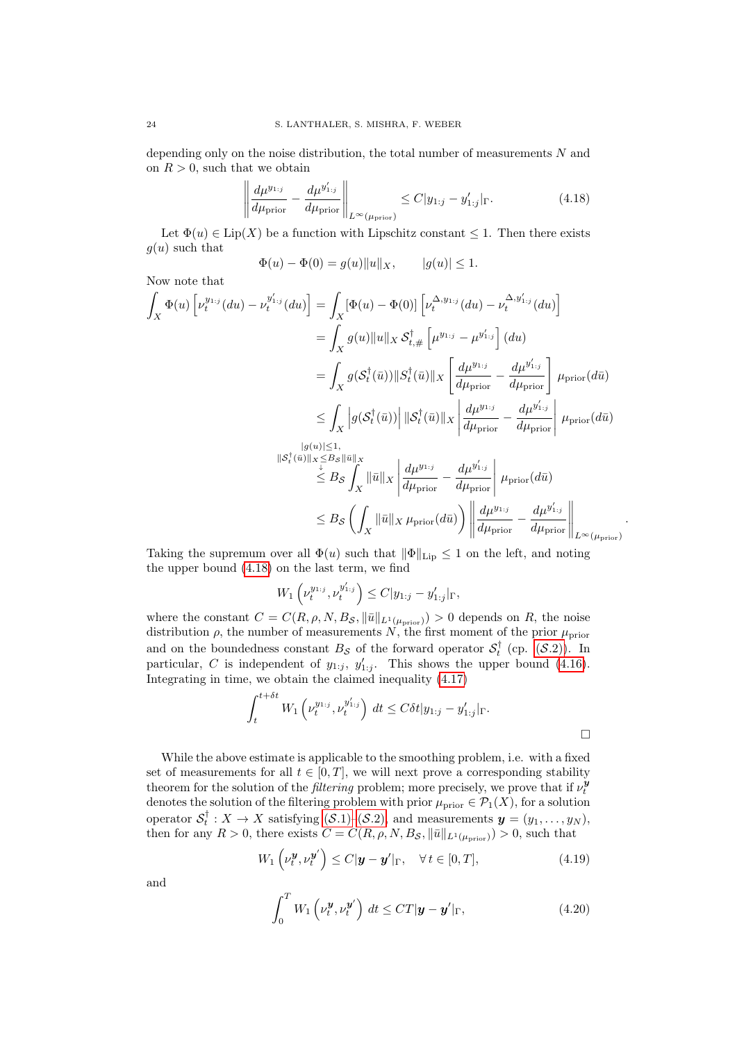depending only on the noise distribution, the total number of measurements $N$ and on $R > 0$, such that we obtain

$$\left\| \frac{d\mu^{y_{1:j}}}{d\mu_{\text{prior}}} - \frac{d\mu^{y'_{1:j}}}{d\mu_{\text{prior}}} \right\|_{L^\infty(\mu_{\text{prior}})} \le C|y_{1:j} - y'_{1:j}|_\Gamma. \tag{4.18}$$

Let $\Phi(u) \in \text{Lip}(X)$ be a function with Lipschitz constant $\le 1$. Then there exists $g(u)$ such that

$$\Phi(u) - \Phi(0) = g(u)\|u\|_X, \qquad |g(u)| \le 1.$$

Now note that

$$\begin{aligned}
\int_X \Phi(u) \left[\nu_t^{y_{1:j}}(du) - \nu_t^{y'_{1:j}}(du)\right] &= \int_X [\Phi(u) - \Phi(0)] \left[\nu_t^{\Delta, y_{1:j}}(du) - \nu_t^{\Delta, y'_{1:j}}(du)\right] \\
&= \int_X g(u)\|u\|_X \, \mathcal{S}^\dagger_{t,\#} \left[\mu^{y_{1:j}} - \mu^{y'_{1:j}}\right](du) \\
&= \int_X g(\mathcal{S}^\dagger_t(\bar{u}))\|S^\dagger_t(\bar{u})\|_X \left[\frac{d\mu^{y_{1:j}}}{d\mu_{\text{prior}}} - \frac{d\mu^{y'_{1:j}}}{d\mu_{\text{prior}}}\right] \mu_{\text{prior}}(d\bar{u}) \\
&\le \int_X \left|g(\mathcal{S}^\dagger_t(\bar{u}))\right| \|\mathcal{S}^\dagger_t(\bar{u})\|_X \left|\frac{d\mu^{y_{1:j}}}{d\mu_{\text{prior}}} - \frac{d\mu^{y'_{1:j}}}{d\mu_{\text{prior}}}\right| \mu_{\text{prior}}(d\bar{u}) \\
&\overset{\substack{|g(u)| \le 1, \\ \|\mathcal{S}^\dagger_t(\bar{u})\|_X \le B_{\mathcal{S}}\|\bar{u}\|_X}}{\le} B_{\mathcal{S}} \int_X \|\bar{u}\|_X \left|\frac{d\mu^{y_{1:j}}}{d\mu_{\text{prior}}} - \frac{d\mu^{y'_{1:j}}}{d\mu_{\text{prior}}}\right| \mu_{\text{prior}}(d\bar{u}) \\
&\le B_{\mathcal{S}} \left(\int_X \|\bar{u}\|_X \, \mu_{\text{prior}}(d\bar{u})\right) \left\|\frac{d\mu^{y_{1:j}}}{d\mu_{\text{prior}}} - \frac{d\mu^{y'_{1:j}}}{d\mu_{\text{prior}}}\right\|_{L^\infty(\mu_{\text{prior}})}.
\end{aligned}$$

Taking the supremum over all $\Phi(u)$ such that $\|\Phi\|_{\text{Lip}} \le 1$ on the left, and noting the upper bound (4.18) on the last term, we find

$$W_1\left(\nu_t^{y_{1:j}}, \nu_t^{y'_{1:j}}\right) \le C|y_{1:j} - y'_{1:j}|_\Gamma,$$

where the constant $C = C(R, \rho, N, B_{\mathcal{S}}, \|\bar{u}\|_{L^1(\mu_{\text{prior}})}) > 0$ depends on $R$, the noise distribution $\rho$, the number of measurements $N$, the first moment of the prior $\mu_{\text{prior}}$ and on the boundedness constant $B_{\mathcal{S}}$ of the forward operator $\mathcal{S}^\dagger_t$ (cp. $(\mathcal{S}.2)$). In particular, $C$ is independent of $y_{1:j}$, $y'_{1:j}$. This shows the upper bound (4.16). Integrating in time, we obtain the claimed inequality (4.17)

$$\int_t^{t+\delta t} W_1\left(\nu_t^{y_{1:j}}, \nu_t^{y'_{1:j}}\right) \, dt \le C\delta t|y_{1:j} - y'_{1:j}|_\Gamma.$$

□

While the above estimate is applicable to the smoothing problem, i.e. with a fixed set of measurements for all $t \in [0, T]$, we will next prove a corresponding stability theorem for the solution of the *filtering* problem; more precisely, we prove that if $\nu_t^{\boldsymbol{y}}$ denotes the solution of the filtering problem with prior $\mu_{\text{prior}} \in \mathcal{P}_1(X)$, for a solution operator $\mathcal{S}^\dagger_t : X \to X$ satisfying $(\mathcal{S}.1)$–$(\mathcal{S}.2)$, and measurements $\boldsymbol{y} = (y_1, \dots, y_N)$, then for any $R > 0$, there exists $C = C(R, \rho, N, B_{\mathcal{S}}, \|\bar{u}\|_{L^1(\mu_{\text{prior}})}) > 0$, such that

$$W_1\left(\nu_t^{\boldsymbol{y}}, \nu_t^{\boldsymbol{y}'}\right) \le C|\boldsymbol{y} - \boldsymbol{y}'|_\Gamma, \quad \forall\, t \in [0, T], \tag{4.19}$$

and

$$\int_0^T W_1\left(\nu_t^{\boldsymbol{y}}, \nu_t^{\boldsymbol{y}'}\right) \, dt \le CT|\boldsymbol{y} - \boldsymbol{y}'|_\Gamma, \tag{4.20}$$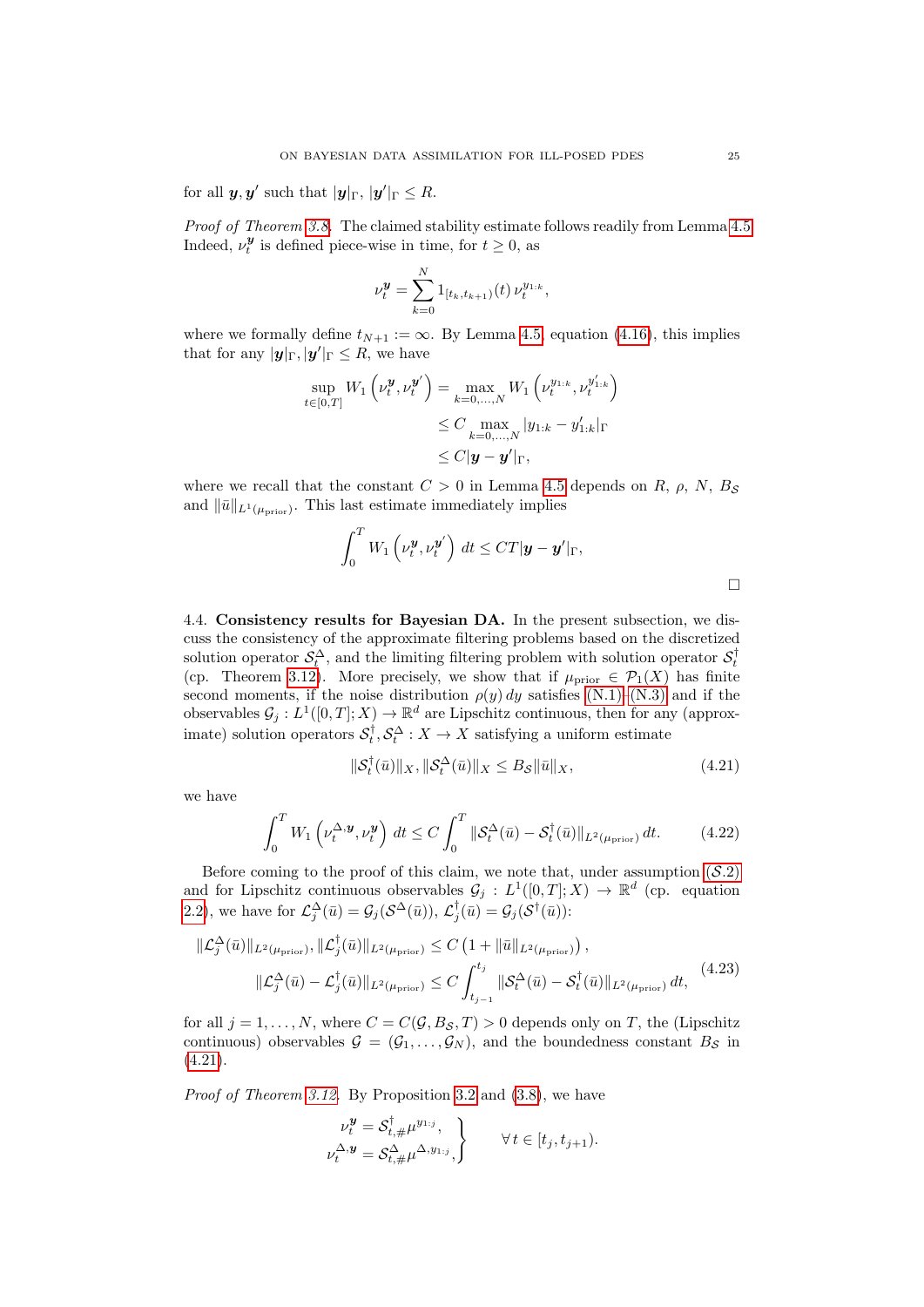for all $\boldsymbol{y}, \boldsymbol{y}'$ such that $|\boldsymbol{y}|_\Gamma$, $|\boldsymbol{y}'|_\Gamma \le R$.

*Proof of Theorem 3.8.* The claimed stability estimate follows readily from Lemma 4.5 Indeed, $\nu_t^{\boldsymbol{y}}$ is defined piece-wise in time, for $t \ge 0$, as

$$\nu_t^{\boldsymbol{y}} = \sum_{k=0}^{N} 1_{[t_k, t_{k+1})}(t)\, \nu_t^{y_{1:k}},$$

where we formally define $t_{N+1} := \infty$. By Lemma 4.5, equation (4.16), this implies that for any $|\boldsymbol{y}|_\Gamma, |\boldsymbol{y}'|_\Gamma \le R$, we have

$$\begin{aligned}
\sup_{t\in[0,T]} W_1\left(\nu_t^{\boldsymbol{y}}, \nu_t^{\boldsymbol{y}'}\right) &= \max_{k=0,\dots,N} W_1\left(\nu_t^{y_{1:k}}, \nu_t^{y'_{1:k}}\right) \\
&\le C \max_{k=0,\dots,N} |y_{1:k} - y'_{1:k}|_\Gamma \\
&\le C|\boldsymbol{y} - \boldsymbol{y}'|_\Gamma,
\end{aligned}$$

where we recall that the constant $C > 0$ in Lemma 4.5 depends on $R$, $\rho$, $N$, $B_{\mathcal{S}}$ and $\|\bar{u}\|_{L^1(\mu_{\text{prior}})}$. This last estimate immediately implies

$$\int_0^T W_1\left(\nu_t^{\boldsymbol{y}}, \nu_t^{\boldsymbol{y}'}\right) dt \le CT|\boldsymbol{y} - \boldsymbol{y}'|_\Gamma,$$

□

4.4. **Consistency results for Bayesian DA.** In the present subsection, we discuss the consistency of the approximate filtering problems based on the discretized solution operator $\mathcal{S}_t^\Delta$, and the limiting filtering problem with solution operator $\mathcal{S}_t^\dagger$ (cp. Theorem 3.12). More precisely, we show that if $\mu_{\text{prior}} \in \mathcal{P}_1(X)$ has finite second moments, if the noise distribution $\rho(y)\,dy$ satisfies (N.1)–(N.3) and if the observables $\mathcal{G}_j : L^1([0,T];X) \to \mathbb{R}^d$ are Lipschitz continuous, then for any (approximate) solution operators $\mathcal{S}_t^\dagger, \mathcal{S}_t^\Delta : X \to X$ satisfying a uniform estimate

$$\|\mathcal{S}_t^\dagger(\bar{u})\|_X, \|\mathcal{S}_t^\Delta(\bar{u})\|_X \le B_{\mathcal{S}}\|\bar{u}\|_X, \tag{4.21}$$

we have

$$\int_0^T W_1\left(\nu_t^{\Delta,\boldsymbol{y}}, \nu_t^{\boldsymbol{y}}\right) dt \le C \int_0^T \|\mathcal{S}_t^\Delta(\bar{u}) - \mathcal{S}_t^\dagger(\bar{u})\|_{L^2(\mu_{\text{prior}})}\, dt. \tag{4.22}$$

Before coming to the proof of this claim, we note that, under assumption $(\mathcal{S}.2)$ and for Lipschitz continuous observables $\mathcal{G}_j : L^1([0,T];X) \to \mathbb{R}^d$ (cp. equation 2.2), we have for $\mathcal{L}_j^\Delta(\bar{u}) = \mathcal{G}_j(\mathcal{S}^\Delta(\bar{u}))$, $\mathcal{L}_j^\dagger(\bar{u}) = \mathcal{G}_j(\mathcal{S}^\dagger(\bar{u}))$:

$$\begin{aligned}
\|\mathcal{L}_j^\Delta(\bar{u})\|_{L^2(\mu_{\text{prior}})}, \|\mathcal{L}_j^\dagger(\bar{u})\|_{L^2(\mu_{\text{prior}})} &\le C\left(1 + \|\bar{u}\|_{L^2(\mu_{\text{prior}})}\right), \\
\|\mathcal{L}_j^\Delta(\bar{u}) - \mathcal{L}_j^\dagger(\bar{u})\|_{L^2(\mu_{\text{prior}})} &\le C \int_{t_{j-1}}^{t_j} \|\mathcal{S}_t^\Delta(\bar{u}) - \mathcal{S}_t^\dagger(\bar{u})\|_{L^2(\mu_{\text{prior}})}\, dt,
\end{aligned} \tag{4.23}$$

for all $j = 1, \dots, N$, where $C = C(\mathcal{G}, B_{\mathcal{S}}, T) > 0$ depends only on $T$, the (Lipschitz continuous) observables $\mathcal{G} = (\mathcal{G}_1, \dots, \mathcal{G}_N)$, and the boundedness constant $B_{\mathcal{S}}$ in (4.21).

*Proof of Theorem 3.12.* By Proposition 3.2 and (3.8), we have

$$\left.\begin{aligned}
\nu_t^{\boldsymbol{y}} &= \mathcal{S}_{t,\#}^\dagger \mu^{y_{1:j}}, \\
\nu_t^{\Delta,\boldsymbol{y}} &= \mathcal{S}_{t,\#}^\Delta \mu^{\Delta, y_{1:j}},
\end{aligned}\right\} \qquad \forall\, t \in [t_j, t_{j+1}).$$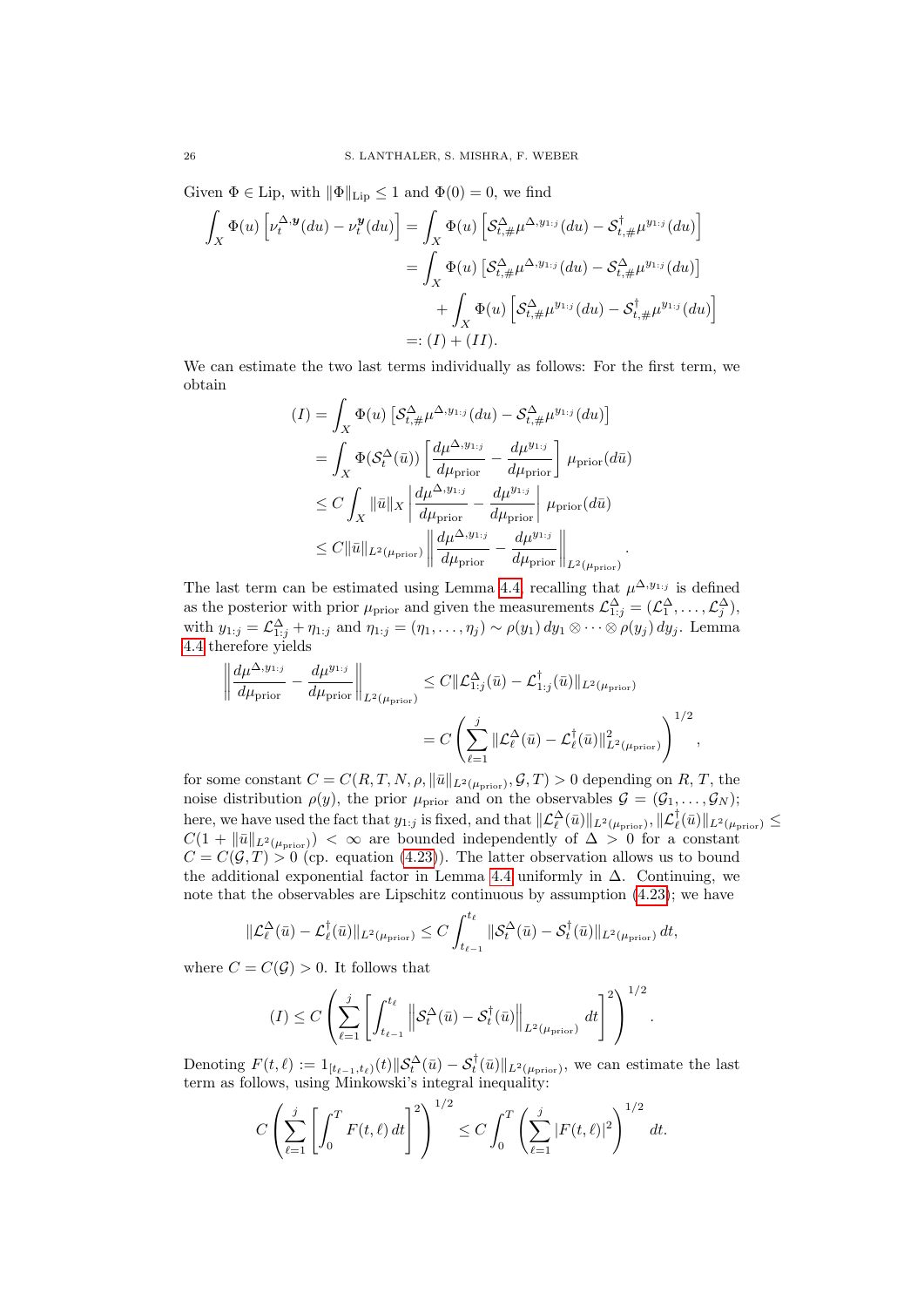Given $\Phi \in \mathrm{Lip}$, with $\|\Phi\|_{\mathrm{Lip}} \le 1$ and $\Phi(0) = 0$, we find

$$
\begin{aligned}
\int_X \Phi(u) \left[\nu_t^{\Delta,\boldsymbol{y}}(du) - \nu_t^{\boldsymbol{y}}(du)\right] &= \int_X \Phi(u) \left[\mathcal{S}^\Delta_{t,\#}\mu^{\Delta,y_{1:j}}(du) - \mathcal{S}^\dagger_{t,\#}\mu^{y_{1:j}}(du)\right] \\
&= \int_X \Phi(u) \left[\mathcal{S}^\Delta_{t,\#}\mu^{\Delta,y_{1:j}}(du) - \mathcal{S}^\Delta_{t,\#}\mu^{y_{1:j}}(du)\right] \\
&\qquad + \int_X \Phi(u) \left[\mathcal{S}^\Delta_{t,\#}\mu^{y_{1:j}}(du) - \mathcal{S}^\dagger_{t,\#}\mu^{y_{1:j}}(du)\right] \\
&=: (I) + (II).
\end{aligned}
$$

We can estimate the two last terms individually as follows: For the first term, we obtain

$$
\begin{aligned}
(I) &= \int_X \Phi(u) \left[\mathcal{S}^\Delta_{t,\#}\mu^{\Delta,y_{1:j}}(du) - \mathcal{S}^\Delta_{t,\#}\mu^{y_{1:j}}(du)\right] \\
&= \int_X \Phi(\mathcal{S}^\Delta_t(\bar{u})) \left[\frac{d\mu^{\Delta,y_{1:j}}}{d\mu_{\mathrm{prior}}} - \frac{d\mu^{y_{1:j}}}{d\mu_{\mathrm{prior}}}\right] \mu_{\mathrm{prior}}(d\bar{u}) \\
&\le C \int_X \|\bar{u}\|_X \left|\frac{d\mu^{\Delta,y_{1:j}}}{d\mu_{\mathrm{prior}}} - \frac{d\mu^{y_{1:j}}}{d\mu_{\mathrm{prior}}}\right| \mu_{\mathrm{prior}}(d\bar{u}) \\
&\le C \|\bar{u}\|_{L^2(\mu_{\mathrm{prior}})} \left\|\frac{d\mu^{\Delta,y_{1:j}}}{d\mu_{\mathrm{prior}}} - \frac{d\mu^{y_{1:j}}}{d\mu_{\mathrm{prior}}}\right\|_{L^2(\mu_{\mathrm{prior}})}.
\end{aligned}
$$

The last term can be estimated using Lemma 4.4, recalling that $\mu^{\Delta,y_{1:j}}$ is defined as the posterior with prior $\mu_{\mathrm{prior}}$ and given the measurements $\mathcal{L}^\Delta_{1:j} = (\mathcal{L}^\Delta_1, \dots, \mathcal{L}^\Delta_j)$, with $y_{1:j} = \mathcal{L}^\Delta_{1:j} + \eta_{1:j}$ and $\eta_{1:j} = (\eta_1, \dots, \eta_j) \sim \rho(y_1)\, dy_1 \otimes \cdots \otimes \rho(y_j)\, dy_j$. Lemma 4.4 therefore yields

$$
\begin{aligned}
\left\|\frac{d\mu^{\Delta,y_{1:j}}}{d\mu_{\mathrm{prior}}} - \frac{d\mu^{y_{1:j}}}{d\mu_{\mathrm{prior}}}\right\|_{L^2(\mu_{\mathrm{prior}})} &\le C \|\mathcal{L}^\Delta_{1:j}(\bar{u}) - \mathcal{L}^\dagger_{1:j}(\bar{u})\|_{L^2(\mu_{\mathrm{prior}})} \\
&= C \left(\sum_{\ell=1}^j \|\mathcal{L}^\Delta_\ell(\bar{u}) - \mathcal{L}^\dagger_\ell(\bar{u})\|^2_{L^2(\mu_{\mathrm{prior}})}\right)^{1/2},
\end{aligned}
$$

for some constant $C = C(R, T, N, \rho, \|\bar{u}\|_{L^2(\mu_{\mathrm{prior}})}, \mathcal{G}, T) > 0$ depending on $R$, $T$, the noise distribution $\rho(y)$, the prior $\mu_{\mathrm{prior}}$ and on the observables $\mathcal{G} = (\mathcal{G}_1, \dots, \mathcal{G}_N)$; here, we have used the fact that $y_{1:j}$ is fixed, and that $\|\mathcal{L}^\Delta_\ell(\bar{u})\|_{L^2(\mu_{\mathrm{prior}})}, \|\mathcal{L}^\dagger_\ell(\bar{u})\|_{L^2(\mu_{\mathrm{prior}})} \le C(1 + \|\bar{u}\|_{L^2(\mu_{\mathrm{prior}})}) < \infty$ are bounded independently of $\Delta > 0$ for a constant $C = C(\mathcal{G}, T) > 0$ (cp. equation (4.23)). The latter observation allows us to bound the additional exponential factor in Lemma 4.4 uniformly in $\Delta$. Continuing, we note that the observables are Lipschitz continuous by assumption (4.23); we have

$$
\|\mathcal{L}^\Delta_\ell(\bar{u}) - \mathcal{L}^\dagger_\ell(\bar{u})\|_{L^2(\mu_{\mathrm{prior}})} \le C \int_{t_{\ell-1}}^{t_\ell} \|\mathcal{S}^\Delta_t(\bar{u}) - \mathcal{S}^\dagger_t(\bar{u})\|_{L^2(\mu_{\mathrm{prior}})}\, dt,
$$

where $C = C(\mathcal{G}) > 0$. It follows that

$$
(I) \le C \left(\sum_{\ell=1}^j \left[\int_{t_{\ell-1}}^{t_\ell} \left\|\mathcal{S}^\Delta_t(\bar{u}) - \mathcal{S}^\dagger_t(\bar{u})\right\|_{L^2(\mu_{\mathrm{prior}})} dt\right]^2\right)^{1/2}.
$$

Denoting $F(t,\ell) := 1_{[t_{\ell-1}, t_\ell)}(t) \|\mathcal{S}^\Delta_t(\bar{u}) - \mathcal{S}^\dagger_t(\bar{u})\|_{L^2(\mu_{\mathrm{prior}})}$, we can estimate the last term as follows, using Minkowski's integral inequality:

$$
C \left(\sum_{\ell=1}^j \left[\int_0^T F(t,\ell)\, dt\right]^2\right)^{1/2} \le C \int_0^T \left(\sum_{\ell=1}^j |F(t,\ell)|^2\right)^{1/2} dt.
$$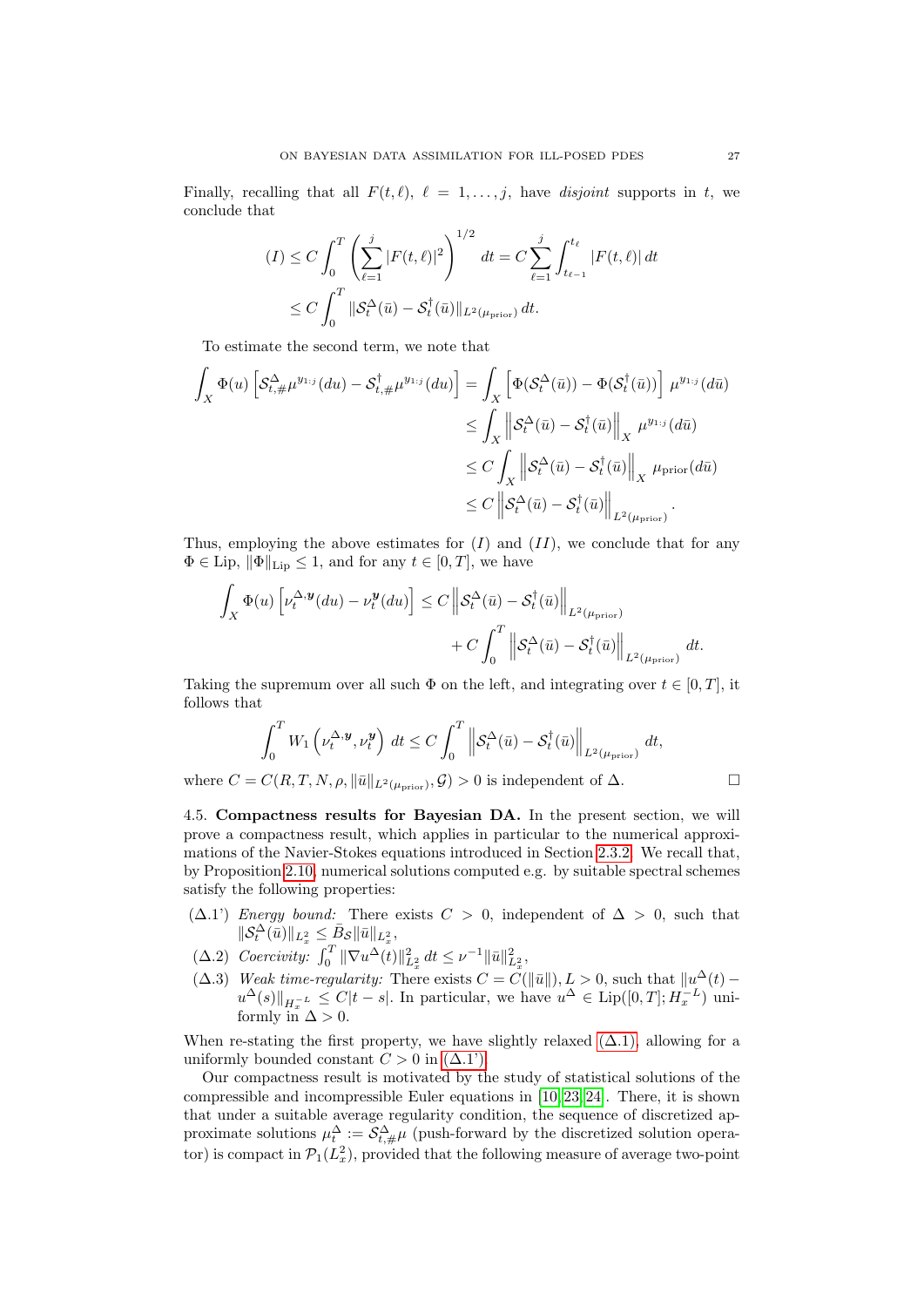Finally, recalling that all $F(t,\ell)$, $\ell = 1,\dots,j$, have *disjoint* supports in $t$, we conclude that

$$
\begin{aligned}
(I) &\le C \int_0^T \left( \sum_{\ell=1}^j |F(t,\ell)|^2 \right)^{1/2} dt = C \sum_{\ell=1}^j \int_{t_{\ell-1}}^{t_\ell} |F(t,\ell)|\, dt \\
&\le C \int_0^T \|\mathcal{S}_t^\Delta(\bar u) - \mathcal{S}_t^\dagger(\bar u)\|_{L^2(\mu_{\mathrm{prior}})}\, dt.
\end{aligned}
$$

To estimate the second term, we note that

$$
\begin{aligned}
\int_X \Phi(u) \left[ \mathcal{S}^\Delta_{t,\#}\mu^{y_{1:j}}(du) - \mathcal{S}^\dagger_{t,\#}\mu^{y_{1:j}}(du) \right] &= \int_X \left[ \Phi(\mathcal{S}_t^\Delta(\bar u)) - \Phi(\mathcal{S}_t^\dagger(\bar u)) \right] \mu^{y_{1:j}}(d\bar u) \\
&\le \int_X \left\| \mathcal{S}_t^\Delta(\bar u) - \mathcal{S}_t^\dagger(\bar u) \right\|_X \mu^{y_{1:j}}(d\bar u) \\
&\le C \int_X \left\| \mathcal{S}_t^\Delta(\bar u) - \mathcal{S}_t^\dagger(\bar u) \right\|_X \mu_{\mathrm{prior}}(d\bar u) \\
&\le C \left\| \mathcal{S}_t^\Delta(\bar u) - \mathcal{S}_t^\dagger(\bar u) \right\|_{L^2(\mu_{\mathrm{prior}})}.
\end{aligned}
$$

Thus, employing the above estimates for $(I)$ and $(II)$, we conclude that for any $\Phi \in \mathrm{Lip}$, $\|\Phi\|_{\mathrm{Lip}} \le 1$, and for any $t \in [0,T]$, we have

$$
\begin{aligned}
\int_X \Phi(u) \left[ \nu_t^{\Delta,\boldsymbol{y}}(du) - \nu_t^{\boldsymbol{y}}(du) \right] \le C \left\| \mathcal{S}_t^\Delta(\bar u) - \mathcal{S}_t^\dagger(\bar u) \right\|_{L^2(\mu_{\mathrm{prior}})} \\
+ C \int_0^T \left\| \mathcal{S}_t^\Delta(\bar u) - \mathcal{S}_t^\dagger(\bar u) \right\|_{L^2(\mu_{\mathrm{prior}})} dt.
\end{aligned}
$$

Taking the supremum over all such $\Phi$ on the left, and integrating over $t \in [0,T]$, it follows that

$$
\int_0^T W_1\left( \nu_t^{\Delta,\boldsymbol{y}}, \nu_t^{\boldsymbol{y}} \right) dt \le C \int_0^T \left\| \mathcal{S}_t^\Delta(\bar u) - \mathcal{S}_t^\dagger(\bar u) \right\|_{L^2(\mu_{\mathrm{prior}})} dt,
$$

where $C = C(R, T, N, \rho, \|\bar u\|_{L^2(\mu_{\mathrm{prior}})}, \mathcal{G}) > 0$ is independent of $\Delta$. $\square$

4.5. **Compactness results for Bayesian DA.** In the present section, we will prove a compactness result, which applies in particular to the numerical approximations of the Navier-Stokes equations introduced in Section 2.3.2. We recall that, by Proposition 2.10, numerical solutions computed e.g. by suitable spectral schemes satisfy the following properties:

- ($\Delta$.1') *Energy bound:* There exists $C > 0$, independent of $\Delta > 0$, such that $\|\mathcal{S}_t^\Delta(\bar u)\|_{L_x^2} \le \bar B_{\mathcal{S}} \|\bar u\|_{L_x^2}$,
- ($\Delta$.2) *Coercivity:* $\int_0^T \|\nabla u^\Delta(t)\|_{L_x^2}^2\, dt \le \nu^{-1} \|\bar u\|_{L_x^2}^2$,
- ($\Delta$.3) *Weak time-regularity:* There exists $C = C(\|\bar u\|), L > 0$, such that $\|u^\Delta(t) - u^\Delta(s)\|_{H_x^{-L}} \le C|t-s|$. In particular, we have $u^\Delta \in \mathrm{Lip}([0,T]; H_x^{-L})$ uniformly in $\Delta > 0$.

When re-stating the first property, we have slightly relaxed ($\Delta$.1), allowing for a uniformly bounded constant $C > 0$ in ($\Delta$.1').

Our compactness result is motivated by the study of statistical solutions of the compressible and incompressible Euler equations in [10, 23, 24]. There, it is shown that under a suitable average regularity condition, the sequence of discretized approximate solutions $\mu_t^\Delta := \mathcal{S}^\Delta_{t,\#}\mu$ (push-forward by the discretized solution operator) is compact in $\mathcal{P}_1(L_x^2)$, provided that the following measure of average two-point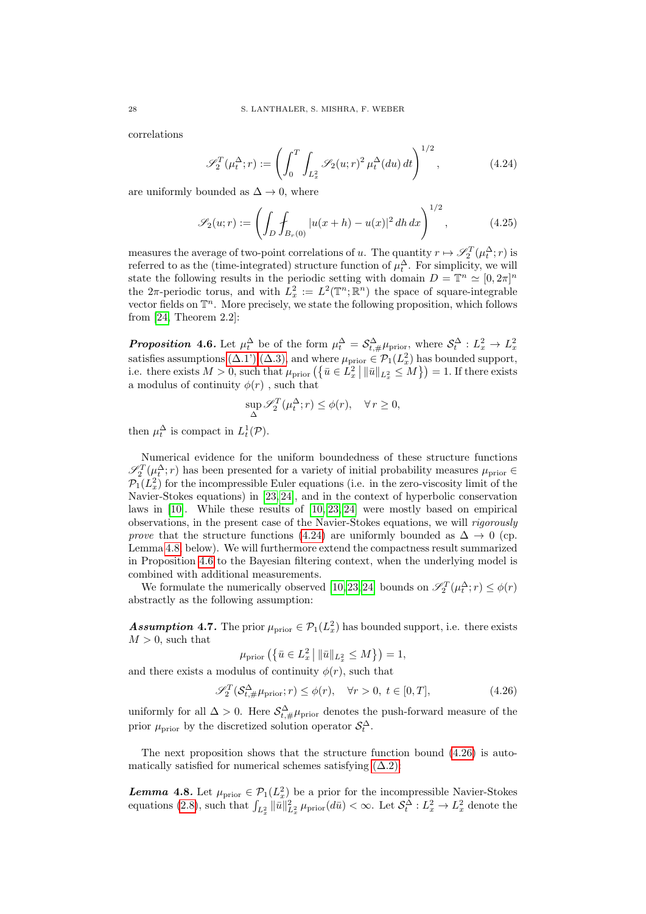correlations

$$
\mathscr{S}_2^T(\mu_t^\Delta; r) := \left( \int_0^T \int_{L_x^2} \mathscr{S}_2(u; r)^2 \, \mu_t^\Delta(du) \, dt \right)^{1/2}, \tag{4.24}
$$

are uniformly bounded as $\Delta \to 0$, where

$$
\mathscr{S}_2(u; r) := \left( \int_D \fint_{B_r(0)} |u(x+h) - u(x)|^2 \, dh \, dx \right)^{1/2}, \tag{4.25}
$$

measures the average of two-point correlations of $u$. The quantity $r \mapsto \mathscr{S}_2^T(\mu_t^\Delta; r)$ is referred to as the (time-integrated) structure function of $\mu_t^\Delta$. For simplicity, we will state the following results in the periodic setting with domain $D = \mathbb{T}^n \simeq [0, 2\pi]^n$ the $2\pi$-periodic torus, and with $L_x^2 := L^2(\mathbb{T}^n; \mathbb{R}^n)$ the space of square-integrable vector fields on $\mathbb{T}^n$. More precisely, we state the following proposition, which follows from [24, Theorem 2.2]:

***Proposition* 4.6.** Let $\mu_t^\Delta$ be of the form $\mu_t^\Delta = \mathcal{S}_{t,\#}^\Delta \mu_{\text{prior}}$, where $\mathcal{S}_t^\Delta : L_x^2 \to L_x^2$ satisfies assumptions (Δ.1')–(Δ.3), and where $\mu_{\text{prior}} \in \mathcal{P}_1(L_x^2)$ has bounded support, i.e. there exists $M > 0$, such that $\mu_{\text{prior}}\left(\left\{\bar{u} \in L_x^2 \,\middle|\, \|\bar{u}\|_{L_x^2} \le M\right\}\right) = 1$. If there exists a modulus of continuity $\phi(r)$, such that

$$
\sup_\Delta \mathscr{S}_2^T(\mu_t^\Delta; r) \le \phi(r), \quad \forall\, r \ge 0,
$$

then $\mu_t^\Delta$ is compact in $L_t^1(\mathcal{P})$.

Numerical evidence for the uniform boundedness of these structure functions $\mathscr{S}_2^T(\mu_t^\Delta; r)$ has been presented for a variety of initial probability measures $\mu_{\text{prior}} \in \mathcal{P}_1(L_x^2)$ for the incompressible Euler equations (i.e. in the zero-viscosity limit of the Navier-Stokes equations) in [23, 24], and in the context of hyperbolic conservation laws in [10]. While these results of [10, 23, 24] were mostly based on empirical observations, in the present case of the Navier-Stokes equations, we will *rigorously prove* that the structure functions (4.24) are uniformly bounded as $\Delta \to 0$ (cp. Lemma 4.8, below). We will furthermore extend the compactness result summarized in Proposition 4.6 to the Bayesian filtering context, when the underlying model is combined with additional measurements.

We formulate the numerically observed [10, 23, 24] bounds on $\mathscr{S}_2^T(\mu_t^\Delta; r) \le \phi(r)$ abstractly as the following assumption:

***Assumption* 4.7.** The prior $\mu_{\text{prior}} \in \mathcal{P}_1(L_x^2)$ has bounded support, i.e. there exists $M > 0$, such that

$$
\mu_{\text{prior}}\left(\left\{\bar{u} \in L_x^2 \,\middle|\, \|\bar{u}\|_{L_x^2} \le M\right\}\right) = 1,
$$

and there exists a modulus of continuity $\phi(r)$, such that

$$
\mathscr{S}_2^T(\mathcal{S}_{t,\#}^\Delta \mu_{\text{prior}}; r) \le \phi(r), \quad \forall r > 0, \ t \in [0, T], \tag{4.26}
$$

uniformly for all $\Delta > 0$. Here $\mathcal{S}_{t,\#}^\Delta \mu_{\text{prior}}$ denotes the push-forward measure of the prior $\mu_{\text{prior}}$ by the discretized solution operator $\mathcal{S}_t^\Delta$.

The next proposition shows that the structure function bound (4.26) is automatically satisfied for numerical schemes satisfying (Δ.2).

***Lemma* 4.8.** Let $\mu_{\text{prior}} \in \mathcal{P}_1(L_x^2)$ be a prior for the incompressible Navier-Stokes equations (2.8), such that $\int_{L_x^2} \|\bar{u}\|_{L_x^2}^2 \, \mu_{\text{prior}}(d\bar{u}) < \infty$. Let $\mathcal{S}_t^\Delta : L_x^2 \to L_x^2$ denote the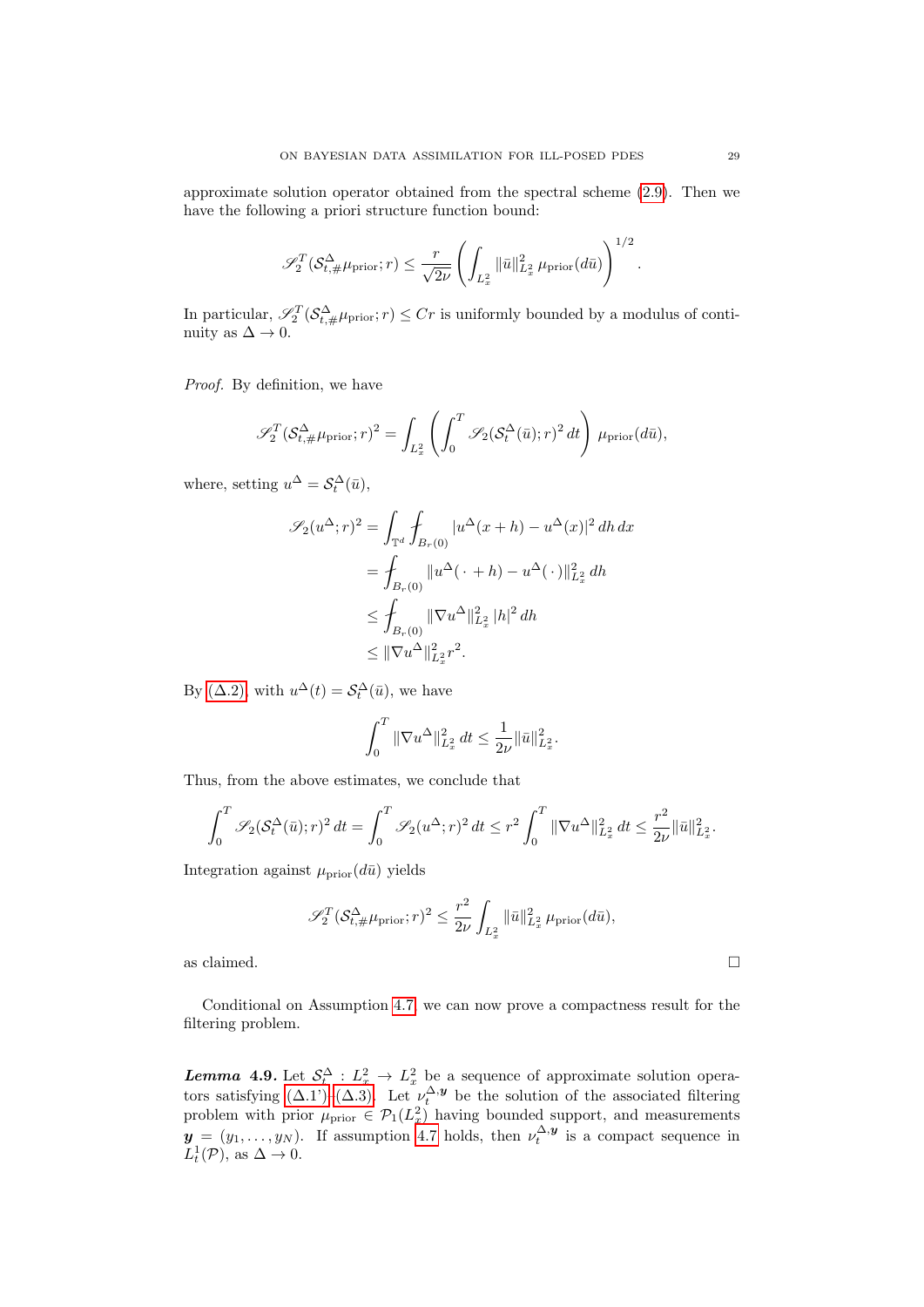approximate solution operator obtained from the spectral scheme (2.9). Then we have the following a priori structure function bound:

$$\mathscr{S}_2^T(\mathcal{S}_{t,\#}^\Delta \mu_{\text{prior}}; r) \le \frac{r}{\sqrt{2\nu}} \left( \int_{L_x^2} \|\bar{u}\|_{L_x^2}^2 \, \mu_{\text{prior}}(d\bar{u}) \right)^{1/2}.$$

In particular, $\mathscr{S}_2^T(\mathcal{S}_{t,\#}^\Delta \mu_{\text{prior}}; r) \le Cr$ is uniformly bounded by a modulus of continuity as $\Delta \to 0$.

*Proof.* By definition, we have

$$\mathscr{S}_2^T(\mathcal{S}_{t,\#}^\Delta \mu_{\text{prior}}; r)^2 = \int_{L_x^2} \left( \int_0^T \mathscr{S}_2(\mathcal{S}_t^\Delta(\bar{u}); r)^2 \, dt \right) \mu_{\text{prior}}(d\bar{u}),$$

where, setting $u^\Delta = \mathcal{S}_t^\Delta(\bar{u})$,

$$\begin{aligned}
\mathscr{S}_2(u^\Delta; r)^2 &= \int_{\mathbb{T}^d} \fint_{B_r(0)} |u^\Delta(x+h) - u^\Delta(x)|^2 \, dh \, dx \\
&= \fint_{B_r(0)} \|u^\Delta(\,\cdot + h) - u^\Delta(\,\cdot\,)\|_{L_x^2}^2 \, dh \\
&\le \fint_{B_r(0)} \|\nabla u^\Delta\|_{L_x^2}^2 \, |h|^2 \, dh \\
&\le \|\nabla u^\Delta\|_{L_x^2}^2 r^2.
\end{aligned}$$

By (Δ.2), with $u^\Delta(t) = \mathcal{S}_t^\Delta(\bar{u})$, we have

$$\int_0^T \|\nabla u^\Delta\|_{L_x^2}^2 \, dt \le \frac{1}{2\nu} \|\bar{u}\|_{L_x^2}^2.$$

Thus, from the above estimates, we conclude that

$$\int_0^T \mathscr{S}_2(\mathcal{S}_t^\Delta(\bar{u}); r)^2 \, dt = \int_0^T \mathscr{S}_2(u^\Delta; r)^2 \, dt \le r^2 \int_0^T \|\nabla u^\Delta\|_{L_x^2}^2 \, dt \le \frac{r^2}{2\nu} \|\bar{u}\|_{L_x^2}^2.$$

Integration against $\mu_{\text{prior}}(d\bar{u})$ yields

$$\mathscr{S}_2^T(\mathcal{S}_{t,\#}^\Delta \mu_{\text{prior}}; r)^2 \le \frac{r^2}{2\nu} \int_{L_x^2} \|\bar{u}\|_{L_x^2}^2 \, \mu_{\text{prior}}(d\bar{u}),$$

as claimed. □

Conditional on Assumption 4.7, we can now prove a compactness result for the filtering problem.

***Lemma* 4.9.** Let $\mathcal{S}_t^\Delta : L_x^2 \to L_x^2$ be a sequence of approximate solution operators satisfying (Δ.1')–(Δ.3). Let $\nu_t^{\Delta, \boldsymbol{y}}$ be the solution of the associated filtering problem with prior $\mu_{\text{prior}} \in \mathcal{P}_1(L_x^2)$ having bounded support, and measurements $\boldsymbol{y} = (y_1, \dots, y_N)$. If assumption 4.7 holds, then $\nu_t^{\Delta, \boldsymbol{y}}$ is a compact sequence in $L_t^1(\mathcal{P})$, as $\Delta \to 0$.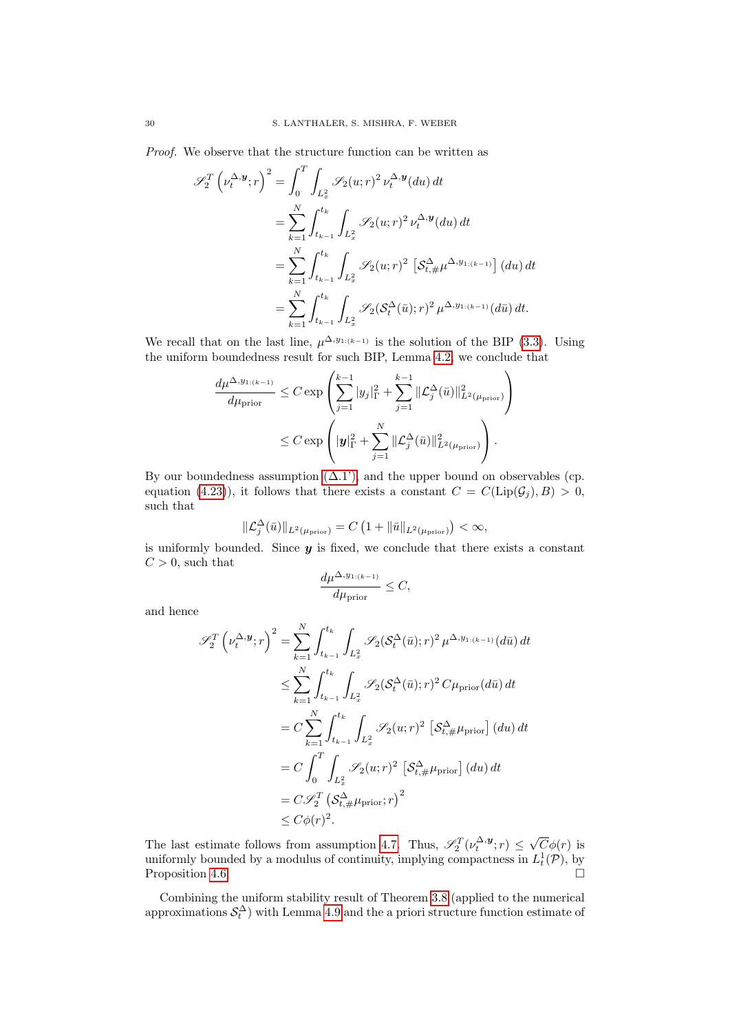*Proof.* We observe that the structure function can be written as

$$
\begin{aligned}
\mathscr{S}_2^T\left(\nu_t^{\Delta,\boldsymbol{y}};r\right)^2 &= \int_0^T \int_{L^2_x} \mathscr{S}_2(u;r)^2\, \nu_t^{\Delta,\boldsymbol{y}}(du)\, dt \\
&= \sum_{k=1}^N \int_{t_{k-1}}^{t_k} \int_{L^2_x} \mathscr{S}_2(u;r)^2\, \nu_t^{\Delta,\boldsymbol{y}}(du)\, dt \\
&= \sum_{k=1}^N \int_{t_{k-1}}^{t_k} \int_{L^2_x} \mathscr{S}_2(u;r)^2\, \left[\mathcal{S}^\Delta_{t,\#}\mu^{\Delta,y_{1:(k-1)}}\right](du)\, dt \\
&= \sum_{k=1}^N \int_{t_{k-1}}^{t_k} \int_{L^2_x} \mathscr{S}_2(\mathcal{S}^\Delta_t(\bar{u});r)^2\, \mu^{\Delta,y_{1:(k-1)}}(d\bar{u})\, dt.
\end{aligned}
$$

We recall that on the last line, $\mu^{\Delta,y_{1:(k-1)}}$ is the solution of the BIP (3.3). Using the uniform boundedness result for such BIP, Lemma 4.2, we conclude that

$$
\begin{aligned}
\frac{d\mu^{\Delta,y_{1:(k-1)}}}{d\mu_{\mathrm{prior}}} &\le C \exp\left( \sum_{j=1}^{k-1} |y_j|_\Gamma^2 + \sum_{j=1}^{k-1} \|\mathcal{L}^\Delta_j(\bar{u})\|^2_{L^2(\mu_{\mathrm{prior}})} \right) \\
&\le C \exp\left( |\boldsymbol{y}|_\Gamma^2 + \sum_{j=1}^{N} \|\mathcal{L}^\Delta_j(\bar{u})\|^2_{L^2(\mu_{\mathrm{prior}})} \right).
\end{aligned}
$$

By our boundedness assumption (Δ.1'), and the upper bound on observables (cp. equation (4.23)), it follows that there exists a constant $C = C(\mathrm{Lip}(\mathcal{G}_j), B) > 0$, such that

$$
\|\mathcal{L}^\Delta_j(\bar{u})\|_{L^2(\mu_{\mathrm{prior}})} = C\left(1 + \|\bar{u}\|_{L^2(\mu_{\mathrm{prior}})}\right) < \infty,
$$

is uniformly bounded. Since $\boldsymbol{y}$ is fixed, we conclude that there exists a constant $C > 0$, such that

$$
\frac{d\mu^{\Delta,y_{1:(k-1)}}}{d\mu_{\mathrm{prior}}} \le C,
$$

and hence

$$
\begin{aligned}
\mathscr{S}_2^T\left(\nu_t^{\Delta,\boldsymbol{y}};r\right)^2 &= \sum_{k=1}^N \int_{t_{k-1}}^{t_k} \int_{L^2_x} \mathscr{S}_2(\mathcal{S}^\Delta_t(\bar{u});r)^2\, \mu^{\Delta,y_{1:(k-1)}}(d\bar{u})\, dt \\
&\le \sum_{k=1}^N \int_{t_{k-1}}^{t_k} \int_{L^2_x} \mathscr{S}_2(\mathcal{S}^\Delta_t(\bar{u});r)^2\, C\mu_{\mathrm{prior}}(d\bar{u})\, dt \\
&= C\sum_{k=1}^N \int_{t_{k-1}}^{t_k} \int_{L^2_x} \mathscr{S}_2(u;r)^2\, \left[\mathcal{S}^\Delta_{t,\#}\mu_{\mathrm{prior}}\right](du)\, dt \\
&= C \int_0^T \int_{L^2_x} \mathscr{S}_2(u;r)^2\, \left[\mathcal{S}^\Delta_{t,\#}\mu_{\mathrm{prior}}\right](du)\, dt \\
&= C \mathscr{S}_2^T\left(\mathcal{S}^\Delta_{t,\#}\mu_{\mathrm{prior}};r\right)^2 \\
&\le C\phi(r)^2.
\end{aligned}
$$

The last estimate follows from assumption 4.7. Thus, $\mathscr{S}_2^T(\nu_t^{\Delta,\boldsymbol{y}};r) \le \sqrt{C}\phi(r)$ is uniformly bounded by a modulus of continuity, implying compactness in $L^1_t(\mathcal{P})$, by Proposition 4.6. □

Combining the uniform stability result of Theorem 3.8 (applied to the numerical approximations $\mathcal{S}^\Delta_t$) with Lemma 4.9 and the a priori structure function estimate of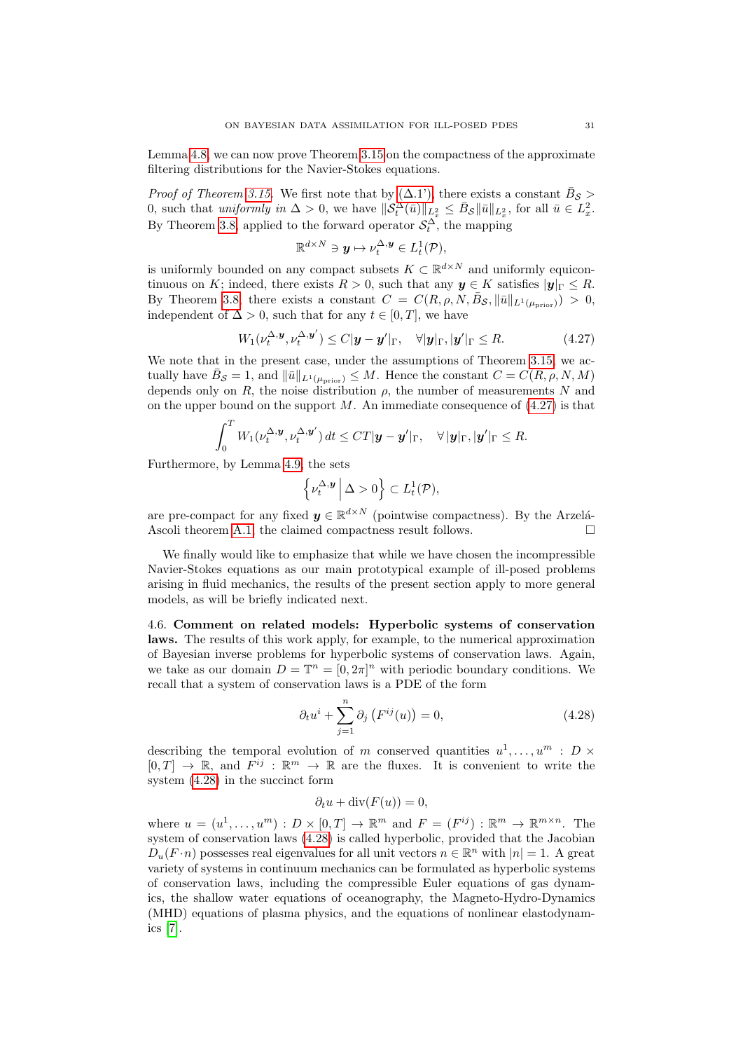Lemma 4.8, we can now prove Theorem 3.15 on the compactness of the approximate filtering distributions for the Navier-Stokes equations.

*Proof of Theorem 3.15.* We first note that by (Δ.1'), there exists a constant $\bar{B}_{\mathcal{S}} > 0$, such that *uniformly in* $\Delta > 0$, we have $\|\mathcal{S}_t^\Delta(\bar{u})\|_{L^2_x} \le \bar{B}_{\mathcal{S}} \|\bar{u}\|_{L^2_x}$, for all $\bar{u} \in L^2_x$. By Theorem 3.8, applied to the forward operator $\mathcal{S}_t^\Delta$, the mapping

$$\mathbb{R}^{d\times N} \ni \boldsymbol{y} \mapsto \nu_t^{\Delta,\boldsymbol{y}} \in L^1_t(\mathcal{P}),$$

is uniformly bounded on any compact subsets $K \subset \mathbb{R}^{d\times N}$ and uniformly equicontinuous on $K$; indeed, there exists $R > 0$, such that any $\boldsymbol{y} \in K$ satisfies $|\boldsymbol{y}|_\Gamma \le R$. By Theorem 3.8, there exists a constant $C = C(R, \rho, N, \bar{B}_{\mathcal{S}}, \|\bar{u}\|_{L^1(\mu_{\mathrm{prior}})}) > 0$, independent of $\Delta > 0$, such that for any $t \in [0,T]$, we have

$$W_1(\nu_t^{\Delta,\boldsymbol{y}}, \nu_t^{\Delta,\boldsymbol{y}'}) \le C|\boldsymbol{y} - \boldsymbol{y}'|_\Gamma, \quad \forall |\boldsymbol{y}|_\Gamma, |\boldsymbol{y}'|_\Gamma \le R. \tag{4.27}$$

We note that in the present case, under the assumptions of Theorem 3.15, we actually have $\bar{B}_{\mathcal{S}} = 1$, and $\|\bar{u}\|_{L^1(\mu_{\mathrm{prior}})} \le M$. Hence the constant $C = C(R, \rho, N, M)$ depends only on $R$, the noise distribution $\rho$, the number of measurements $N$ and on the upper bound on the support $M$. An immediate consequence of (4.27) is that

$$\int_0^T W_1(\nu_t^{\Delta,\boldsymbol{y}}, \nu_t^{\Delta,\boldsymbol{y}'})\, dt \le CT|\boldsymbol{y} - \boldsymbol{y}'|_\Gamma, \quad \forall\, |\boldsymbol{y}|_\Gamma, |\boldsymbol{y}'|_\Gamma \le R.$$

Furthermore, by Lemma 4.9, the sets

$$\left\{ \nu_t^{\Delta,\boldsymbol{y}} \,\middle|\, \Delta > 0 \right\} \subset L^1_t(\mathcal{P}),$$

are pre-compact for any fixed $\boldsymbol{y} \in \mathbb{R}^{d\times N}$ (pointwise compactness). By the Arzelá-Ascoli theorem A.1, the claimed compactness result follows. $\square$

We finally would like to emphasize that while we have chosen the incompressible Navier-Stokes equations as our main prototypical example of ill-posed problems arising in fluid mechanics, the results of the present section apply to more general models, as will be briefly indicated next.

4.6. **Comment on related models: Hyperbolic systems of conservation laws.** The results of this work apply, for example, to the numerical approximation of Bayesian inverse problems for hyperbolic systems of conservation laws. Again, we take as our domain $D = \mathbb{T}^n = [0, 2\pi]^n$ with periodic boundary conditions. We recall that a system of conservation laws is a PDE of the form

$$\partial_t u^i + \sum_{j=1}^n \partial_j \left( F^{ij}(u) \right) = 0, \tag{4.28}$$

describing the temporal evolution of $m$ conserved quantities $u^1, \dots, u^m : D \times [0,T] \to \mathbb{R}$, and $F^{ij} : \mathbb{R}^m \to \mathbb{R}$ are the fluxes. It is convenient to write the system (4.28) in the succinct form

$$\partial_t u + \mathrm{div}(F(u)) = 0,$$

where $u = (u^1, \dots, u^m) : D \times [0,T] \to \mathbb{R}^m$ and $F = (F^{ij}) : \mathbb{R}^m \to \mathbb{R}^{m\times n}$. The system of conservation laws (4.28) is called hyperbolic, provided that the Jacobian $D_u(F\cdot n)$ possesses real eigenvalues for all unit vectors $n \in \mathbb{R}^n$ with $|n| = 1$. A great variety of systems in continuum mechanics can be formulated as hyperbolic systems of conservation laws, including the compressible Euler equations of gas dynamics, the shallow water equations of oceanography, the Magneto-Hydro-Dynamics (MHD) equations of plasma physics, and the equations of nonlinear elastodynamics [7].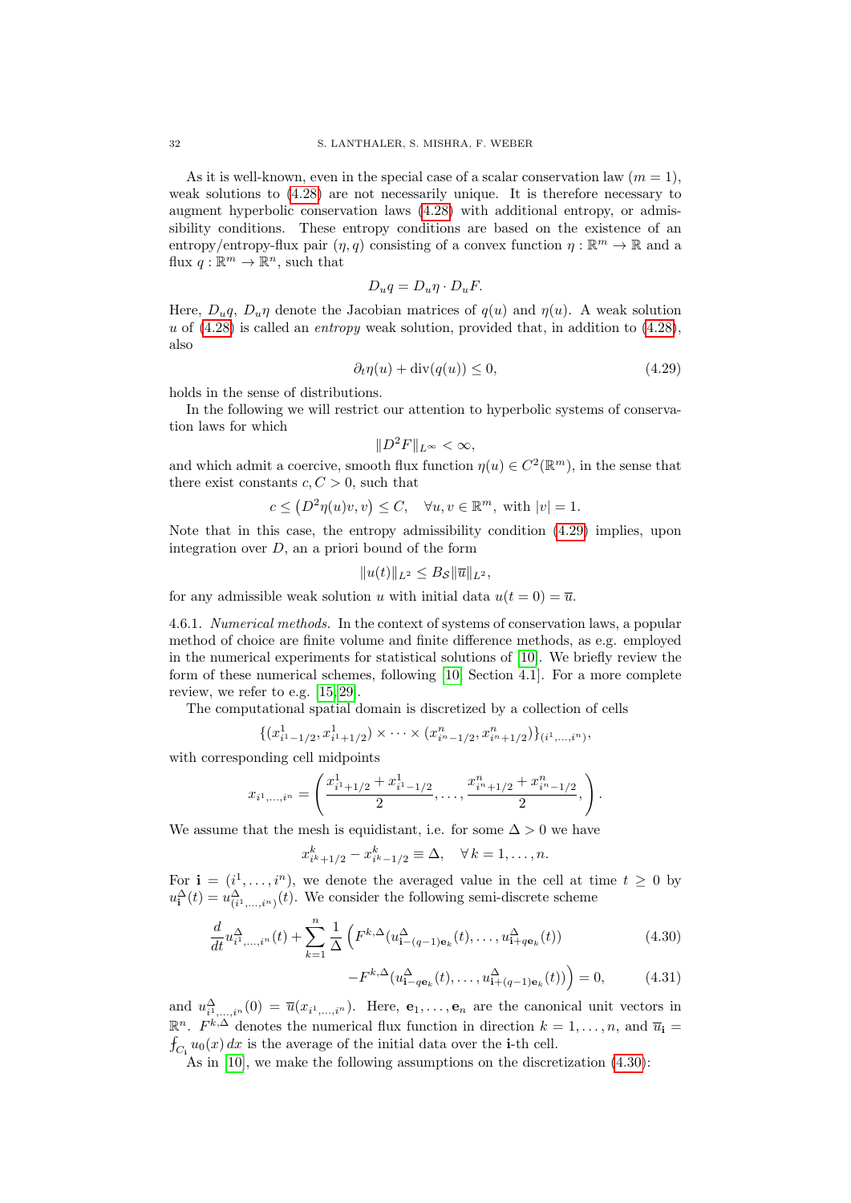As it is well-known, even in the special case of a scalar conservation law ($m = 1$), weak solutions to (4.28) are not necessarily unique. It is therefore necessary to augment hyperbolic conservation laws (4.28) with additional entropy, or admissibility conditions. These entropy conditions are based on the existence of an entropy/entropy-flux pair $(\eta, q)$ consisting of a convex function $\eta : \mathbb{R}^m \to \mathbb{R}$ and a flux $q : \mathbb{R}^m \to \mathbb{R}^n$, such that

$$D_u q = D_u \eta \cdot D_u F.$$

Here, $D_u q$, $D_u \eta$ denote the Jacobian matrices of $q(u)$ and $\eta(u)$. A weak solution $u$ of (4.28) is called an *entropy* weak solution, provided that, in addition to (4.28), also

$$\partial_t \eta(u) + \operatorname{div}(q(u)) \leq 0, \tag{4.29}$$

holds in the sense of distributions.

In the following we will restrict our attention to hyperbolic systems of conservation laws for which

$$\|D^2 F\|_{L^\infty} < \infty,$$

and which admit a coercive, smooth flux function $\eta(u) \in C^2(\mathbb{R}^m)$, in the sense that there exist constants $c, C > 0$, such that

$$c \leq \left(D^2 \eta(u) v, v\right) \leq C, \quad \forall u, v \in \mathbb{R}^m, \text{ with } |v| = 1.$$

Note that in this case, the entropy admissibility condition (4.29) implies, upon integration over $D$, an a priori bound of the form

$$\|u(t)\|_{L^2} \leq B_{\mathcal{S}} \|\overline{u}\|_{L^2},$$

for any admissible weak solution $u$ with initial data $u(t = 0) = \overline{u}$.

4.6.1. *Numerical methods.* In the context of systems of conservation laws, a popular method of choice are finite volume and finite difference methods, as e.g. employed in the numerical experiments for statistical solutions of [10]. We briefly review the form of these numerical schemes, following [10, Section 4.1]. For a more complete review, we refer to e.g. [15, 29].

The computational spatial domain is discretized by a collection of cells

$$\{(x^1_{i^1-1/2}, x^1_{i^1+1/2}) \times \cdots \times (x^n_{i^n-1/2}, x^n_{i^n+1/2})\}_{(i^1,\dots,i^n)},$$

with corresponding cell midpoints

$$x_{i^1,\dots,i^n} = \left( \frac{x^1_{i^1+1/2} + x^1_{i^1-1/2}}{2}, \dots, \frac{x^n_{i^n+1/2} + x^n_{i^n-1/2}}{2}, \right).$$

We assume that the mesh is equidistant, i.e. for some $\Delta > 0$ we have

$$x^k_{i^k+1/2} - x^k_{i^k-1/2} \equiv \Delta, \quad \forall\, k = 1, \dots, n.$$

For $\mathbf{i} = (i^1, \dots, i^n)$, we denote the averaged value in the cell at time $t \geq 0$ by $u^\Delta_{\mathbf{i}}(t) = u^\Delta_{(i^1,\dots,i^n)}(t)$. We consider the following semi-discrete scheme

$$\frac{d}{dt} u^\Delta_{i^1,\dots,i^n}(t) + \sum_{k=1}^n \frac{1}{\Delta} \Big( F^{k,\Delta}(u^\Delta_{\mathbf{i}-(q-1)\mathbf{e}_k}(t), \dots, u^\Delta_{\mathbf{i}+q\mathbf{e}_k}(t)) \tag{4.30}$$

$$- F^{k,\Delta}(u^\Delta_{\mathbf{i}-q\mathbf{e}_k}(t), \dots, u^\Delta_{\mathbf{i}+(q-1)\mathbf{e}_k}(t)) \Big) = 0, \tag{4.31}$$

and $u^\Delta_{i^1,\dots,i^n}(0) = \overline{u}(x_{i^1,\dots,i^n})$. Here, $\mathbf{e}_1, \dots, \mathbf{e}_n$ are the canonical unit vectors in $\mathbb{R}^n$. $F^{k,\Delta}$ denotes the numerical flux function in direction $k = 1, \dots, n$, and $\overline{u}_{\mathbf{i}} = ⨍_{C_{\mathbf{i}}} u_0(x)\, dx$ is the average of the initial data over the $\mathbf{i}$-th cell.

As in [10], we make the following assumptions on the discretization (4.30):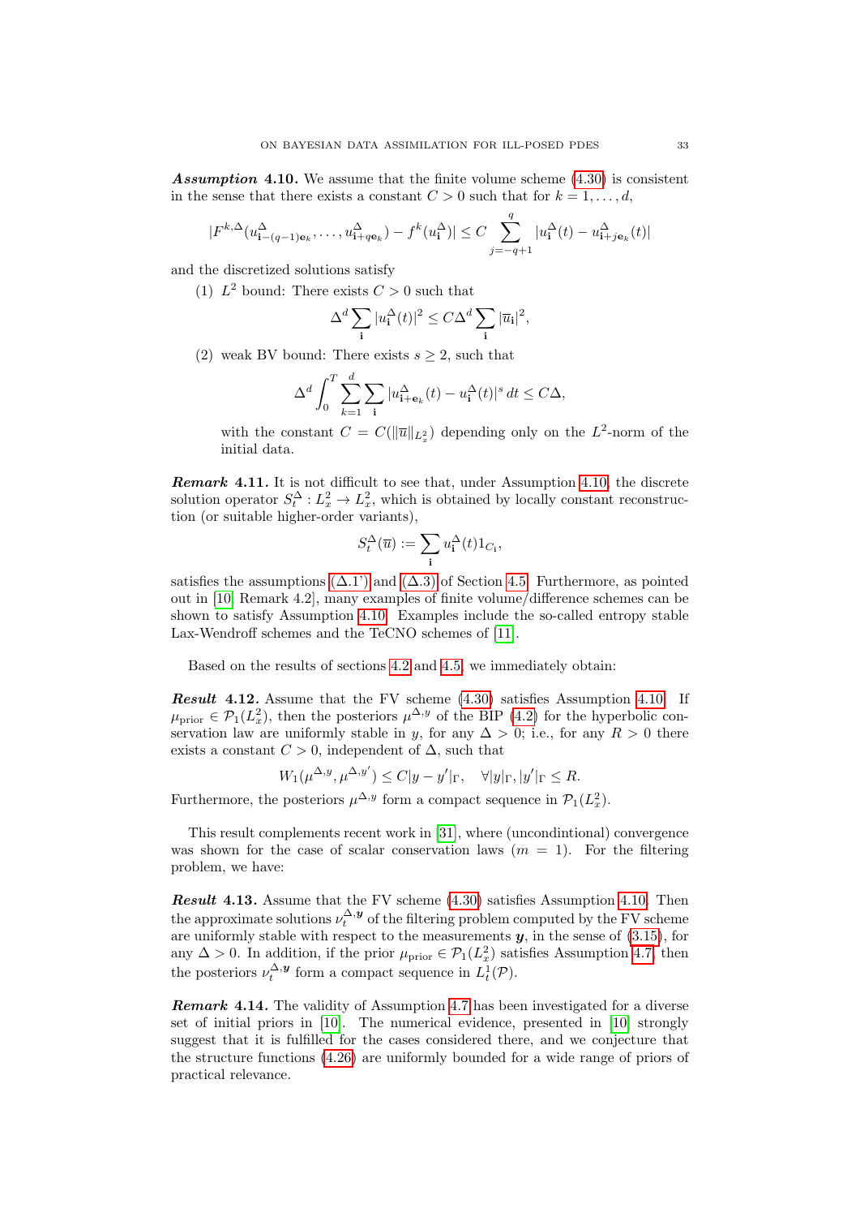***Assumption* 4.10.** We assume that the finite volume scheme (4.30) is consistent in the sense that there exists a constant $C > 0$ such that for $k = 1, \dots, d$,

$$|F^{k,\Delta}(u^\Delta_{\mathbf{i}-(q-1)\mathbf{e}_k}, \dots, u^\Delta_{\mathbf{i}+q\mathbf{e}_k}) - f^k(u^\Delta_{\mathbf{i}})| \le C \sum_{j=-q+1}^{q} |u^\Delta_{\mathbf{i}}(t) - u^\Delta_{\mathbf{i}+j\mathbf{e}_k}(t)|$$

and the discretized solutions satisfy

(1) $L^2$ bound: There exists $C > 0$ such that
$$\Delta^d \sum_{\mathbf{i}} |u^\Delta_{\mathbf{i}}(t)|^2 \le C \Delta^d \sum_{\mathbf{i}} |\overline{u}_{\mathbf{i}}|^2,$$

(2) weak BV bound: There exists $s \ge 2$, such that
$$\Delta^d \int_0^T \sum_{k=1}^{d} \sum_{\mathbf{i}} |u^\Delta_{\mathbf{i}+\mathbf{e}_k}(t) - u^\Delta_{\mathbf{i}}(t)|^s \, dt \le C\Delta,$$

with the constant $C = C(\|\overline{u}\|_{L^2_x})$ depending only on the $L^2$-norm of the initial data.

***Remark* 4.11.** It is not difficult to see that, under Assumption 4.10, the discrete solution operator $S^\Delta_t : L^2_x \to L^2_x$, which is obtained by locally constant reconstruction (or suitable higher-order variants),

$$S^\Delta_t(\overline{u}) := \sum_{\mathbf{i}} u^\Delta_{\mathbf{i}}(t) 1_{C_{\mathbf{i}}},$$

satisfies the assumptions (Δ.1') and (Δ.3) of Section 4.5. Furthermore, as pointed out in [10, Remark 4.2], many examples of finite volume/difference schemes can be shown to satisfy Assumption 4.10. Examples include the so-called entropy stable Lax-Wendroff schemes and the TeCNO schemes of [11].

Based on the results of sections 4.2 and 4.5, we immediately obtain:

***Result* 4.12.** Assume that the FV scheme (4.30) satisfies Assumption 4.10. If $\mu_{\mathrm{prior}} \in \mathcal{P}_1(L^2_x)$, then the posteriors $\mu^{\Delta,y}$ of the BIP (4.2) for the hyperbolic conservation law are uniformly stable in $y$, for any $\Delta > 0$; i.e., for any $R > 0$ there exists a constant $C > 0$, independent of $\Delta$, such that

$$W_1(\mu^{\Delta,y}, \mu^{\Delta,y'}) \le C|y - y'|_\Gamma, \quad \forall |y|_\Gamma, |y'|_\Gamma \le R.$$

Furthermore, the posteriors $\mu^{\Delta,y}$ form a compact sequence in $\mathcal{P}_1(L^2_x)$.

This result complements recent work in [31], where (uncondintional) convergence was shown for the case of scalar conservation laws ($m = 1$). For the filtering problem, we have:

***Result* 4.13.** Assume that the FV scheme (4.30) satisfies Assumption 4.10. Then the approximate solutions $\nu^{\Delta,\boldsymbol{y}}_t$ of the filtering problem computed by the FV scheme are uniformly stable with respect to the measurements $\boldsymbol{y}$, in the sense of (3.15), for any $\Delta > 0$. In addition, if the prior $\mu_{\mathrm{prior}} \in \mathcal{P}_1(L^2_x)$ satisfies Assumption 4.7, then the posteriors $\nu^{\Delta,\boldsymbol{y}}_t$ form a compact sequence in $L^1_t(\mathcal{P})$.

***Remark* 4.14.** The validity of Assumption 4.7 has been investigated for a diverse set of initial priors in [10]. The numerical evidence, presented in [10] strongly suggest that it is fulfilled for the cases considered there, and we conjecture that the structure functions (4.26) are uniformly bounded for a wide range of priors of practical relevance.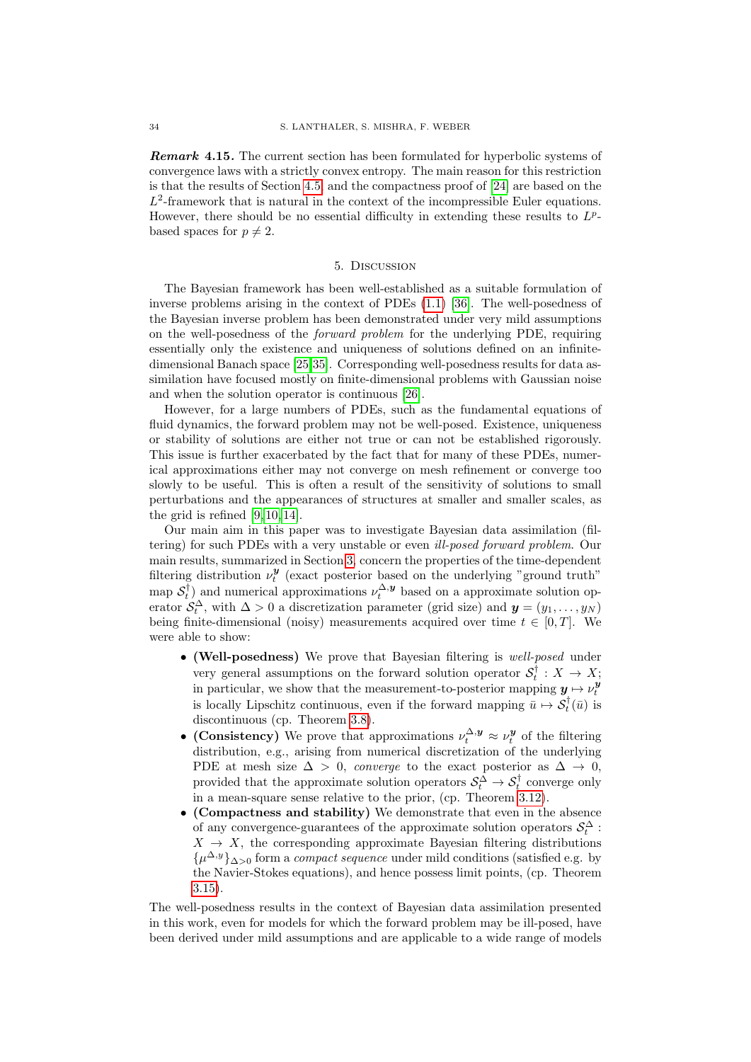***Remark* 4.15.** The current section has been formulated for hyperbolic systems of convergence laws with a strictly convex entropy. The main reason for this restriction is that the results of Section 4.5 and the compactness proof of [24] are based on the $L^2$-framework that is natural in the context of the incompressible Euler equations. However, there should be no essential difficulty in extending these results to $L^p$-based spaces for $p \neq 2$.

## 5. Discussion

The Bayesian framework has been well-established as a suitable formulation of inverse problems arising in the context of PDEs (1.1) [36]. The well-posedness of the Bayesian inverse problem has been demonstrated under very mild assumptions on the well-posedness of the *forward problem* for the underlying PDE, requiring essentially only the existence and uniqueness of solutions defined on an infinite-dimensional Banach space [25,35]. Corresponding well-posedness results for data assimilation have focused mostly on finite-dimensional problems with Gaussian noise and when the solution operator is continuous [26].

However, for a large numbers of PDEs, such as the fundamental equations of fluid dynamics, the forward problem may not be well-posed. Existence, uniqueness or stability of solutions are either not true or can not be established rigorously. This issue is further exacerbated by the fact that for many of these PDEs, numerical approximations either may not converge on mesh refinement or converge too slowly to be useful. This is often a result of the sensitivity of solutions to small perturbations and the appearances of structures at smaller and smaller scales, as the grid is refined [9,10,14].

Our main aim in this paper was to investigate Bayesian data assimilation (filtering) for such PDEs with a very unstable or even *ill-posed forward problem*. Our main results, summarized in Section 3, concern the properties of the time-dependent filtering distribution $\nu_t^{\boldsymbol{y}}$ (exact posterior based on the underlying "ground truth" map $\mathcal{S}_t^\dagger$) and numerical approximations $\nu_t^{\Delta,\boldsymbol{y}}$ based on a approximate solution operator $\mathcal{S}_t^\Delta$, with $\Delta > 0$ a discretization parameter (grid size) and $\boldsymbol{y} = (y_1, \dots, y_N)$ being finite-dimensional (noisy) measurements acquired over time $t \in [0, T]$. We were able to show:

- **(Well-posedness)** We prove that Bayesian filtering is *well-posed* under very general assumptions on the forward solution operator $\mathcal{S}_t^\dagger : X \to X$; in particular, we show that the measurement-to-posterior mapping $\boldsymbol{y} \mapsto \nu_t^{\boldsymbol{y}}$ is locally Lipschitz continuous, even if the forward mapping $\bar{u} \mapsto \mathcal{S}_t^\dagger(\bar{u})$ is discontinuous (cp. Theorem 3.8).
- **(Consistency)** We prove that approximations $\nu_t^{\Delta,\boldsymbol{y}} \approx \nu_t^{\boldsymbol{y}}$ of the filtering distribution, e.g., arising from numerical discretization of the underlying PDE at mesh size $\Delta > 0$, *converge* to the exact posterior as $\Delta \to 0$, provided that the approximate solution operators $\mathcal{S}_t^\Delta \to \mathcal{S}_t^\dagger$ converge only in a mean-square sense relative to the prior, (cp. Theorem 3.12).
- **(Compactness and stability)** We demonstrate that even in the absence of any convergence-guarantees of the approximate solution operators $\mathcal{S}_t^\Delta : X \to X$, the corresponding approximate Bayesian filtering distributions $\{\mu^{\Delta,y}\}_{\Delta>0}$ form a *compact sequence* under mild conditions (satisfied e.g. by the Navier-Stokes equations), and hence possess limit points, (cp. Theorem 3.15).

The well-posedness results in the context of Bayesian data assimilation presented in this work, even for models for which the forward problem may be ill-posed, have been derived under mild assumptions and are applicable to a wide range of models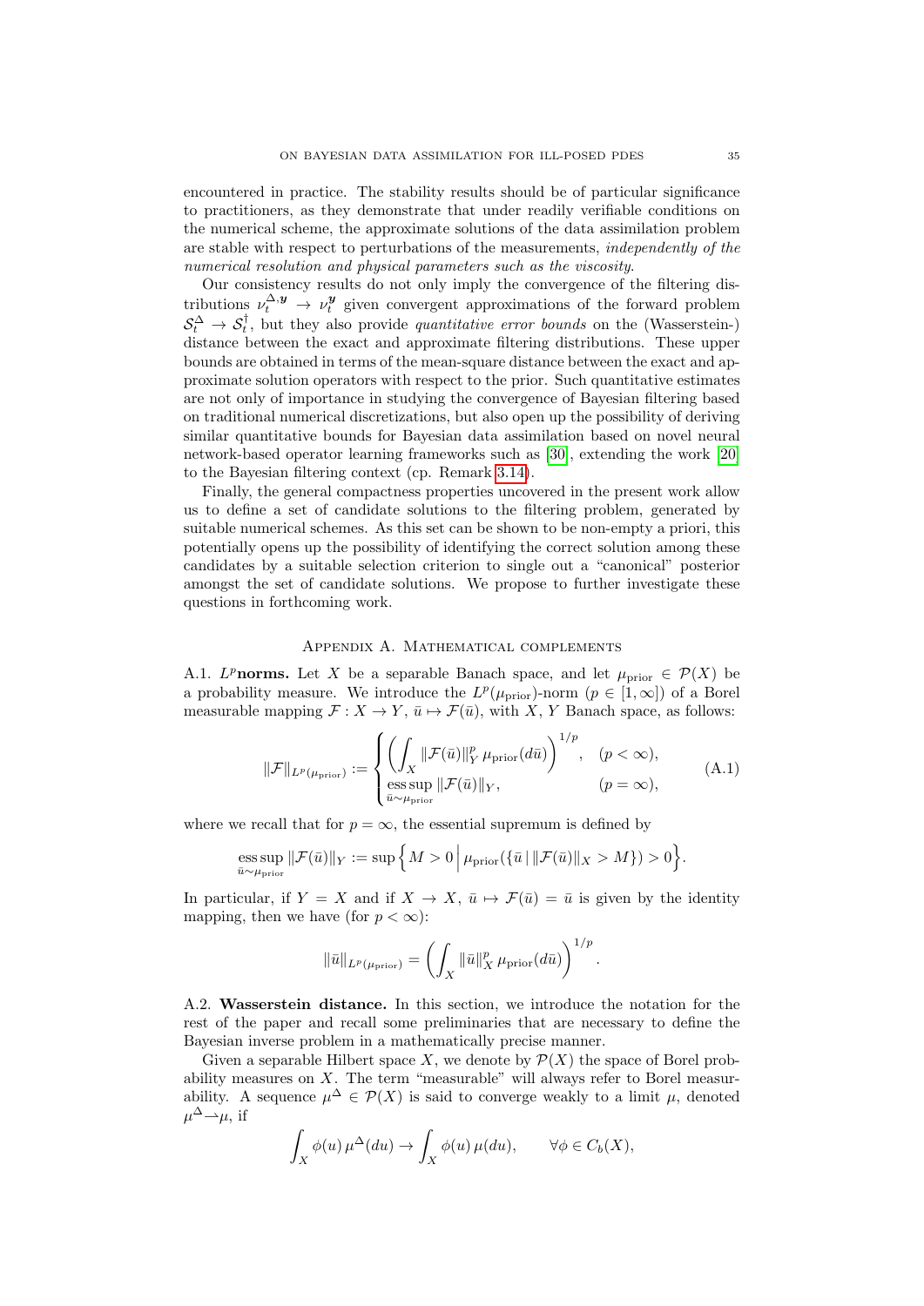encountered in practice. The stability results should be of particular significance to practitioners, as they demonstrate that under readily verifiable conditions on the numerical scheme, the approximate solutions of the data assimilation problem are stable with respect to perturbations of the measurements, *independently of the numerical resolution and physical parameters such as the viscosity*.

Our consistency results do not only imply the convergence of the filtering distributions $\nu_t^{\Delta,\boldsymbol{y}} \to \nu_t^{\boldsymbol{y}}$ given convergent approximations of the forward problem $\mathcal{S}_t^\Delta \to \mathcal{S}_t^\dagger$, but they also provide *quantitative error bounds* on the (Wasserstein-) distance between the exact and approximate filtering distributions. These upper bounds are obtained in terms of the mean-square distance between the exact and approximate solution operators with respect to the prior. Such quantitative estimates are not only of importance in studying the convergence of Bayesian filtering based on traditional numerical discretizations, but also open up the possibility of deriving similar quantitative bounds for Bayesian data assimilation based on novel neural network-based operator learning frameworks such as [30], extending the work [20] to the Bayesian filtering context (cp. Remark 3.14).

Finally, the general compactness properties uncovered in the present work allow us to define a set of candidate solutions to the filtering problem, generated by suitable numerical schemes. As this set can be shown to be non-empty a priori, this potentially opens up the possibility of identifying the correct solution among these candidates by a suitable selection criterion to single out a "canonical" posterior amongst the set of candidate solutions. We propose to further investigate these questions in forthcoming work.

## Appendix A. Mathematical complements

A.1. **$L^p$norms.** Let $X$ be a separable Banach space, and let $\mu_{\mathrm{prior}} \in \mathcal{P}(X)$ be a probability measure. We introduce the $L^p(\mu_{\mathrm{prior}})$-norm ($p \in [1,\infty]$) of a Borel measurable mapping $\mathcal{F} : X \to Y$, $\bar{u} \mapsto \mathcal{F}(\bar{u})$, with $X$, $Y$ Banach space, as follows:

$$
\|\mathcal{F}\|_{L^p(\mu_{\mathrm{prior}})} := \begin{cases} \left( \displaystyle\int_X \|\mathcal{F}(\bar{u})\|_Y^p \, \mu_{\mathrm{prior}}(d\bar{u}) \right)^{1/p}, & (p < \infty), \\ \displaystyle\operatorname*{ess\,sup}_{\bar{u} \sim \mu_{\mathrm{prior}}} \|\mathcal{F}(\bar{u})\|_Y, & (p = \infty), \end{cases} \tag{A.1}
$$

where we recall that for $p = \infty$, the essential supremum is defined by

$$
\operatorname*{ess\,sup}_{\bar{u} \sim \mu_{\mathrm{prior}}} \|\mathcal{F}(\bar{u})\|_Y := \sup\Big\{ M > 0 \,\Big|\, \mu_{\mathrm{prior}}(\{\bar{u} \,|\, \|\mathcal{F}(\bar{u})\|_X > M\}) > 0 \Big\}.
$$

In particular, if $Y = X$ and if $X \to X$, $\bar{u} \mapsto \mathcal{F}(\bar{u}) = \bar{u}$ is given by the identity mapping, then we have (for $p < \infty$):

$$
\|\bar{u}\|_{L^p(\mu_{\mathrm{prior}})} = \left( \int_X \|\bar{u}\|_X^p \, \mu_{\mathrm{prior}}(d\bar{u}) \right)^{1/p}.
$$

A.2. **Wasserstein distance.** In this section, we introduce the notation for the rest of the paper and recall some preliminaries that are necessary to define the Bayesian inverse problem in a mathematically precise manner.

Given a separable Hilbert space $X$, we denote by $\mathcal{P}(X)$ the space of Borel probability measures on $X$. The term "measurable" will always refer to Borel measurability. A sequence $\mu^\Delta \in \mathcal{P}(X)$ is said to converge weakly to a limit $\mu$, denoted $\mu^\Delta \rightharpoonup \mu$, if

$$
\int_X \phi(u) \, \mu^\Delta(du) \to \int_X \phi(u) \, \mu(du), \qquad \forall \phi \in C_b(X),
$$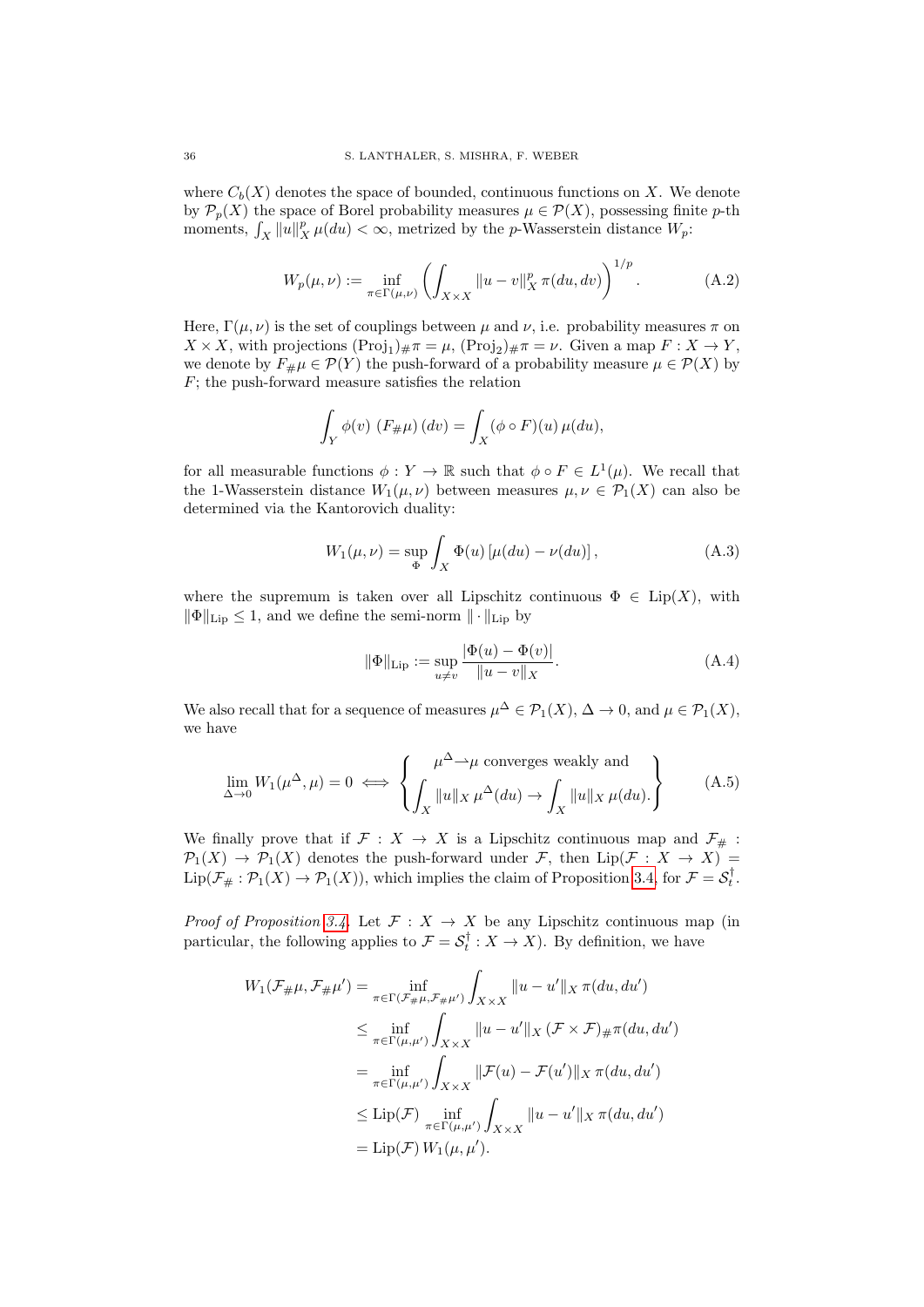where $C_b(X)$ denotes the space of bounded, continuous functions on $X$. We denote by $\mathcal{P}_p(X)$ the space of Borel probability measures $\mu \in \mathcal{P}(X)$, possessing finite $p$-th moments, $\int_X \|u\|_X^p \, \mu(du) < \infty$, metrized by the $p$-Wasserstein distance $W_p$:

$$W_p(\mu,\nu) := \inf_{\pi \in \Gamma(\mu,\nu)} \left( \int_{X\times X} \|u - v\|_X^p \, \pi(du, dv) \right)^{1/p}. \tag{A.2}$$

Here, $\Gamma(\mu,\nu)$ is the set of couplings between $\mu$ and $\nu$, i.e. probability measures $\pi$ on $X \times X$, with projections $(\mathrm{Proj}_1)_\# \pi = \mu$, $(\mathrm{Proj}_2)_\# \pi = \nu$. Given a map $F : X \to Y$, we denote by $F_\# \mu \in \mathcal{P}(Y)$ the push-forward of a probability measure $\mu \in \mathcal{P}(X)$ by $F$; the push-forward measure satisfies the relation

$$\int_Y \phi(v) \, (F_\# \mu)(dv) = \int_X (\phi \circ F)(u) \, \mu(du),$$

for all measurable functions $\phi : Y \to \mathbb{R}$ such that $\phi \circ F \in L^1(\mu)$. We recall that the 1-Wasserstein distance $W_1(\mu,\nu)$ between measures $\mu,\nu \in \mathcal{P}_1(X)$ can also be determined via the Kantorovich duality:

$$W_1(\mu,\nu) = \sup_{\Phi} \int_X \Phi(u) \left[\mu(du) - \nu(du)\right], \tag{A.3}$$

where the supremum is taken over all Lipschitz continuous $\Phi \in \mathrm{Lip}(X)$, with $\|\Phi\|_{\mathrm{Lip}} \le 1$, and we define the semi-norm $\|\cdot\|_{\mathrm{Lip}}$ by

$$\|\Phi\|_{\mathrm{Lip}} := \sup_{u \neq v} \frac{|\Phi(u) - \Phi(v)|}{\|u - v\|_X}. \tag{A.4}$$

We also recall that for a sequence of measures $\mu^\Delta \in \mathcal{P}_1(X)$, $\Delta \to 0$, and $\mu \in \mathcal{P}_1(X)$, we have

$$\lim_{\Delta \to 0} W_1(\mu^\Delta, \mu) = 0 \iff \left\{ \begin{array}{c} \mu^\Delta \rightharpoonup \mu \text{ converges weakly and} \\ \displaystyle\int_X \|u\|_X \, \mu^\Delta(du) \to \int_X \|u\|_X \, \mu(du). \end{array} \right\} \tag{A.5}$$

We finally prove that if $\mathcal{F} : X \to X$ is a Lipschitz continuous map and $\mathcal{F}_\# : \mathcal{P}_1(X) \to \mathcal{P}_1(X)$ denotes the push-forward under $\mathcal{F}$, then $\mathrm{Lip}(\mathcal{F} : X \to X) = \mathrm{Lip}(\mathcal{F}_\# : \mathcal{P}_1(X) \to \mathcal{P}_1(X))$, which implies the claim of Proposition 3.4, for $\mathcal{F} = \mathcal{S}_t^\dagger$.

*Proof of Proposition 3.4.* Let $\mathcal{F} : X \to X$ be any Lipschitz continuous map (in particular, the following applies to $\mathcal{F} = \mathcal{S}_t^\dagger : X \to X$). By definition, we have

$$\begin{aligned}
W_1(\mathcal{F}_\# \mu, \mathcal{F}_\# \mu') &= \inf_{\pi \in \Gamma(\mathcal{F}_\# \mu, \mathcal{F}_\# \mu')} \int_{X \times X} \|u - u'\|_X \, \pi(du, du') \\
&\le \inf_{\pi \in \Gamma(\mu,\mu')} \int_{X\times X} \|u - u'\|_X \, (\mathcal{F} \times \mathcal{F})_\# \pi(du, du') \\
&= \inf_{\pi \in \Gamma(\mu,\mu')} \int_{X\times X} \|\mathcal{F}(u) - \mathcal{F}(u')\|_X \, \pi(du, du') \\
&\le \mathrm{Lip}(\mathcal{F}) \inf_{\pi \in \Gamma(\mu,\mu')} \int_{X\times X} \|u - u'\|_X \, \pi(du, du') \\
&= \mathrm{Lip}(\mathcal{F}) \, W_1(\mu, \mu').
\end{aligned}$$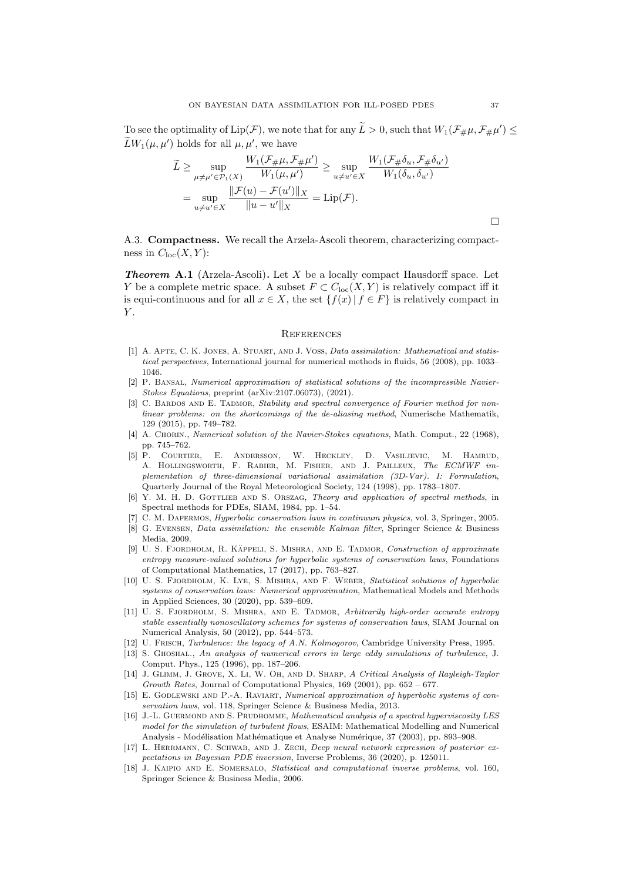To see the optimality of $\mathrm{Lip}(\mathcal{F})$, we note that for any $\widetilde{L} > 0$, such that $W_1(\mathcal{F}_\# \mu, \mathcal{F}_\# \mu') \le \widetilde{L} W_1(\mu, \mu')$ holds for all $\mu, \mu'$, we have

$$
\begin{aligned}
\widetilde{L} &\geq \sup_{\mu \neq \mu' \in \mathcal{P}_1(X)} \frac{W_1(\mathcal{F}_\# \mu, \mathcal{F}_\# \mu')}{W_1(\mu, \mu')} \geq \sup_{u \neq u' \in X} \frac{W_1(\mathcal{F}_\# \delta_u, \mathcal{F}_\# \delta_{u'})}{W_1(\delta_u, \delta_{u'})} \\
&= \sup_{u \neq u' \in X} \frac{\|\mathcal{F}(u) - \mathcal{F}(u')\|_X}{\|u - u'\|_X} = \mathrm{Lip}(\mathcal{F}).
\end{aligned}
$$

□

A.3. **Compactness.** We recall the Arzela-Ascoli theorem, characterizing compactness in $C_{\mathrm{loc}}(X, Y)$:

***Theorem* A.1** (Arzela-Ascoli)**.** *Let $X$ be a locally compact Hausdorff space. Let $Y$ be a complete metric space. A subset $F \subset C_{\mathrm{loc}}(X, Y)$ is relatively compact iff it is equi-continuous and for all $x \in X$, the set $\{f(x) \,|\, f \in F\}$ is relatively compact in $Y$.*

## References

[1] A. Apte, C. K. Jones, A. Stuart, and J. Voss, *Data assimilation: Mathematical and statistical perspectives*, International journal for numerical methods in fluids, 56 (2008), pp. 1033–1046.

[2] P. Bansal, *Numerical approximation of statistical solutions of the incompressible Navier-Stokes Equations*, preprint (arXiv:2107.06073), (2021).

[3] C. Bardos and E. Tadmor, *Stability and spectral convergence of Fourier method for nonlinear problems: on the shortcomings of the de-aliasing method*, Numerische Mathematik, 129 (2015), pp. 749–782.

[4] A. Chorin., *Numerical solution of the Navier-Stokes equations*, Math. Comput., 22 (1968), pp. 745–762.

[5] P. Courtier, E. Andersson, W. Heckley, D. Vasiljevic, M. Hamrud, A. Hollingsworth, F. Rabier, M. Fisher, and J. Pailleux, *The ECMWF implementation of three-dimensional variational assimilation (3D-Var). I: Formulation*, Quarterly Journal of the Royal Meteorological Society, 124 (1998), pp. 1783–1807.

[6] Y. M. H. D. Gottlieb and S. Orszag, *Theory and application of spectral methods*, in Spectral methods for PDEs, SIAM, 1984, pp. 1–54.

[7] C. M. Dafermos, *Hyperbolic conservation laws in continuum physics*, vol. 3, Springer, 2005.

[8] G. Evensen, *Data assimilation: the ensemble Kalman filter*, Springer Science & Business Media, 2009.

[9] U. S. Fjordholm, R. Käppeli, S. Mishra, and E. Tadmor, *Construction of approximate entropy measure-valued solutions for hyperbolic systems of conservation laws*, Foundations of Computational Mathematics, 17 (2017), pp. 763–827.

[10] U. S. Fjordholm, K. Lye, S. Mishra, and F. Weber, *Statistical solutions of hyperbolic systems of conservation laws: Numerical approximation*, Mathematical Models and Methods in Applied Sciences, 30 (2020), pp. 539–609.

[11] U. S. Fjordholm, S. Mishra, and E. Tadmor, *Arbitrarily high-order accurate entropy stable essentially nonoscillatory schemes for systems of conservation laws*, SIAM Journal on Numerical Analysis, 50 (2012), pp. 544–573.

[12] U. Frisch, *Turbulence: the legacy of A.N. Kolmogorov*, Cambridge University Press, 1995.

[13] S. Ghoshal., *An analysis of numerical errors in large eddy simulations of turbulence*, J. Comput. Phys., 125 (1996), pp. 187–206.

[14] J. Glimm, J. Grove, X. Li, W. Oh, and D. Sharp, *A Critical Analysis of Rayleigh-Taylor Growth Rates*, Journal of Computational Physics, 169 (2001), pp. 652 – 677.

[15] E. Godlewski and P.-A. Raviart, *Numerical approximation of hyperbolic systems of conservation laws*, vol. 118, Springer Science & Business Media, 2013.

[16] J.-L. Guermond and S. Prudhomme, *Mathematical analysis of a spectral hyperviscosity LES model for the simulation of turbulent flows*, ESAIM: Mathematical Modelling and Numerical Analysis - Modélisation Mathématique et Analyse Numérique, 37 (2003), pp. 893–908.

[17] L. Herrmann, C. Schwab, and J. Zech, *Deep neural network expression of posterior expectations in Bayesian PDE inversion*, Inverse Problems, 36 (2020), p. 125011.

[18] J. Kaipio and E. Somersalo, *Statistical and computational inverse problems*, vol. 160, Springer Science & Business Media, 2006.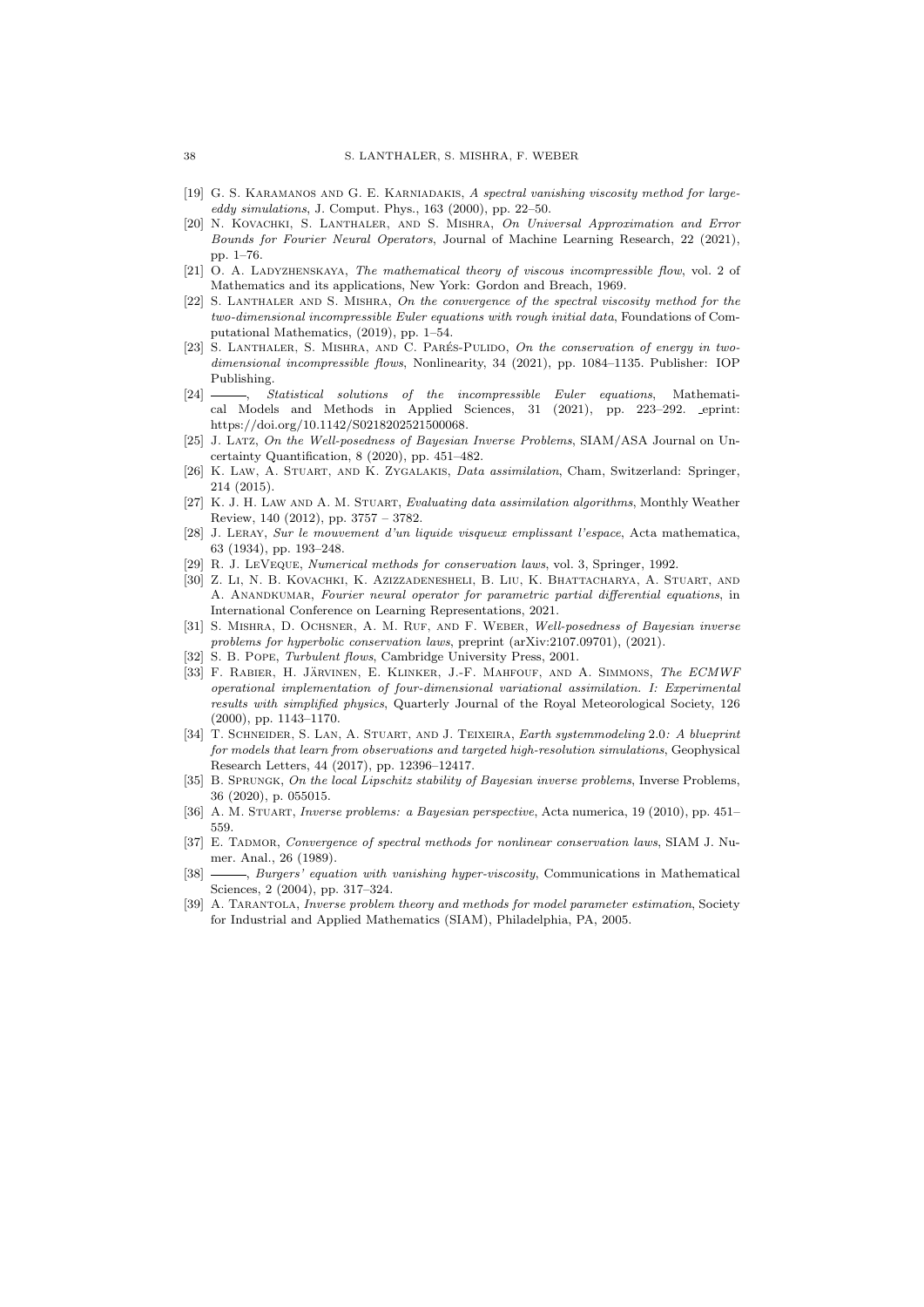[19] G. S. Karamanos and G. E. Karniadakis, *A spectral vanishing viscosity method for large-eddy simulations*, J. Comput. Phys., 163 (2000), pp. 22–50.

[20] N. Kovachki, S. Lanthaler, and S. Mishra, *On Universal Approximation and Error Bounds for Fourier Neural Operators*, Journal of Machine Learning Research, 22 (2021), pp. 1–76.

[21] O. A. Ladyzhenskaya, *The mathematical theory of viscous incompressible flow*, vol. 2 of Mathematics and its applications, New York: Gordon and Breach, 1969.

[22] S. Lanthaler and S. Mishra, *On the convergence of the spectral viscosity method for the two-dimensional incompressible Euler equations with rough initial data*, Foundations of Computational Mathematics, (2019), pp. 1–54.

[23] S. Lanthaler, S. Mishra, and C. Parés-Pulido, *On the conservation of energy in two-dimensional incompressible flows*, Nonlinearity, 34 (2021), pp. 1084–1135. Publisher: IOP Publishing.

[24] ———, *Statistical solutions of the incompressible Euler equations*, Mathematical Models and Methods in Applied Sciences, 31 (2021), pp. 223–292. _eprint: https://doi.org/10.1142/S0218202521500068.

[25] J. Latz, *On the Well-posedness of Bayesian Inverse Problems*, SIAM/ASA Journal on Uncertainty Quantification, 8 (2020), pp. 451–482.

[26] K. Law, A. Stuart, and K. Zygalakis, *Data assimilation*, Cham, Switzerland: Springer, 214 (2015).

[27] K. J. H. Law and A. M. Stuart, *Evaluating data assimilation algorithms*, Monthly Weather Review, 140 (2012), pp. 3757 – 3782.

[28] J. Leray, *Sur le mouvement d'un liquide visqueux emplissant l'espace*, Acta mathematica, 63 (1934), pp. 193–248.

[29] R. J. LeVeque, *Numerical methods for conservation laws*, vol. 3, Springer, 1992.

[30] Z. Li, N. B. Kovachki, K. Azizzadenesheli, B. Liu, K. Bhattacharya, A. Stuart, and A. Anandkumar, *Fourier neural operator for parametric partial differential equations*, in International Conference on Learning Representations, 2021.

[31] S. Mishra, D. Ochsner, A. M. Ruf, and F. Weber, *Well-posedness of Bayesian inverse problems for hyperbolic conservation laws*, preprint (arXiv:2107.09701), (2021).

[32] S. B. Pope, *Turbulent flows*, Cambridge University Press, 2001.

[33] F. Rabier, H. Järvinen, E. Klinker, J.-F. Mahfouf, and A. Simmons, *The ECMWF operational implementation of four-dimensional variational assimilation. I: Experimental results with simplified physics*, Quarterly Journal of the Royal Meteorological Society, 126 (2000), pp. 1143–1170.

[34] T. Schneider, S. Lan, A. Stuart, and J. Teixeira, *Earth systemmodeling 2.0: A blueprint for models that learn from observations and targeted high-resolution simulations*, Geophysical Research Letters, 44 (2017), pp. 12396–12417.

[35] B. Sprungk, *On the local Lipschitz stability of Bayesian inverse problems*, Inverse Problems, 36 (2020), p. 055015.

[36] A. M. Stuart, *Inverse problems: a Bayesian perspective*, Acta numerica, 19 (2010), pp. 451–559.

[37] E. Tadmor, *Convergence of spectral methods for nonlinear conservation laws*, SIAM J. Numer. Anal., 26 (1989).

[38] ———, *Burgers' equation with vanishing hyper-viscosity*, Communications in Mathematical Sciences, 2 (2004), pp. 317–324.

[39] A. Tarantola, *Inverse problem theory and methods for model parameter estimation*, Society for Industrial and Applied Mathematics (SIAM), Philadelphia, PA, 2005.